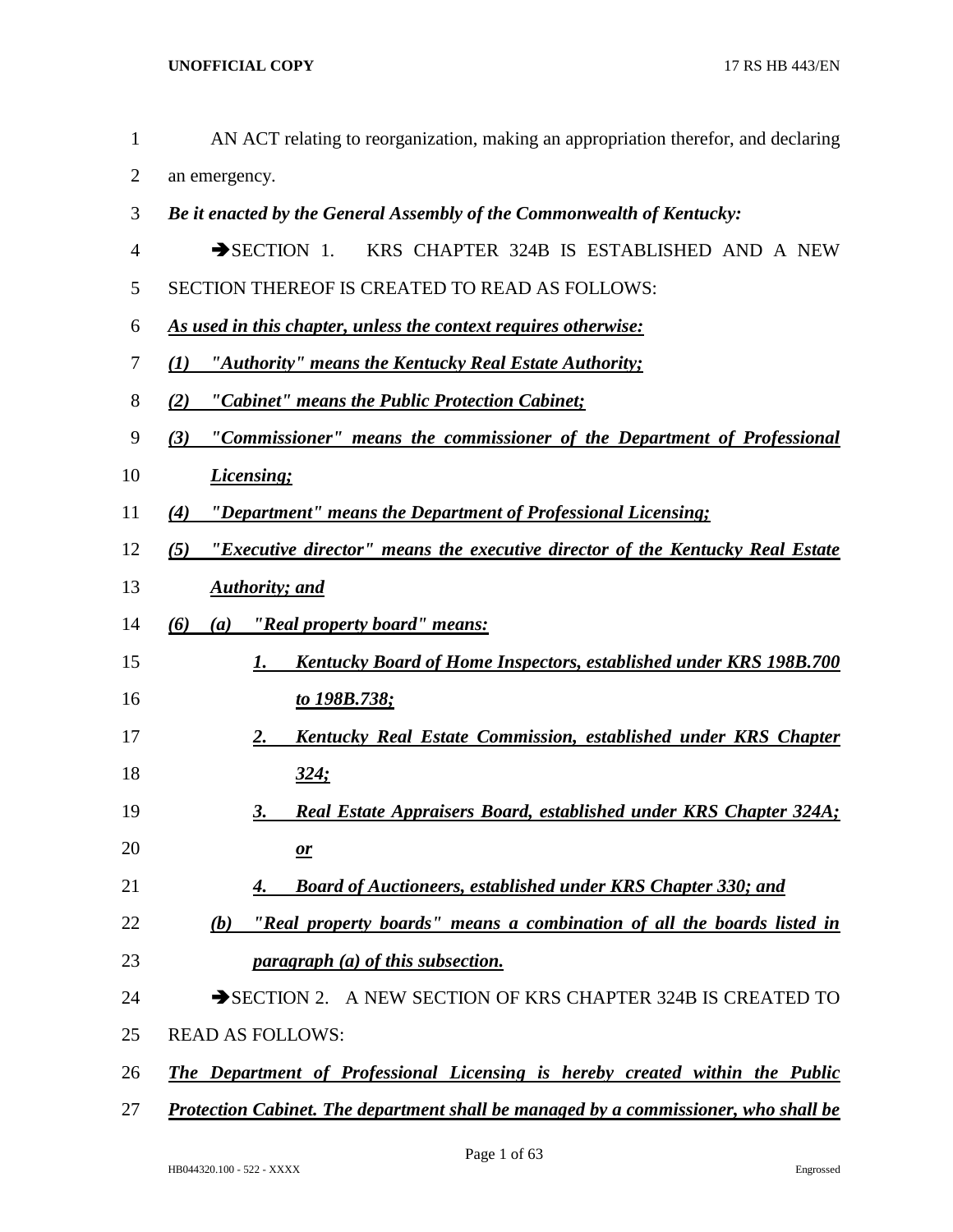AN ACT relating to reorganization, making an appropriation therefor, and declaring an emergency.

***Be it enacted by the General Assembly of the Commonwealth of Kentucky:***

➔SECTION 1. KRS CHAPTER 324B IS ESTABLISHED AND A NEW SECTION THEREOF IS CREATED TO READ AS FOLLOWS:

***As used in this chapter, unless the context requires otherwise:***

***(1) "Authority" means the Kentucky Real Estate Authority;***

***(2) "Cabinet" means the Public Protection Cabinet;***

***(3) "Commissioner" means the commissioner of the Department of Professional Licensing;***

***(4) "Department" means the Department of Professional Licensing;***

***(5) "Executive director" means the executive director of the Kentucky Real Estate Authority; and***

***(6) (a) "Real property board" means:***

***1. Kentucky Board of Home Inspectors, established under KRS 198B.700 to 198B.738;***

***2. Kentucky Real Estate Commission, established under KRS Chapter 324;***

***3. Real Estate Appraisers Board, established under KRS Chapter 324A; or***

***4. Board of Auctioneers, established under KRS Chapter 330; and***

***(b) "Real property boards" means a combination of all the boards listed in paragraph (a) of this subsection.***

➔SECTION 2. A NEW SECTION OF KRS CHAPTER 324B IS CREATED TO READ AS FOLLOWS:

***The Department of Professional Licensing is hereby created within the Public Protection Cabinet. The department shall be managed by a commissioner, who shall be***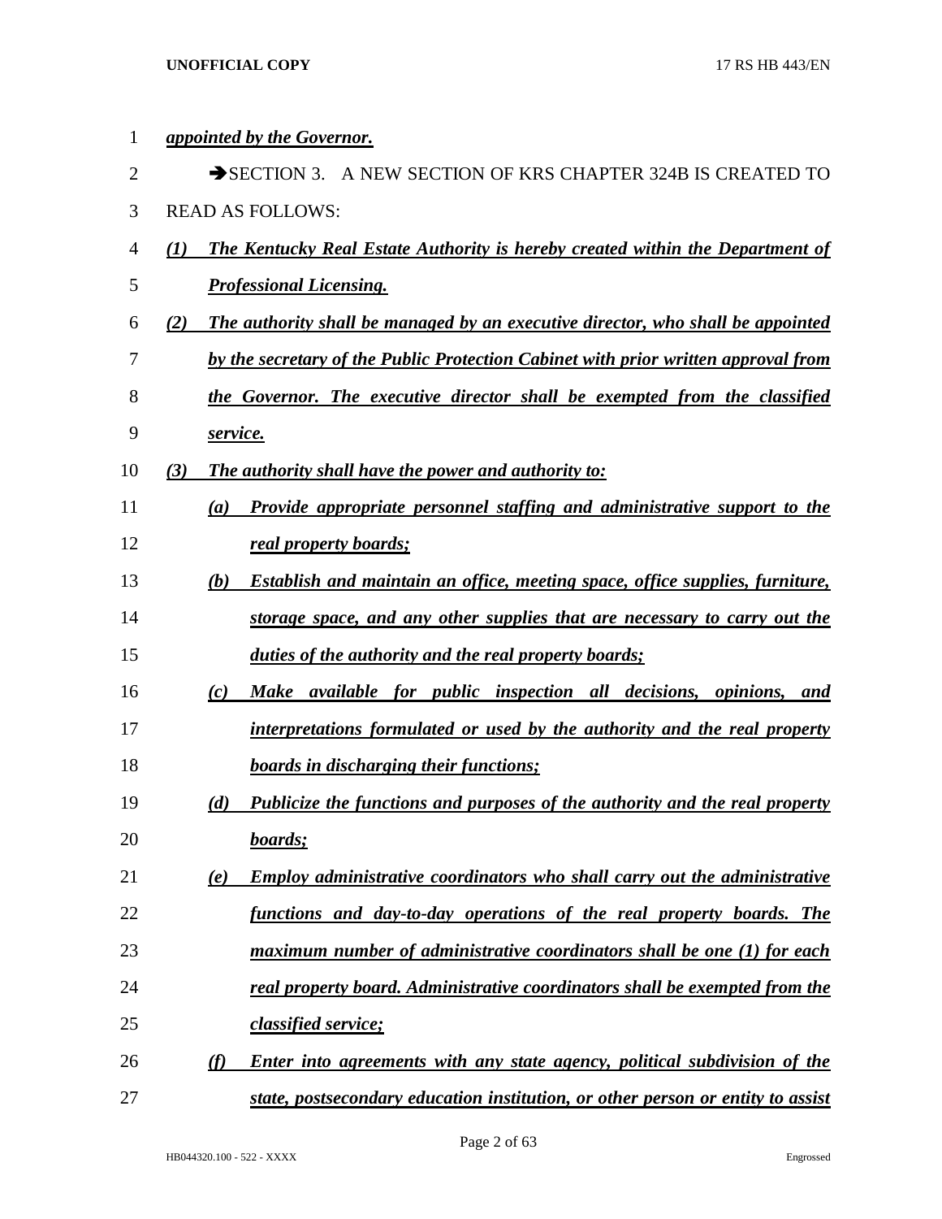*appointed by the Governor.*

➔SECTION 3. A NEW SECTION OF KRS CHAPTER 324B IS CREATED TO READ AS FOLLOWS:

*(1) The Kentucky Real Estate Authority is hereby created within the Department of Professional Licensing.*

*(2) The authority shall be managed by an executive director, who shall be appointed by the secretary of the Public Protection Cabinet with prior written approval from the Governor. The executive director shall be exempted from the classified service.*

*(3) The authority shall have the power and authority to:*

*(a) Provide appropriate personnel staffing and administrative support to the real property boards;*

*(b) Establish and maintain an office, meeting space, office supplies, furniture, storage space, and any other supplies that are necessary to carry out the duties of the authority and the real property boards;*

*(c) Make available for public inspection all decisions, opinions, and interpretations formulated or used by the authority and the real property boards in discharging their functions;*

*(d) Publicize the functions and purposes of the authority and the real property boards;*

*(e) Employ administrative coordinators who shall carry out the administrative functions and day-to-day operations of the real property boards. The maximum number of administrative coordinators shall be one (1) for each real property board. Administrative coordinators shall be exempted from the classified service;*

*(f) Enter into agreements with any state agency, political subdivision of the state, postsecondary education institution, or other person or entity to assist*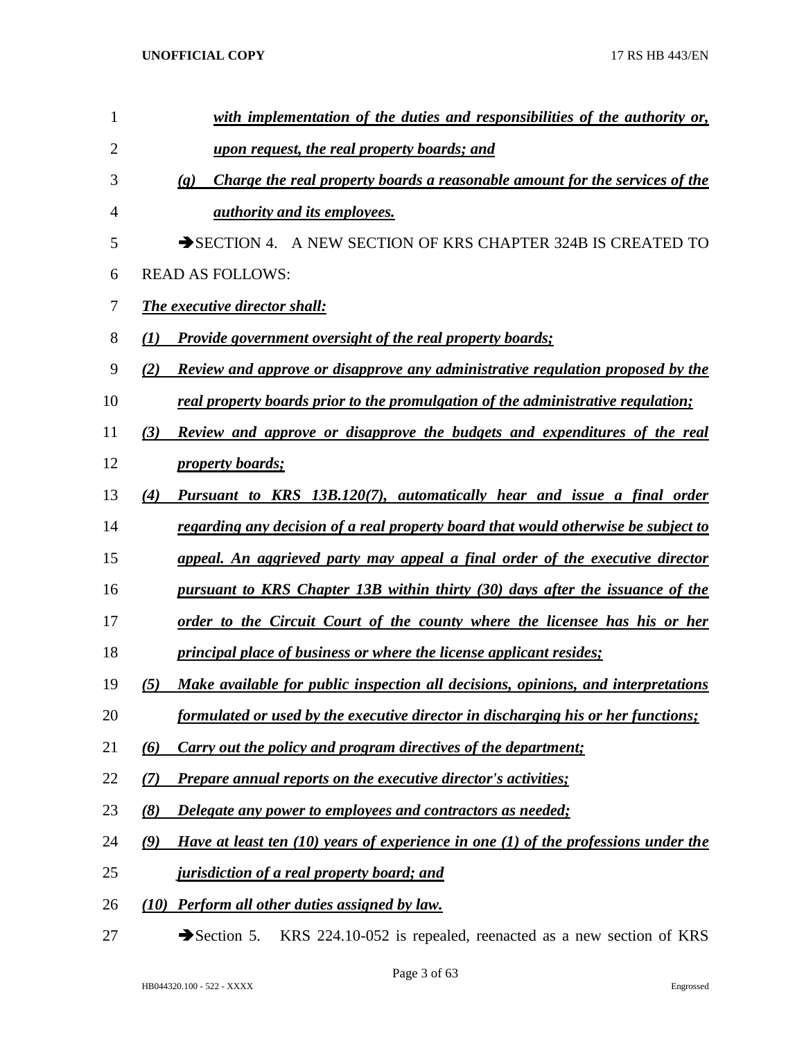*with implementation of the duties and responsibilities of the authority or, upon request, the real property boards; and*

*(g) Charge the real property boards a reasonable amount for the services of the authority and its employees.*

➔SECTION 4. A NEW SECTION OF KRS CHAPTER 324B IS CREATED TO READ AS FOLLOWS:

*The executive director shall:*

*(1) Provide government oversight of the real property boards;*

*(2) Review and approve or disapprove any administrative regulation proposed by the real property boards prior to the promulgation of the administrative regulation;*

*(3) Review and approve or disapprove the budgets and expenditures of the real property boards;*

*(4) Pursuant to KRS 13B.120(7), automatically hear and issue a final order regarding any decision of a real property board that would otherwise be subject to appeal. An aggrieved party may appeal a final order of the executive director pursuant to KRS Chapter 13B within thirty (30) days after the issuance of the order to the Circuit Court of the county where the licensee has his or her principal place of business or where the license applicant resides;*

*(5) Make available for public inspection all decisions, opinions, and interpretations formulated or used by the executive director in discharging his or her functions;*

*(6) Carry out the policy and program directives of the department;*

*(7) Prepare annual reports on the executive director's activities;*

*(8) Delegate any power to employees and contractors as needed;*

*(9) Have at least ten (10) years of experience in one (1) of the professions under the jurisdiction of a real property board; and*

*(10) Perform all other duties assigned by law.*

➔Section 5. KRS 224.10-052 is repealed, reenacted as a new section of KRS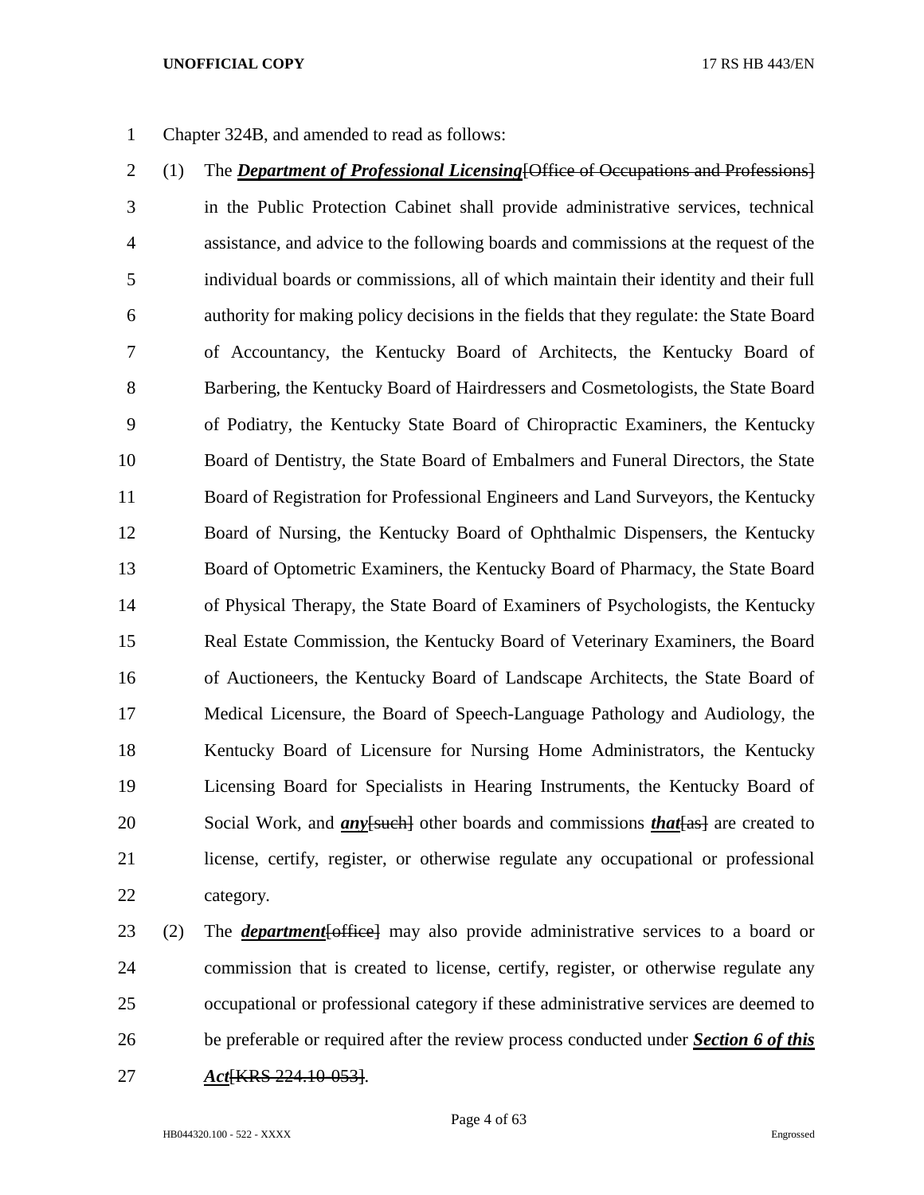Chapter 324B, and amended to read as follows:

(1) The ***Department of Professional Licensing***~~[Office of Occupations and Professions]~~ in the Public Protection Cabinet shall provide administrative services, technical assistance, and advice to the following boards and commissions at the request of the individual boards or commissions, all of which maintain their identity and their full authority for making policy decisions in the fields that they regulate: the State Board of Accountancy, the Kentucky Board of Architects, the Kentucky Board of Barbering, the Kentucky Board of Hairdressers and Cosmetologists, the State Board of Podiatry, the Kentucky State Board of Chiropractic Examiners, the Kentucky Board of Dentistry, the State Board of Embalmers and Funeral Directors, the State Board of Registration for Professional Engineers and Land Surveyors, the Kentucky Board of Nursing, the Kentucky Board of Ophthalmic Dispensers, the Kentucky Board of Optometric Examiners, the Kentucky Board of Pharmacy, the State Board of Physical Therapy, the State Board of Examiners of Psychologists, the Kentucky Real Estate Commission, the Kentucky Board of Veterinary Examiners, the Board of Auctioneers, the Kentucky Board of Landscape Architects, the State Board of Medical Licensure, the Board of Speech-Language Pathology and Audiology, the Kentucky Board of Licensure for Nursing Home Administrators, the Kentucky Licensing Board for Specialists in Hearing Instruments, the Kentucky Board of Social Work, and ***any***~~[such]~~ other boards and commissions ***that***~~[as]~~ are created to license, certify, register, or otherwise regulate any occupational or professional category.

(2) The ***department***~~[office]~~ may also provide administrative services to a board or commission that is created to license, certify, register, or otherwise regulate any occupational or professional category if these administrative services are deemed to be preferable or required after the review process conducted under ***Section 6 of this Act***~~[KRS 224.10-053]~~.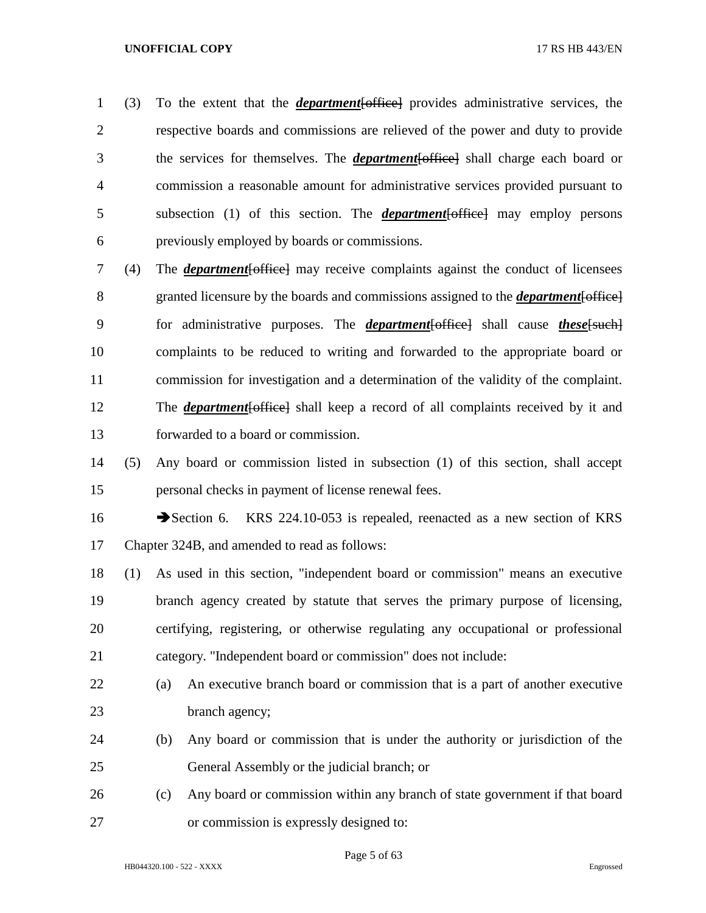(3) To the extent that the ***department***[~~office~~] provides administrative services, the respective boards and commissions are relieved of the power and duty to provide the services for themselves. The ***department***[~~office~~] shall charge each board or commission a reasonable amount for administrative services provided pursuant to subsection (1) of this section. The ***department***[~~office~~] may employ persons previously employed by boards or commissions.

(4) The ***department***[~~office~~] may receive complaints against the conduct of licensees granted licensure by the boards and commissions assigned to the ***department***[~~office~~] for administrative purposes. The ***department***[~~office~~] shall cause ***these***[~~such~~] complaints to be reduced to writing and forwarded to the appropriate board or commission for investigation and a determination of the validity of the complaint. The ***department***[~~office~~] shall keep a record of all complaints received by it and forwarded to a board or commission.

(5) Any board or commission listed in subsection (1) of this section, shall accept personal checks in payment of license renewal fees.

➔Section 6. KRS 224.10-053 is repealed, reenacted as a new section of KRS Chapter 324B, and amended to read as follows:

(1) As used in this section, "independent board or commission" means an executive branch agency created by statute that serves the primary purpose of licensing, certifying, registering, or otherwise regulating any occupational or professional category. "Independent board or commission" does not include:

(a) An executive branch board or commission that is a part of another executive branch agency;

(b) Any board or commission that is under the authority or jurisdiction of the General Assembly or the judicial branch; or

(c) Any board or commission within any branch of state government if that board or commission is expressly designed to: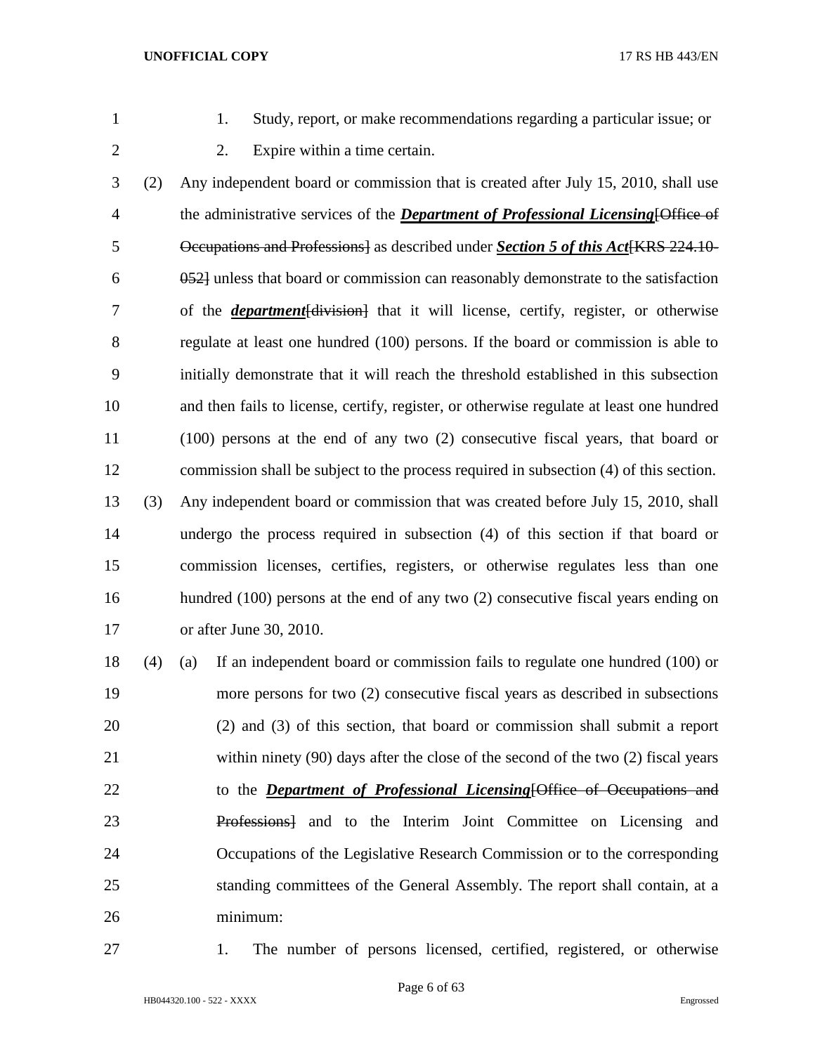1. Study, report, or make recommendations regarding a particular issue; or
2. Expire within a time certain.

(2) Any independent board or commission that is created after July 15, 2010, shall use the administrative services of the ***Department of Professional Licensing***~~[Office of Occupations and Professions]~~ as described under ***Section 5 of this Act***~~[KRS 224.10-052]~~ unless that board or commission can reasonably demonstrate to the satisfaction of the ***department***~~[division]~~ that it will license, certify, register, or otherwise regulate at least one hundred (100) persons. If the board or commission is able to initially demonstrate that it will reach the threshold established in this subsection and then fails to license, certify, register, or otherwise regulate at least one hundred (100) persons at the end of any two (2) consecutive fiscal years, that board or commission shall be subject to the process required in subsection (4) of this section.

(3) Any independent board or commission that was created before July 15, 2010, shall undergo the process required in subsection (4) of this section if that board or commission licenses, certifies, registers, or otherwise regulates less than one hundred (100) persons at the end of any two (2) consecutive fiscal years ending on or after June 30, 2010.

(4) (a) If an independent board or commission fails to regulate one hundred (100) or more persons for two (2) consecutive fiscal years as described in subsections (2) and (3) of this section, that board or commission shall submit a report within ninety (90) days after the close of the second of the two (2) fiscal years to the ***Department of Professional Licensing***~~[Office of Occupations and Professions]~~ and to the Interim Joint Committee on Licensing and Occupations of the Legislative Research Commission or to the corresponding standing committees of the General Assembly. The report shall contain, at a minimum:

1. The number of persons licensed, certified, registered, or otherwise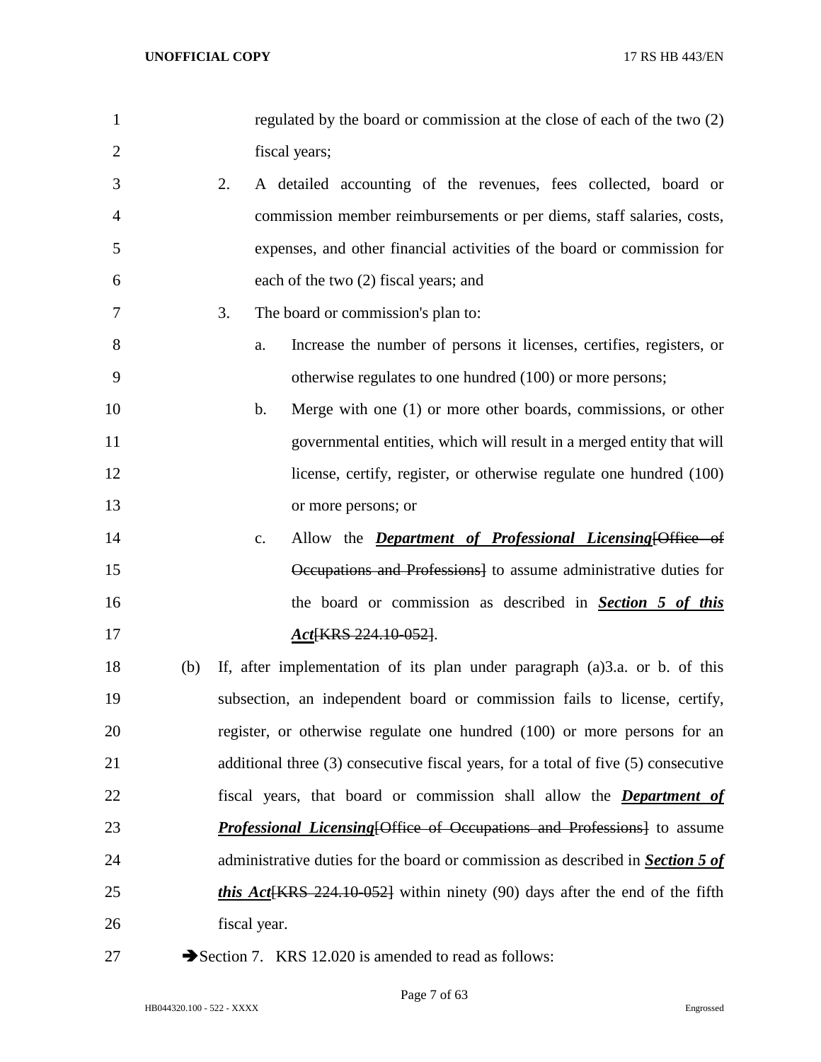regulated by the board or commission at the close of each of the two (2) fiscal years;

2. A detailed accounting of the revenues, fees collected, board or commission member reimbursements or per diems, staff salaries, costs, expenses, and other financial activities of the board or commission for each of the two (2) fiscal years; and

3. The board or commission's plan to:

   a. Increase the number of persons it licenses, certifies, registers, or otherwise regulates to one hundred (100) or more persons;

   b. Merge with one (1) or more other boards, commissions, or other governmental entities, which will result in a merged entity that will license, certify, register, or otherwise regulate one hundred (100) or more persons; or

   c. Allow the ***Department of Professional Licensing***~~[Office of Occupations and Professions]~~ to assume administrative duties for the board or commission as described in ***Section 5 of this Act***~~[KRS 224.10-052]~~.

(b) If, after implementation of its plan under paragraph (a)3.a. or b. of this subsection, an independent board or commission fails to license, certify, register, or otherwise regulate one hundred (100) or more persons for an additional three (3) consecutive fiscal years, for a total of five (5) consecutive fiscal years, that board or commission shall allow the ***Department of Professional Licensing***~~[Office of Occupations and Professions]~~ to assume administrative duties for the board or commission as described in ***Section 5 of this Act***~~[KRS 224.10-052]~~ within ninety (90) days after the end of the fifth fiscal year.

➔Section 7. KRS 12.020 is amended to read as follows: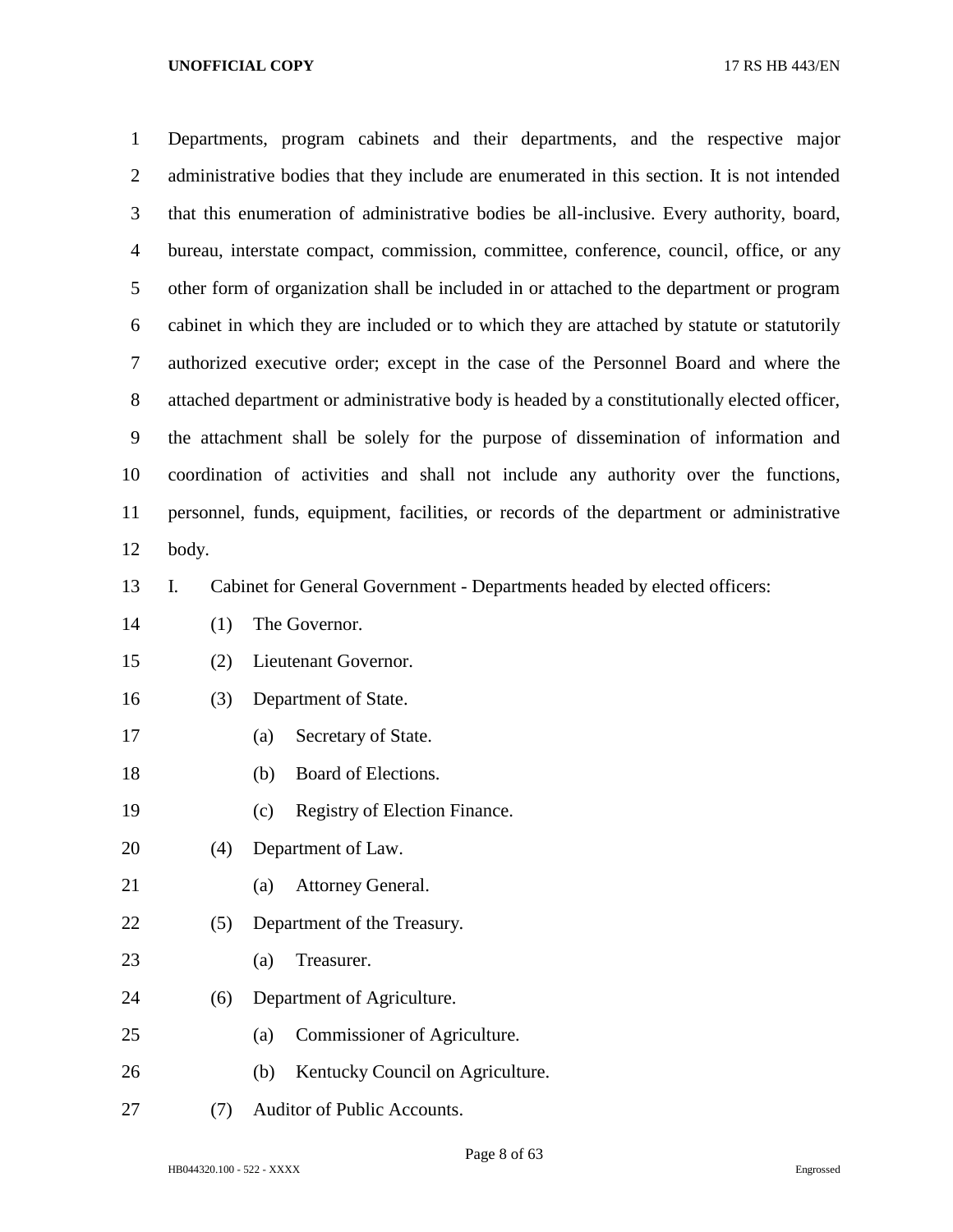Departments, program cabinets and their departments, and the respective major administrative bodies that they include are enumerated in this section. It is not intended that this enumeration of administrative bodies be all-inclusive. Every authority, board, bureau, interstate compact, commission, committee, conference, council, office, or any other form of organization shall be included in or attached to the department or program cabinet in which they are included or to which they are attached by statute or statutorily authorized executive order; except in the case of the Personnel Board and where the attached department or administrative body is headed by a constitutionally elected officer, the attachment shall be solely for the purpose of dissemination of information and coordination of activities and shall not include any authority over the functions, personnel, funds, equipment, facilities, or records of the department or administrative body.

I. Cabinet for General Government - Departments headed by elected officers:

- (1) The Governor.
- (2) Lieutenant Governor.
- (3) Department of State.
  - (a) Secretary of State.
  - (b) Board of Elections.
  - (c) Registry of Election Finance.
- (4) Department of Law.
  - (a) Attorney General.
- (5) Department of the Treasury.
  - (a) Treasurer.
- (6) Department of Agriculture.
  - (a) Commissioner of Agriculture.
  - (b) Kentucky Council on Agriculture.
- (7) Auditor of Public Accounts.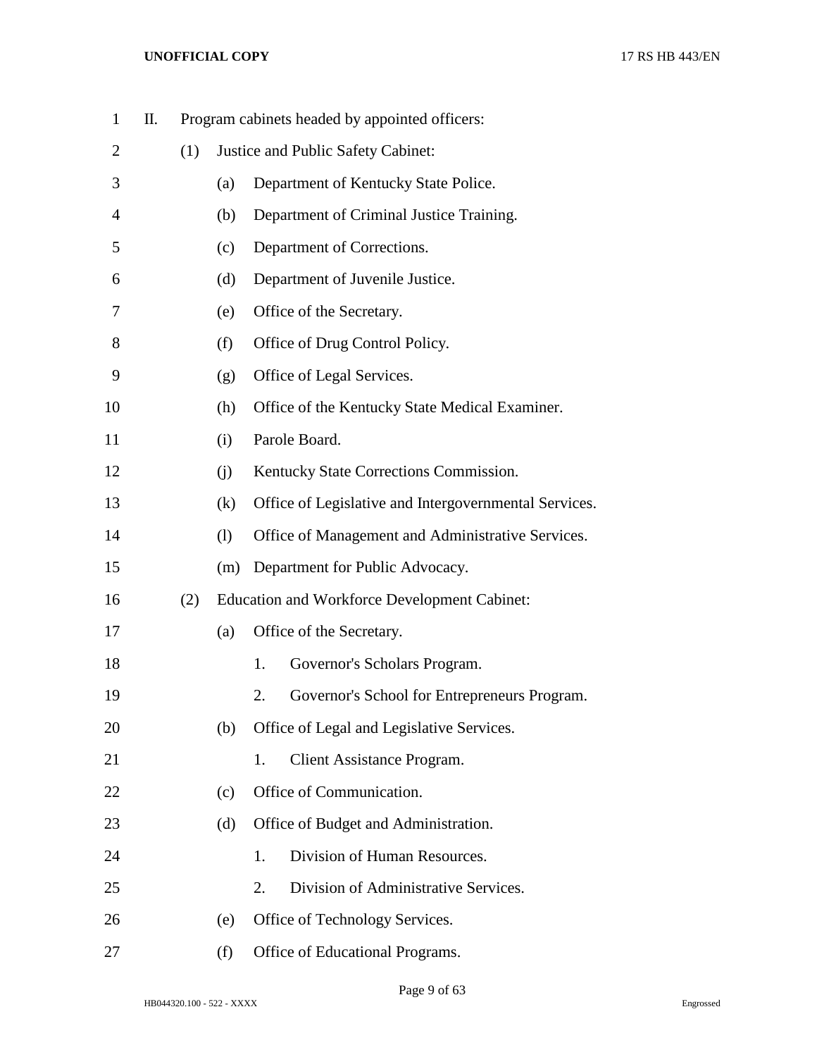II. Program cabinets headed by appointed officers:

(1) Justice and Public Safety Cabinet:

(a) Department of Kentucky State Police.

(b) Department of Criminal Justice Training.

(c) Department of Corrections.

(d) Department of Juvenile Justice.

(e) Office of the Secretary.

(f) Office of Drug Control Policy.

(g) Office of Legal Services.

(h) Office of the Kentucky State Medical Examiner.

(i) Parole Board.

(j) Kentucky State Corrections Commission.

(k) Office of Legislative and Intergovernmental Services.

(l) Office of Management and Administrative Services.

(m) Department for Public Advocacy.

(2) Education and Workforce Development Cabinet:

(a) Office of the Secretary.

1. Governor's Scholars Program.

2. Governor's School for Entrepreneurs Program.

(b) Office of Legal and Legislative Services.

1. Client Assistance Program.

(c) Office of Communication.

(d) Office of Budget and Administration.

1. Division of Human Resources.

2. Division of Administrative Services.

(e) Office of Technology Services.

(f) Office of Educational Programs.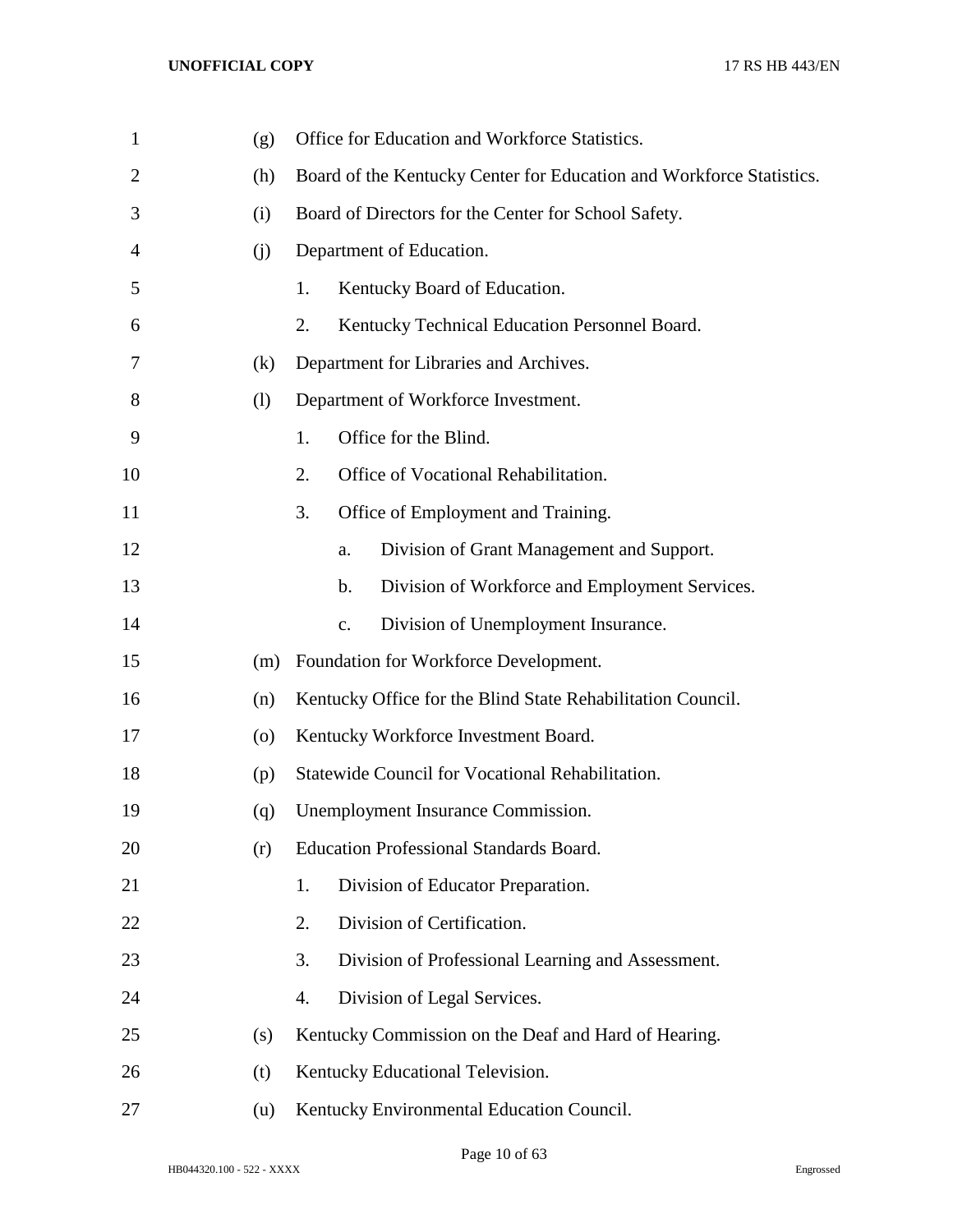(g) Office for Education and Workforce Statistics.

(h) Board of the Kentucky Center for Education and Workforce Statistics.

(i) Board of Directors for the Center for School Safety.

(j) Department of Education.

1. Kentucky Board of Education.
2. Kentucky Technical Education Personnel Board.

(k) Department for Libraries and Archives.

(l) Department of Workforce Investment.

1. Office for the Blind.
2. Office of Vocational Rehabilitation.
3. Office of Employment and Training.
   a. Division of Grant Management and Support.
   b. Division of Workforce and Employment Services.
   c. Division of Unemployment Insurance.

(m) Foundation for Workforce Development.

(n) Kentucky Office for the Blind State Rehabilitation Council.

(o) Kentucky Workforce Investment Board.

(p) Statewide Council for Vocational Rehabilitation.

(q) Unemployment Insurance Commission.

(r) Education Professional Standards Board.

1. Division of Educator Preparation.
2. Division of Certification.
3. Division of Professional Learning and Assessment.
4. Division of Legal Services.

(s) Kentucky Commission on the Deaf and Hard of Hearing.

(t) Kentucky Educational Television.

(u) Kentucky Environmental Education Council.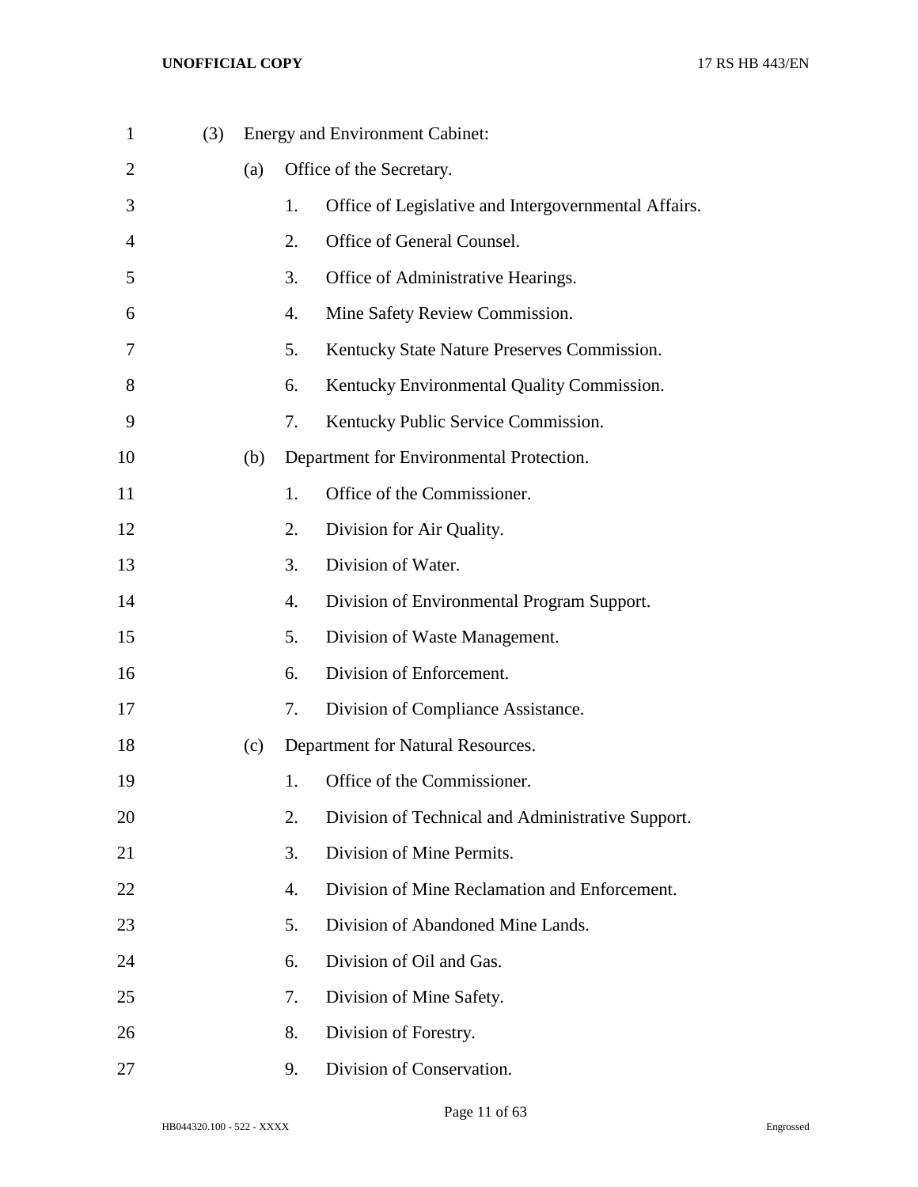(3) Energy and Environment Cabinet:

(a) Office of the Secretary.

1. Office of Legislative and Intergovernmental Affairs.
2. Office of General Counsel.
3. Office of Administrative Hearings.
4. Mine Safety Review Commission.
5. Kentucky State Nature Preserves Commission.
6. Kentucky Environmental Quality Commission.
7. Kentucky Public Service Commission.

(b) Department for Environmental Protection.

1. Office of the Commissioner.
2. Division for Air Quality.
3. Division of Water.
4. Division of Environmental Program Support.
5. Division of Waste Management.
6. Division of Enforcement.
7. Division of Compliance Assistance.

(c) Department for Natural Resources.

1. Office of the Commissioner.
2. Division of Technical and Administrative Support.
3. Division of Mine Permits.
4. Division of Mine Reclamation and Enforcement.
5. Division of Abandoned Mine Lands.
6. Division of Oil and Gas.
7. Division of Mine Safety.
8. Division of Forestry.
9. Division of Conservation.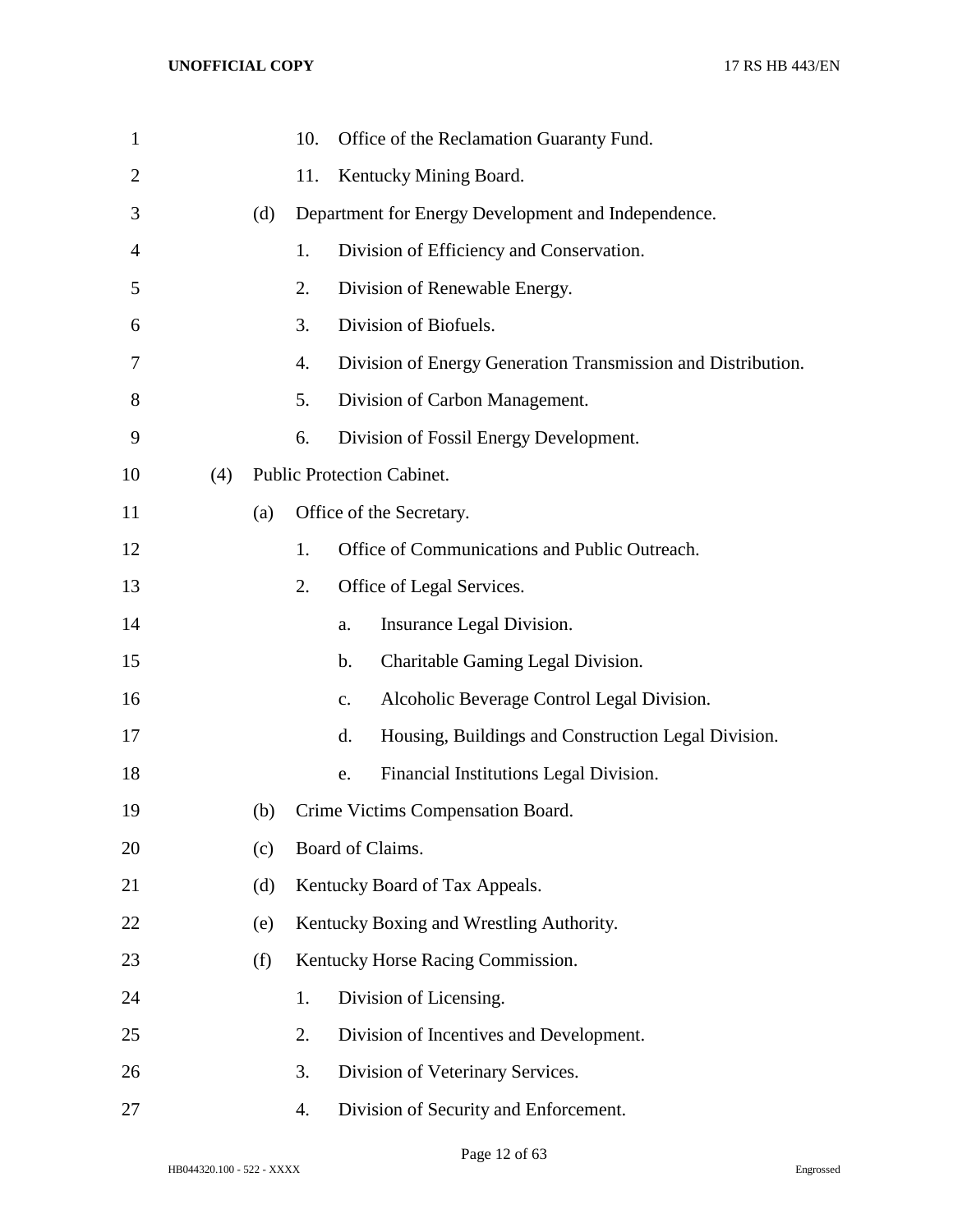10. Office of the Reclamation Guaranty Fund.

11. Kentucky Mining Board.

(d) Department for Energy Development and Independence.

1. Division of Efficiency and Conservation.

2. Division of Renewable Energy.

3. Division of Biofuels.

4. Division of Energy Generation Transmission and Distribution.

5. Division of Carbon Management.

6. Division of Fossil Energy Development.

(4) Public Protection Cabinet.

(a) Office of the Secretary.

1. Office of Communications and Public Outreach.

2. Office of Legal Services.

a. Insurance Legal Division.

b. Charitable Gaming Legal Division.

c. Alcoholic Beverage Control Legal Division.

d. Housing, Buildings and Construction Legal Division.

e. Financial Institutions Legal Division.

(b) Crime Victims Compensation Board.

(c) Board of Claims.

(d) Kentucky Board of Tax Appeals.

(e) Kentucky Boxing and Wrestling Authority.

(f) Kentucky Horse Racing Commission.

1. Division of Licensing.

2. Division of Incentives and Development.

3. Division of Veterinary Services.

4. Division of Security and Enforcement.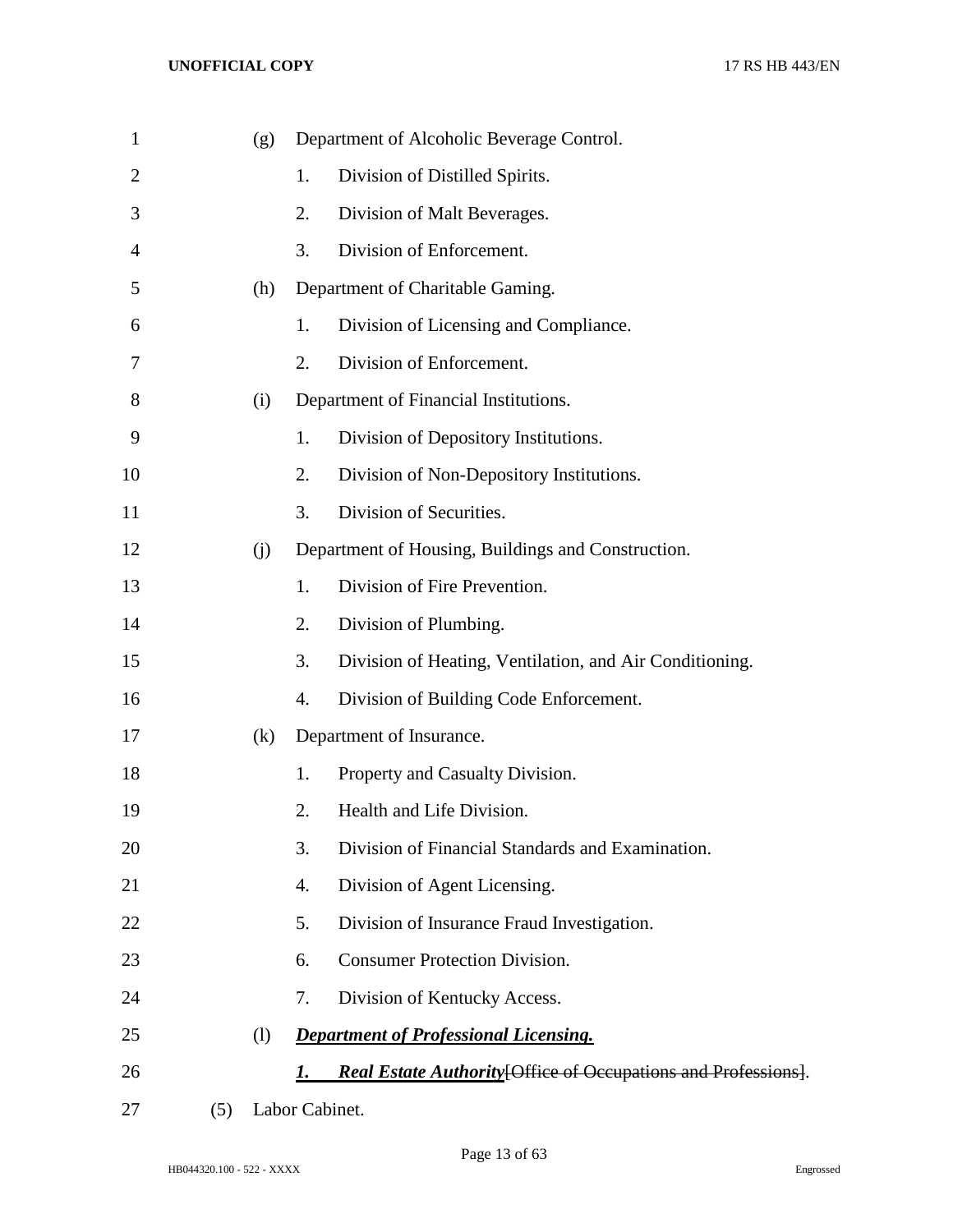(g) Department of Alcoholic Beverage Control.

1. Division of Distilled Spirits.

2. Division of Malt Beverages.

3. Division of Enforcement.

(h) Department of Charitable Gaming.

1. Division of Licensing and Compliance.

2. Division of Enforcement.

(i) Department of Financial Institutions.

1. Division of Depository Institutions.

2. Division of Non-Depository Institutions.

3. Division of Securities.

(j) Department of Housing, Buildings and Construction.

1. Division of Fire Prevention.

2. Division of Plumbing.

3. Division of Heating, Ventilation, and Air Conditioning.

4. Division of Building Code Enforcement.

(k) Department of Insurance.

1. Property and Casualty Division.

2. Health and Life Division.

3. Division of Financial Standards and Examination.

4. Division of Agent Licensing.

5. Division of Insurance Fraud Investigation.

6. Consumer Protection Division.

7. Division of Kentucky Access.

(l) ***Department of Professional Licensing.***

***1. Real Estate Authority***[~~Office of Occupations and Professions~~].

(5) Labor Cabinet.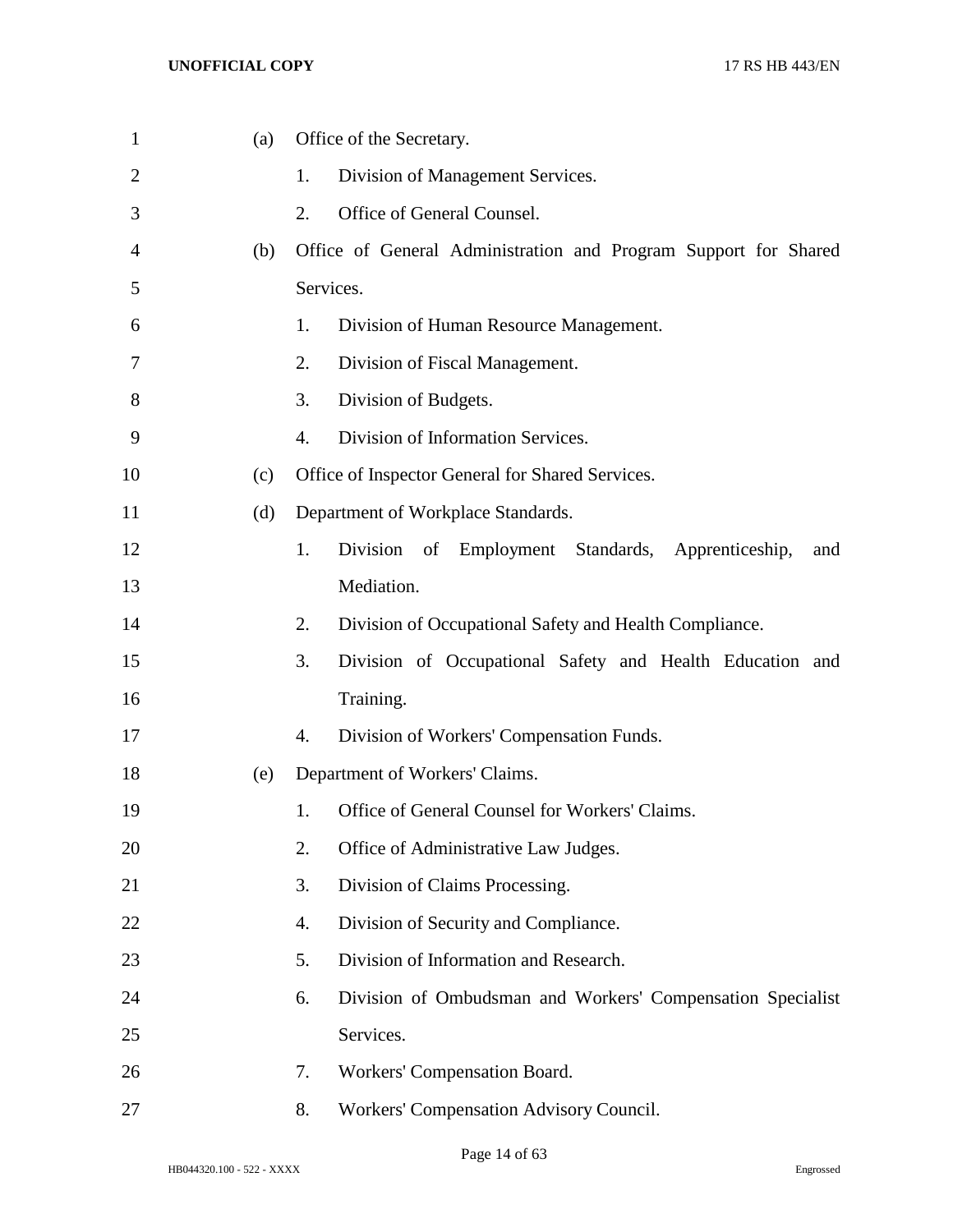(a) Office of the Secretary.

1. Division of Management Services.
2. Office of General Counsel.

(b) Office of General Administration and Program Support for Shared Services.

1. Division of Human Resource Management.
2. Division of Fiscal Management.
3. Division of Budgets.
4. Division of Information Services.

(c) Office of Inspector General for Shared Services.

(d) Department of Workplace Standards.

1. Division of Employment Standards, Apprenticeship, and Mediation.
2. Division of Occupational Safety and Health Compliance.
3. Division of Occupational Safety and Health Education and Training.
4. Division of Workers' Compensation Funds.

(e) Department of Workers' Claims.

1. Office of General Counsel for Workers' Claims.
2. Office of Administrative Law Judges.
3. Division of Claims Processing.
4. Division of Security and Compliance.
5. Division of Information and Research.
6. Division of Ombudsman and Workers' Compensation Specialist Services.
7. Workers' Compensation Board.
8. Workers' Compensation Advisory Council.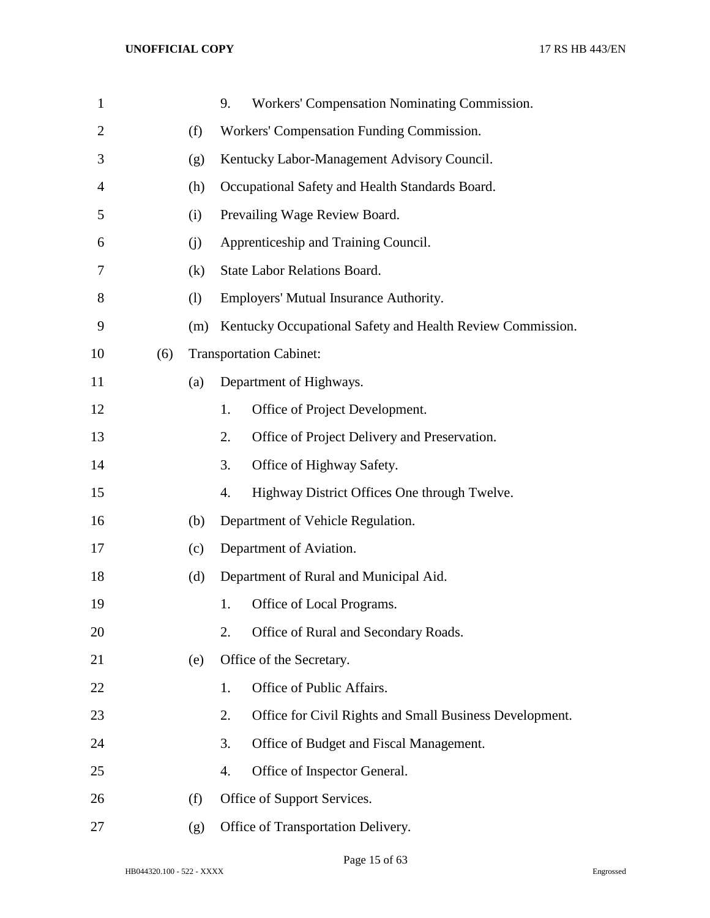9. Workers' Compensation Nominating Commission.

(f) Workers' Compensation Funding Commission.

(g) Kentucky Labor-Management Advisory Council.

(h) Occupational Safety and Health Standards Board.

(i) Prevailing Wage Review Board.

(j) Apprenticeship and Training Council.

(k) State Labor Relations Board.

(l) Employers' Mutual Insurance Authority.

(m) Kentucky Occupational Safety and Health Review Commission.

(6) Transportation Cabinet:

(a) Department of Highways.

1. Office of Project Development.
2. Office of Project Delivery and Preservation.
3. Office of Highway Safety.
4. Highway District Offices One through Twelve.

(b) Department of Vehicle Regulation.

(c) Department of Aviation.

(d) Department of Rural and Municipal Aid.

1. Office of Local Programs.
2. Office of Rural and Secondary Roads.

(e) Office of the Secretary.

1. Office of Public Affairs.
2. Office for Civil Rights and Small Business Development.
3. Office of Budget and Fiscal Management.
4. Office of Inspector General.

(f) Office of Support Services.

(g) Office of Transportation Delivery.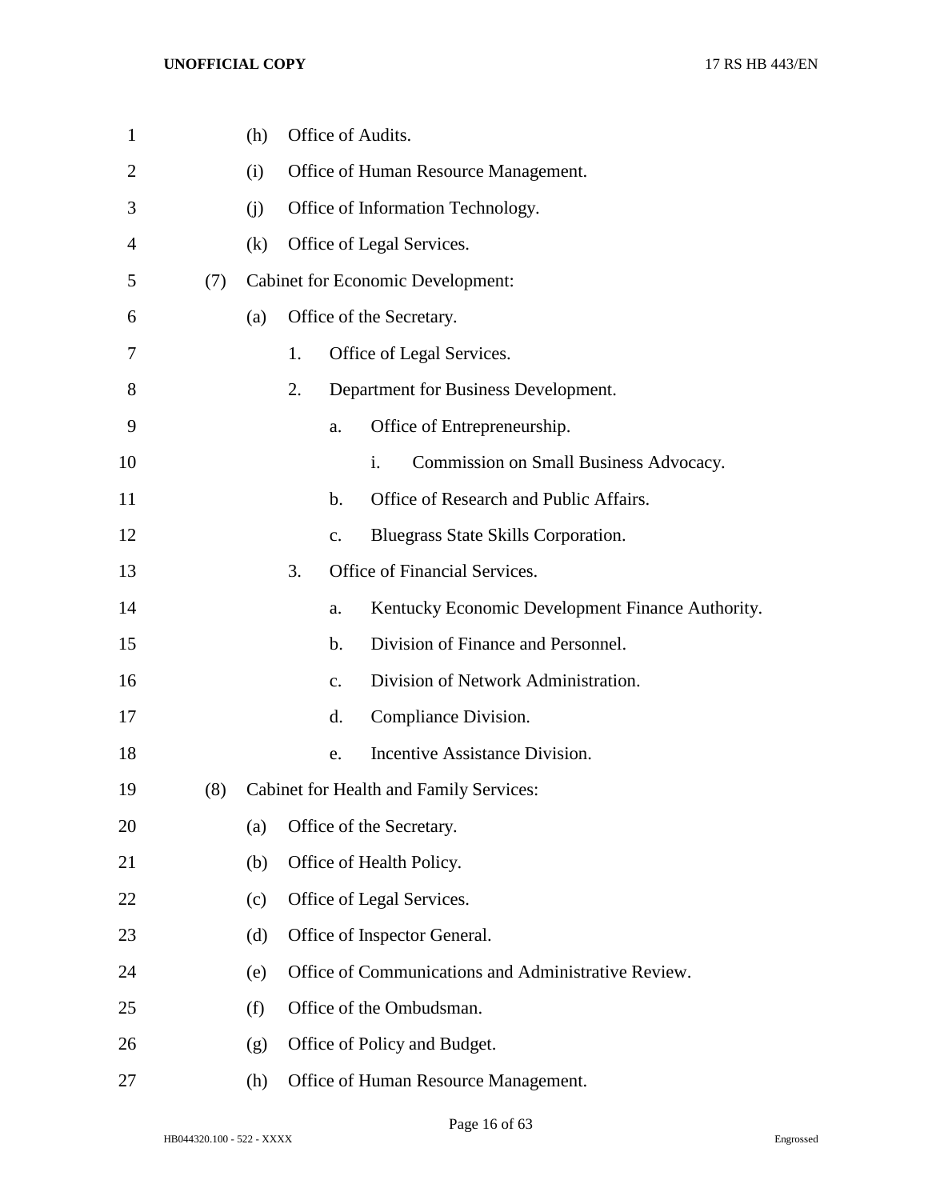(h) Office of Audits.

(i) Office of Human Resource Management.

(j) Office of Information Technology.

(k) Office of Legal Services.

(7) Cabinet for Economic Development:

(a) Office of the Secretary.

1. Office of Legal Services.

2. Department for Business Development.

a. Office of Entrepreneurship.

i. Commission on Small Business Advocacy.

b. Office of Research and Public Affairs.

c. Bluegrass State Skills Corporation.

3. Office of Financial Services.

a. Kentucky Economic Development Finance Authority.

b. Division of Finance and Personnel.

c. Division of Network Administration.

d. Compliance Division.

e. Incentive Assistance Division.

(8) Cabinet for Health and Family Services:

(a) Office of the Secretary.

(b) Office of Health Policy.

(c) Office of Legal Services.

(d) Office of Inspector General.

(e) Office of Communications and Administrative Review.

(f) Office of the Ombudsman.

(g) Office of Policy and Budget.

(h) Office of Human Resource Management.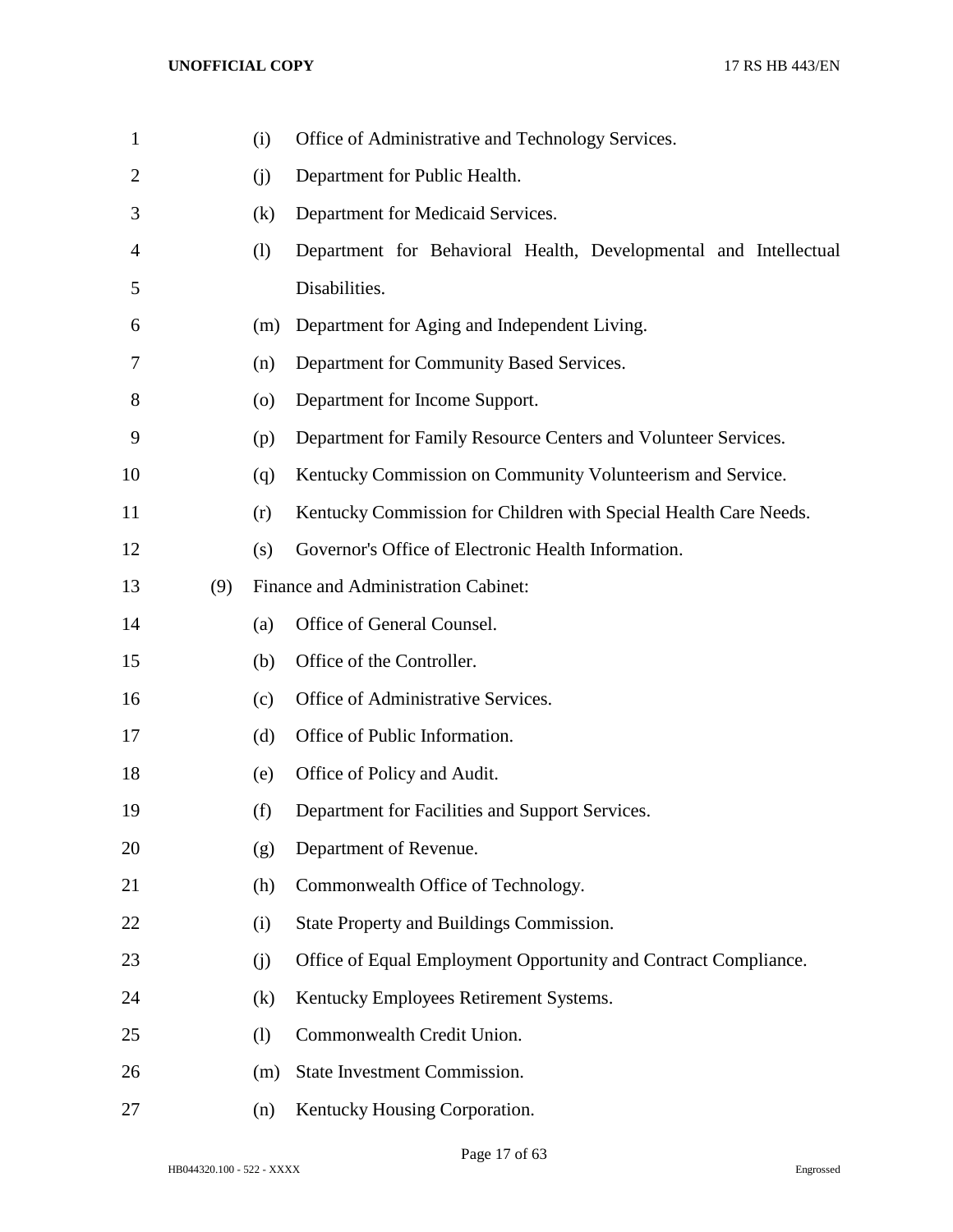(i) Office of Administrative and Technology Services.

(j) Department for Public Health.

(k) Department for Medicaid Services.

(l) Department for Behavioral Health, Developmental and Intellectual Disabilities.

(m) Department for Aging and Independent Living.

(n) Department for Community Based Services.

(o) Department for Income Support.

(p) Department for Family Resource Centers and Volunteer Services.

(q) Kentucky Commission on Community Volunteerism and Service.

(r) Kentucky Commission for Children with Special Health Care Needs.

(s) Governor's Office of Electronic Health Information.

(9) Finance and Administration Cabinet:

(a) Office of General Counsel.

(b) Office of the Controller.

(c) Office of Administrative Services.

(d) Office of Public Information.

(e) Office of Policy and Audit.

(f) Department for Facilities and Support Services.

(g) Department of Revenue.

(h) Commonwealth Office of Technology.

(i) State Property and Buildings Commission.

(j) Office of Equal Employment Opportunity and Contract Compliance.

(k) Kentucky Employees Retirement Systems.

(l) Commonwealth Credit Union.

(m) State Investment Commission.

(n) Kentucky Housing Corporation.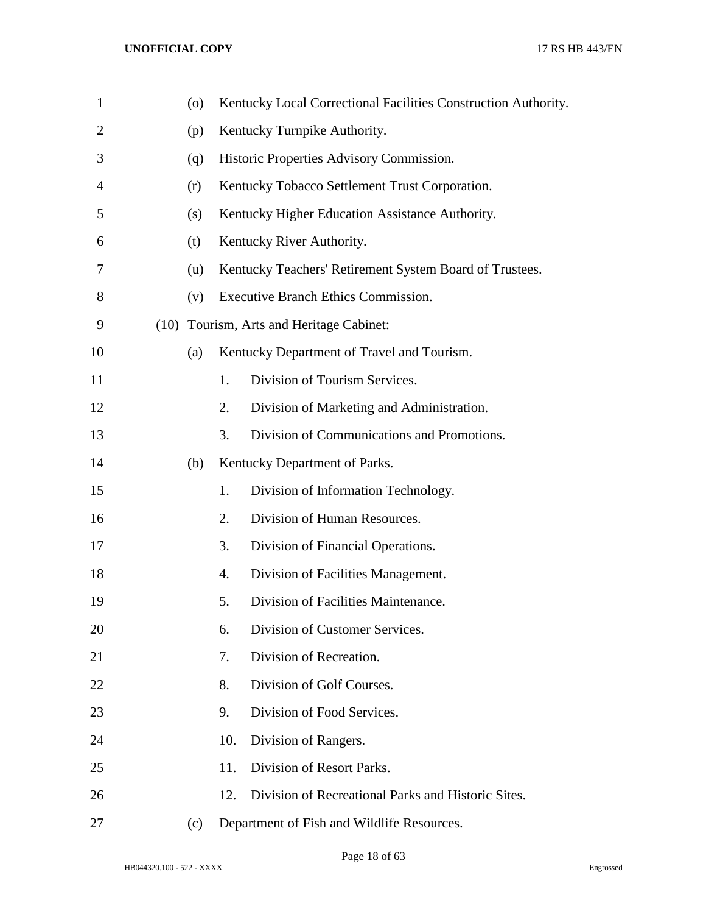(o) Kentucky Local Correctional Facilities Construction Authority.

(p) Kentucky Turnpike Authority.

(q) Historic Properties Advisory Commission.

(r) Kentucky Tobacco Settlement Trust Corporation.

(s) Kentucky Higher Education Assistance Authority.

(t) Kentucky River Authority.

(u) Kentucky Teachers' Retirement System Board of Trustees.

(v) Executive Branch Ethics Commission.

(10) Tourism, Arts and Heritage Cabinet:

(a) Kentucky Department of Travel and Tourism.

1. Division of Tourism Services.
2. Division of Marketing and Administration.
3. Division of Communications and Promotions.

(b) Kentucky Department of Parks.

1. Division of Information Technology.
2. Division of Human Resources.
3. Division of Financial Operations.
4. Division of Facilities Management.
5. Division of Facilities Maintenance.
6. Division of Customer Services.
7. Division of Recreation.
8. Division of Golf Courses.
9. Division of Food Services.
10. Division of Rangers.
11. Division of Resort Parks.
12. Division of Recreational Parks and Historic Sites.

(c) Department of Fish and Wildlife Resources.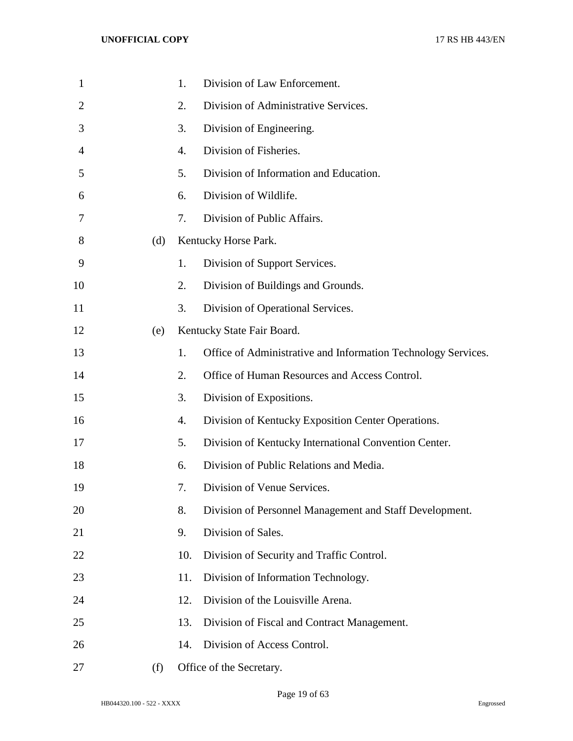1. Division of Law Enforcement.
2. Division of Administrative Services.
3. Division of Engineering.
4. Division of Fisheries.
5. Division of Information and Education.
6. Division of Wildlife.
7. Division of Public Affairs.

(d) Kentucky Horse Park.

1. Division of Support Services.
2. Division of Buildings and Grounds.
3. Division of Operational Services.

(e) Kentucky State Fair Board.

1. Office of Administrative and Information Technology Services.
2. Office of Human Resources and Access Control.
3. Division of Expositions.
4. Division of Kentucky Exposition Center Operations.
5. Division of Kentucky International Convention Center.
6. Division of Public Relations and Media.
7. Division of Venue Services.
8. Division of Personnel Management and Staff Development.
9. Division of Sales.
10. Division of Security and Traffic Control.
11. Division of Information Technology.
12. Division of the Louisville Arena.
13. Division of Fiscal and Contract Management.
14. Division of Access Control.

(f) Office of the Secretary.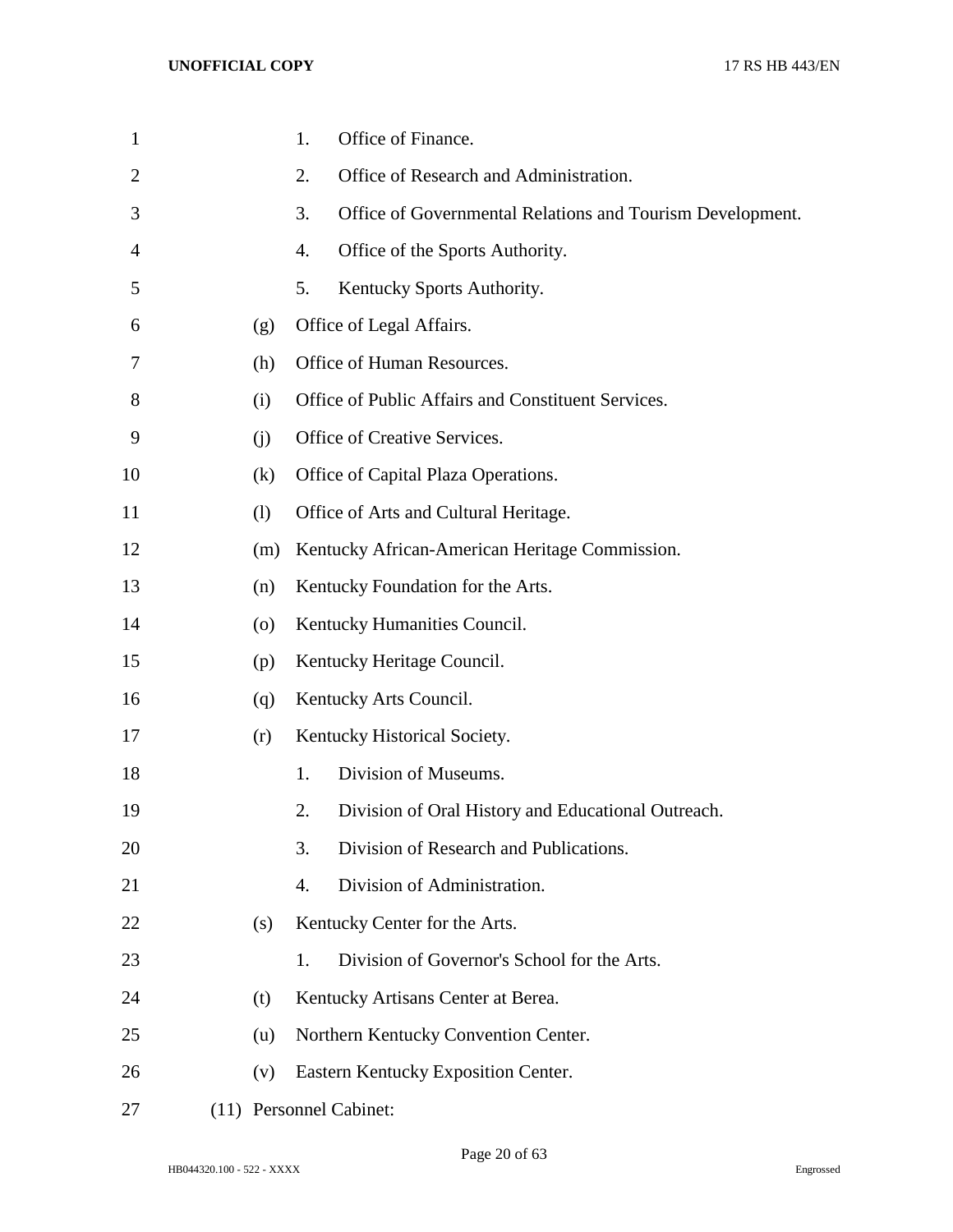1. Office of Finance.
2. Office of Research and Administration.
3. Office of Governmental Relations and Tourism Development.
4. Office of the Sports Authority.
5. Kentucky Sports Authority.

(g) Office of Legal Affairs.

(h) Office of Human Resources.

(i) Office of Public Affairs and Constituent Services.

(j) Office of Creative Services.

(k) Office of Capital Plaza Operations.

(l) Office of Arts and Cultural Heritage.

(m) Kentucky African-American Heritage Commission.

(n) Kentucky Foundation for the Arts.

(o) Kentucky Humanities Council.

(p) Kentucky Heritage Council.

(q) Kentucky Arts Council.

(r) Kentucky Historical Society.

1. Division of Museums.
2. Division of Oral History and Educational Outreach.
3. Division of Research and Publications.
4. Division of Administration.

(s) Kentucky Center for the Arts.

1. Division of Governor's School for the Arts.

(t) Kentucky Artisans Center at Berea.

(u) Northern Kentucky Convention Center.

(v) Eastern Kentucky Exposition Center.

(11) Personnel Cabinet: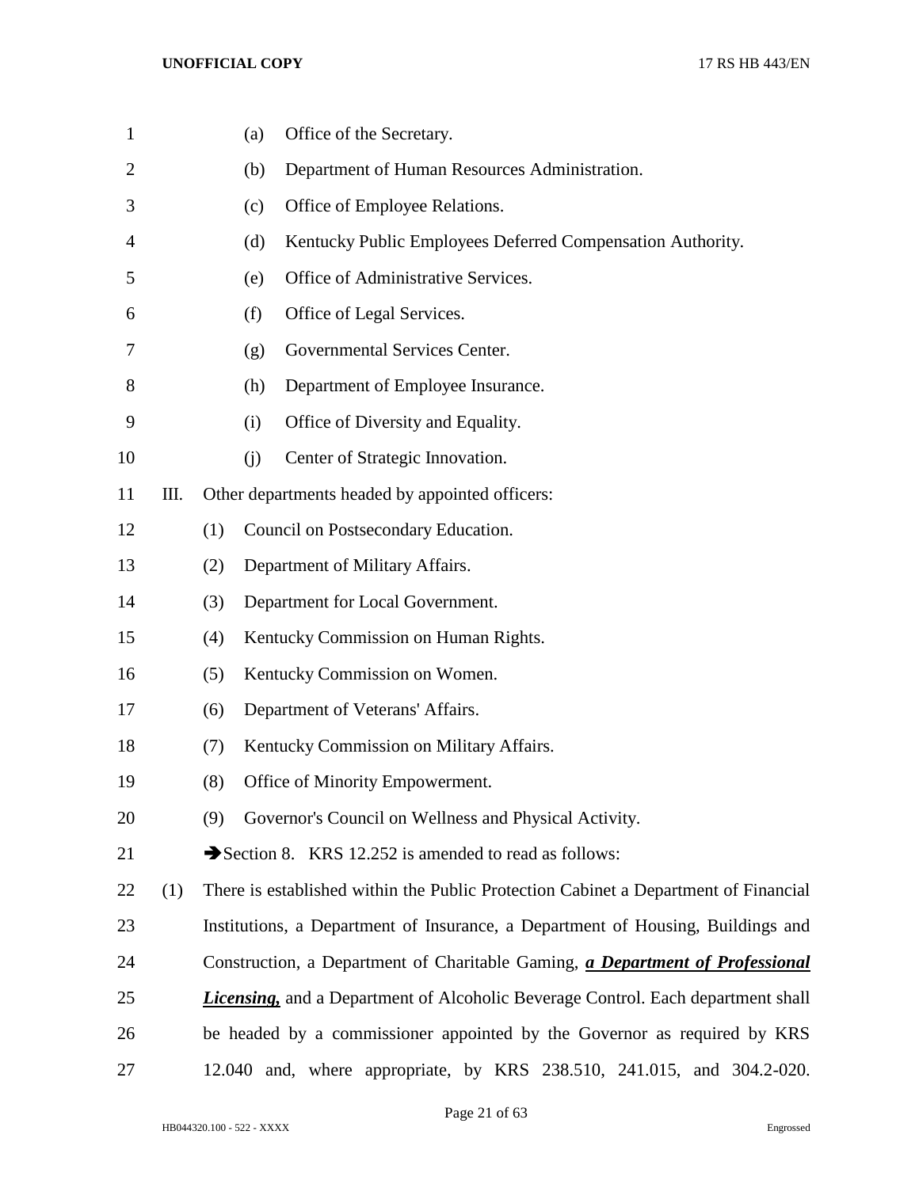(a) Office of the Secretary.

(b) Department of Human Resources Administration.

(c) Office of Employee Relations.

(d) Kentucky Public Employees Deferred Compensation Authority.

(e) Office of Administrative Services.

(f) Office of Legal Services.

(g) Governmental Services Center.

(h) Department of Employee Insurance.

(i) Office of Diversity and Equality.

(j) Center of Strategic Innovation.

III. Other departments headed by appointed officers:

(1) Council on Postsecondary Education.

(2) Department of Military Affairs.

(3) Department for Local Government.

(4) Kentucky Commission on Human Rights.

(5) Kentucky Commission on Women.

(6) Department of Veterans' Affairs.

(7) Kentucky Commission on Military Affairs.

(8) Office of Minority Empowerment.

(9) Governor's Council on Wellness and Physical Activity.

➔Section 8. KRS 12.252 is amended to read as follows:

(1) There is established within the Public Protection Cabinet a Department of Financial Institutions, a Department of Insurance, a Department of Housing, Buildings and Construction, a Department of Charitable Gaming, ***a Department of Professional Licensing,*** and a Department of Alcoholic Beverage Control. Each department shall be headed by a commissioner appointed by the Governor as required by KRS 12.040 and, where appropriate, by KRS 238.510, 241.015, and 304.2-020.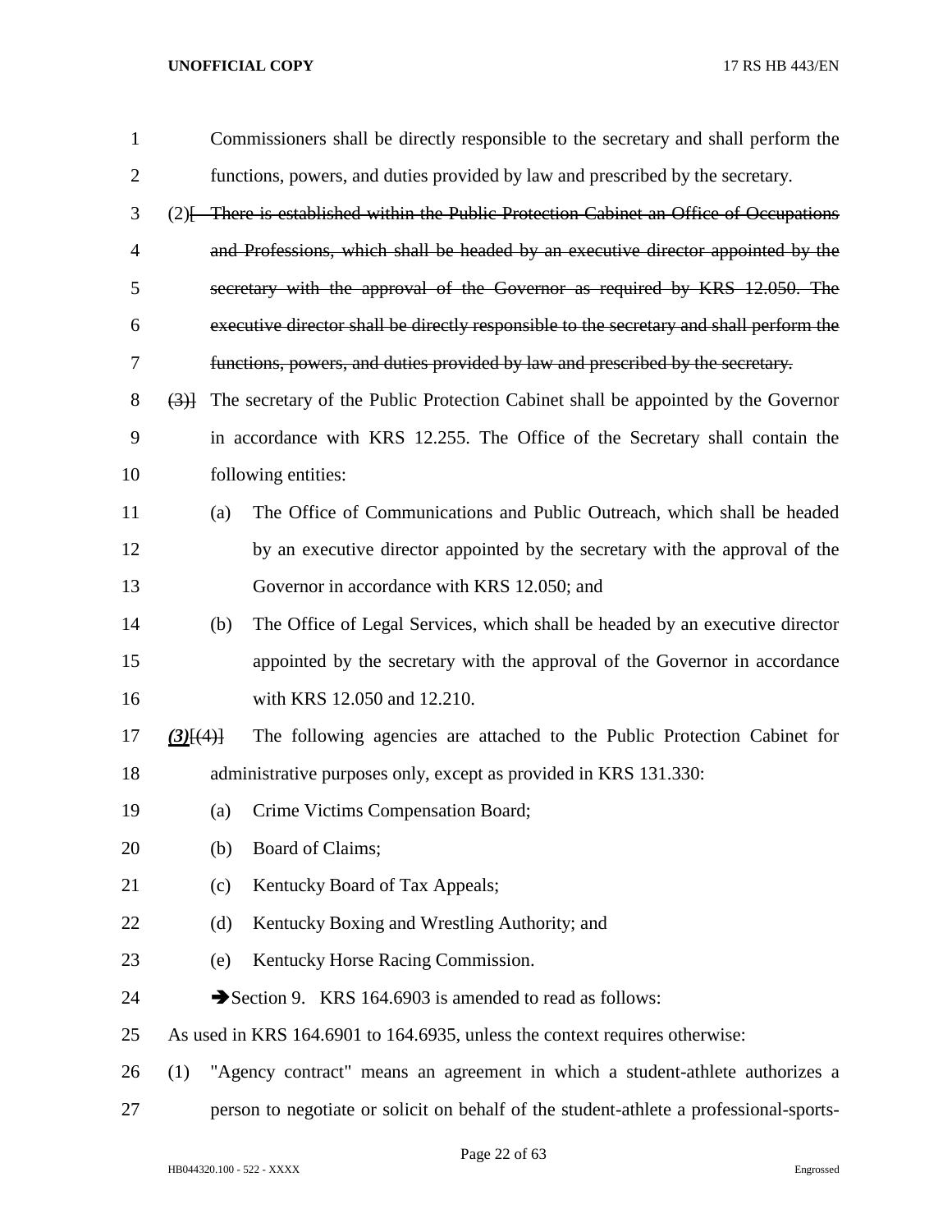Commissioners shall be directly responsible to the secretary and shall perform the functions, powers, and duties provided by law and prescribed by the secretary.

(2)[ ~~There is established within the Public Protection Cabinet an Office of Occupations and Professions, which shall be headed by an executive director appointed by the secretary with the approval of the Governor as required by KRS 12.050. The executive director shall be directly responsible to the secretary and shall perform the functions, powers, and duties provided by law and prescribed by the secretary.~~

~~(3)~~] The secretary of the Public Protection Cabinet shall be appointed by the Governor in accordance with KRS 12.255. The Office of the Secretary shall contain the following entities:

(a) The Office of Communications and Public Outreach, which shall be headed by an executive director appointed by the secretary with the approval of the Governor in accordance with KRS 12.050; and

(b) The Office of Legal Services, which shall be headed by an executive director appointed by the secretary with the approval of the Governor in accordance with KRS 12.050 and 12.210.

***(3)***[~~(4)~~] The following agencies are attached to the Public Protection Cabinet for administrative purposes only, except as provided in KRS 131.330:

(a) Crime Victims Compensation Board;

(b) Board of Claims;

(c) Kentucky Board of Tax Appeals;

(d) Kentucky Boxing and Wrestling Authority; and

(e) Kentucky Horse Racing Commission.

➔Section 9. KRS 164.6903 is amended to read as follows:

As used in KRS 164.6901 to 164.6935, unless the context requires otherwise:

(1) "Agency contract" means an agreement in which a student-athlete authorizes a person to negotiate or solicit on behalf of the student-athlete a professional-sports-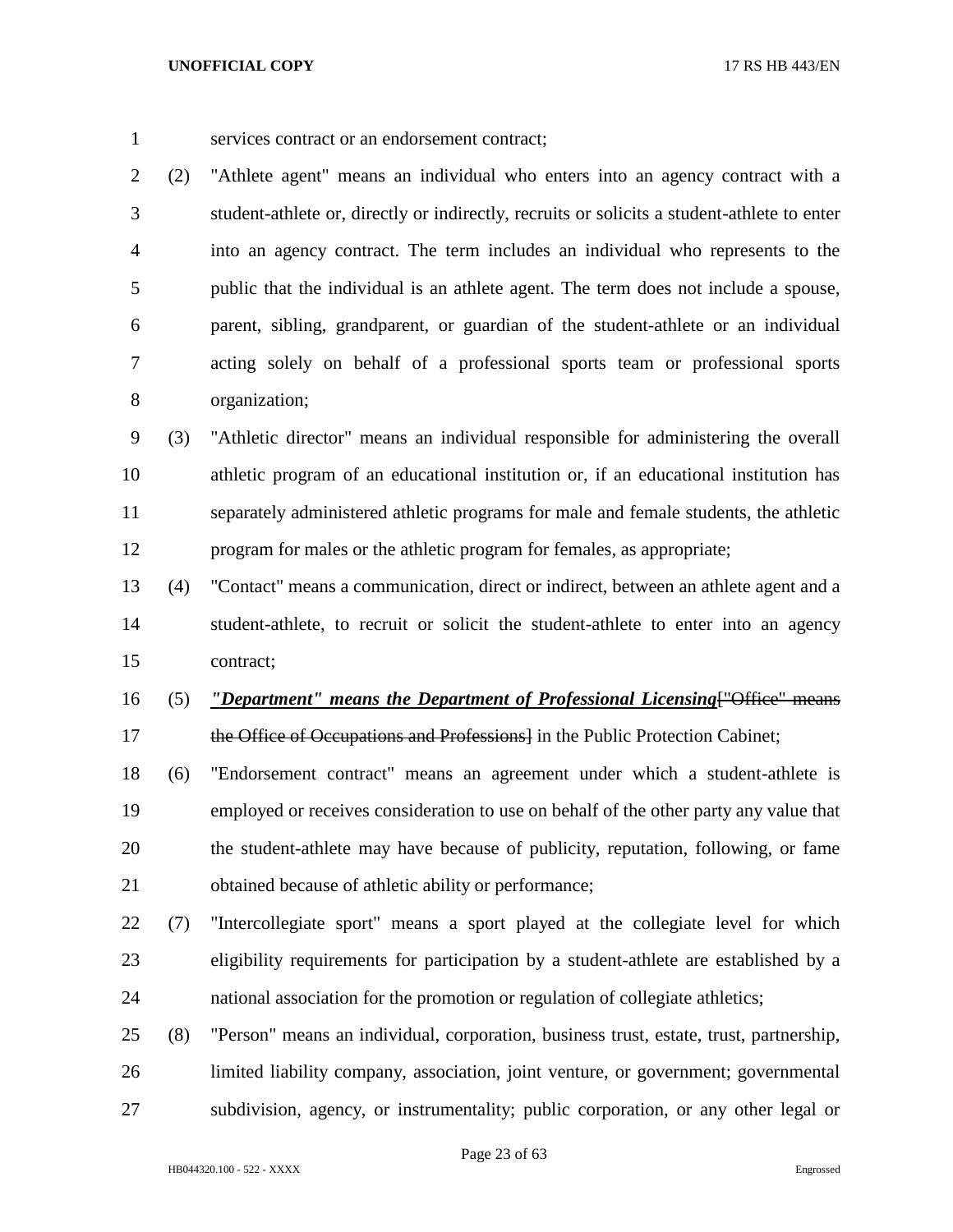services contract or an endorsement contract;

(2) "Athlete agent" means an individual who enters into an agency contract with a student-athlete or, directly or indirectly, recruits or solicits a student-athlete to enter into an agency contract. The term includes an individual who represents to the public that the individual is an athlete agent. The term does not include a spouse, parent, sibling, grandparent, or guardian of the student-athlete or an individual acting solely on behalf of a professional sports team or professional sports organization;

(3) "Athletic director" means an individual responsible for administering the overall athletic program of an educational institution or, if an educational institution has separately administered athletic programs for male and female students, the athletic program for males or the athletic program for females, as appropriate;

(4) "Contact" means a communication, direct or indirect, between an athlete agent and a student-athlete, to recruit or solicit the student-athlete to enter into an agency contract;

(5) ***"Department" means the Department of Professional Licensing***[~~"Office" means the Office of Occupations and Professions~~] in the Public Protection Cabinet;

(6) "Endorsement contract" means an agreement under which a student-athlete is employed or receives consideration to use on behalf of the other party any value that the student-athlete may have because of publicity, reputation, following, or fame obtained because of athletic ability or performance;

(7) "Intercollegiate sport" means a sport played at the collegiate level for which eligibility requirements for participation by a student-athlete are established by a national association for the promotion or regulation of collegiate athletics;

(8) "Person" means an individual, corporation, business trust, estate, trust, partnership, limited liability company, association, joint venture, or government; governmental subdivision, agency, or instrumentality; public corporation, or any other legal or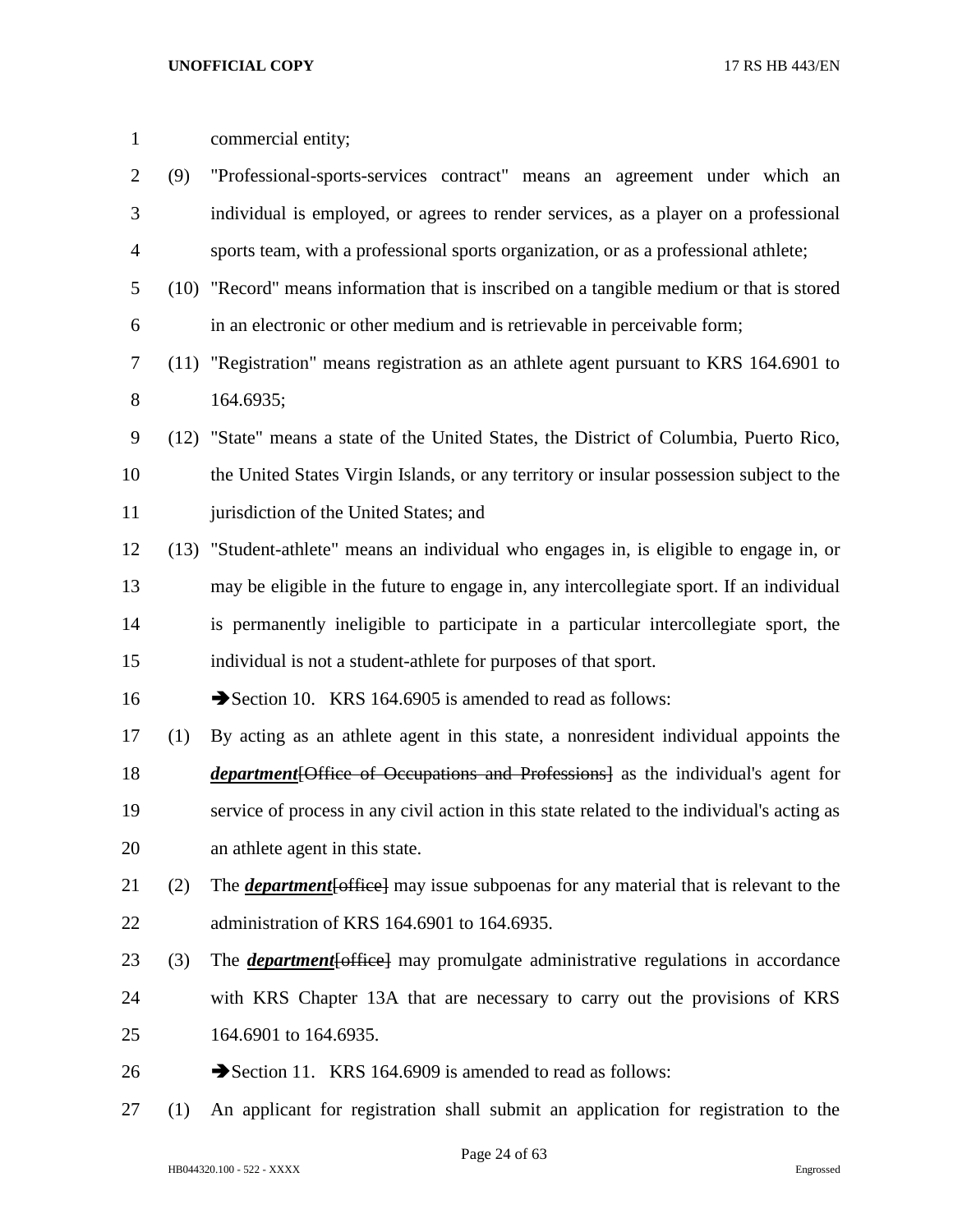commercial entity;

(9) "Professional-sports-services contract" means an agreement under which an individual is employed, or agrees to render services, as a player on a professional sports team, with a professional sports organization, or as a professional athlete;

(10) "Record" means information that is inscribed on a tangible medium or that is stored in an electronic or other medium and is retrievable in perceivable form;

(11) "Registration" means registration as an athlete agent pursuant to KRS 164.6901 to 164.6935;

(12) "State" means a state of the United States, the District of Columbia, Puerto Rico, the United States Virgin Islands, or any territory or insular possession subject to the jurisdiction of the United States; and

(13) "Student-athlete" means an individual who engages in, is eligible to engage in, or may be eligible in the future to engage in, any intercollegiate sport. If an individual is permanently ineligible to participate in a particular intercollegiate sport, the individual is not a student-athlete for purposes of that sport.

➔Section 10. KRS 164.6905 is amended to read as follows:

(1) By acting as an athlete agent in this state, a nonresident individual appoints the ***department***[~~Office of Occupations and Professions~~] as the individual's agent for service of process in any civil action in this state related to the individual's acting as an athlete agent in this state.

(2) The ***department***[~~office~~] may issue subpoenas for any material that is relevant to the administration of KRS 164.6901 to 164.6935.

(3) The ***department***[~~office~~] may promulgate administrative regulations in accordance with KRS Chapter 13A that are necessary to carry out the provisions of KRS 164.6901 to 164.6935.

➔Section 11. KRS 164.6909 is amended to read as follows:

(1) An applicant for registration shall submit an application for registration to the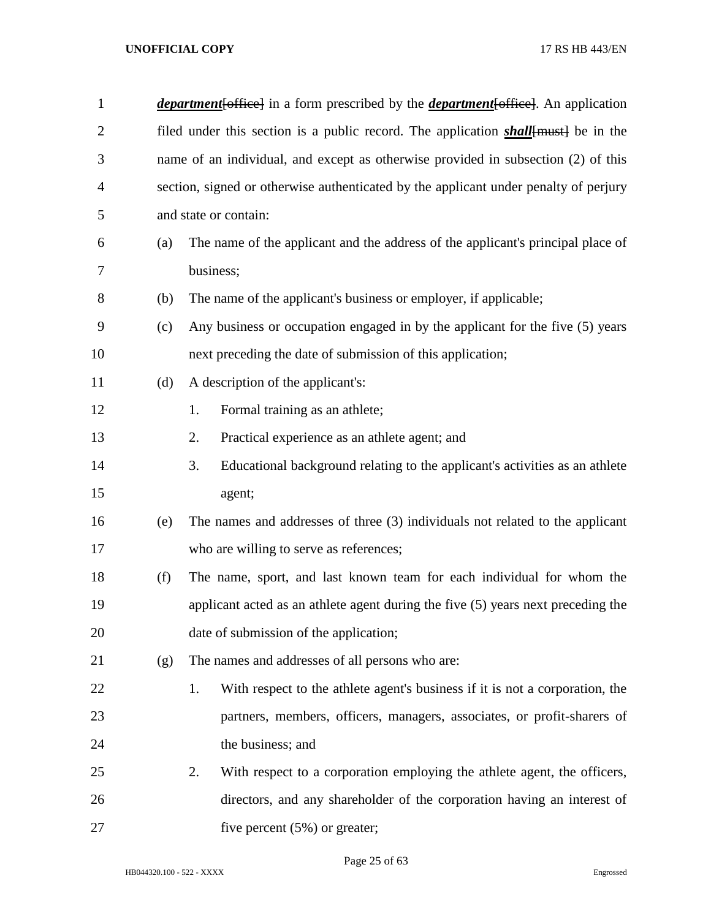***department***[~~office~~] in a form prescribed by the ***department***[~~office~~]. An application filed under this section is a public record. The application ***shall***[~~must~~] be in the name of an individual, and except as otherwise provided in subsection (2) of this section, signed or otherwise authenticated by the applicant under penalty of perjury and state or contain:

(a) The name of the applicant and the address of the applicant's principal place of business;

(b) The name of the applicant's business or employer, if applicable;

(c) Any business or occupation engaged in by the applicant for the five (5) years next preceding the date of submission of this application;

(d) A description of the applicant's:

1. Formal training as an athlete;
2. Practical experience as an athlete agent; and
3. Educational background relating to the applicant's activities as an athlete agent;

(e) The names and addresses of three (3) individuals not related to the applicant who are willing to serve as references;

(f) The name, sport, and last known team for each individual for whom the applicant acted as an athlete agent during the five (5) years next preceding the date of submission of the application;

(g) The names and addresses of all persons who are:

1. With respect to the athlete agent's business if it is not a corporation, the partners, members, officers, managers, associates, or profit-sharers of the business; and
2. With respect to a corporation employing the athlete agent, the officers, directors, and any shareholder of the corporation having an interest of five percent (5%) or greater;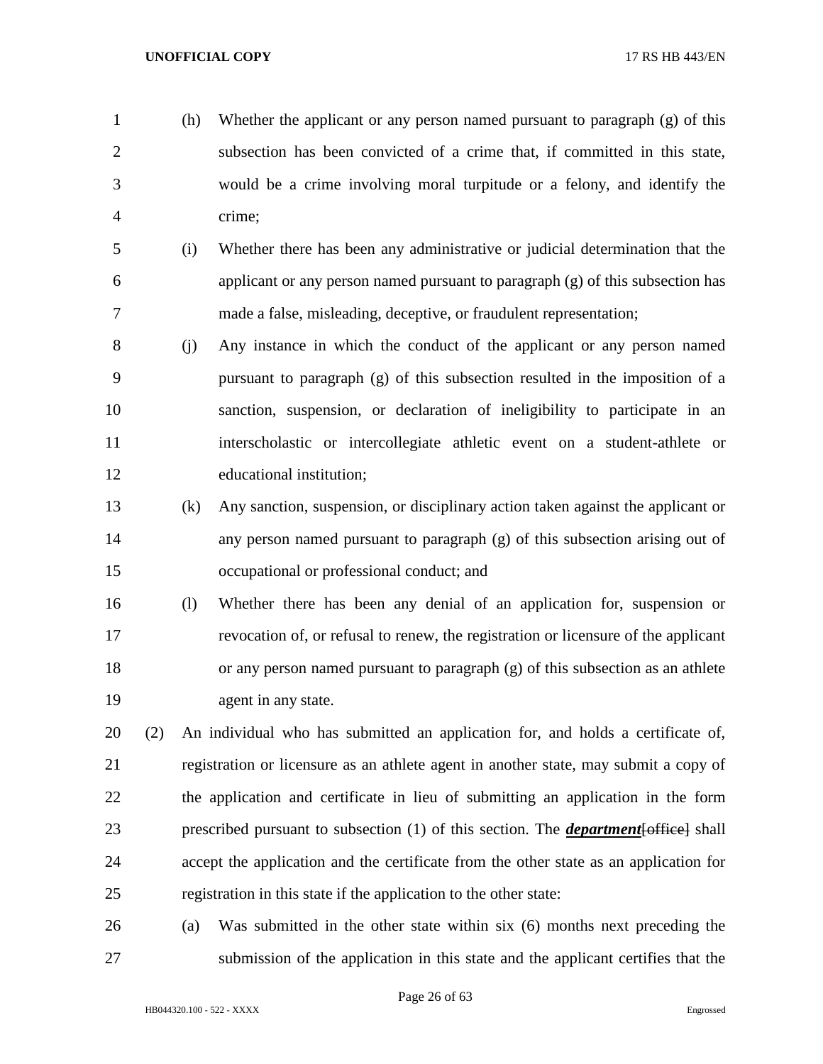(h) Whether the applicant or any person named pursuant to paragraph (g) of this subsection has been convicted of a crime that, if committed in this state, would be a crime involving moral turpitude or a felony, and identify the crime;

(i) Whether there has been any administrative or judicial determination that the applicant or any person named pursuant to paragraph (g) of this subsection has made a false, misleading, deceptive, or fraudulent representation;

(j) Any instance in which the conduct of the applicant or any person named pursuant to paragraph (g) of this subsection resulted in the imposition of a sanction, suspension, or declaration of ineligibility to participate in an interscholastic or intercollegiate athletic event on a student-athlete or educational institution;

(k) Any sanction, suspension, or disciplinary action taken against the applicant or any person named pursuant to paragraph (g) of this subsection arising out of occupational or professional conduct; and

(l) Whether there has been any denial of an application for, suspension or revocation of, or refusal to renew, the registration or licensure of the applicant or any person named pursuant to paragraph (g) of this subsection as an athlete agent in any state.

(2) An individual who has submitted an application for, and holds a certificate of, registration or licensure as an athlete agent in another state, may submit a copy of the application and certificate in lieu of submitting an application in the form prescribed pursuant to subsection (1) of this section. The ***department***[~~office~~] shall accept the application and the certificate from the other state as an application for registration in this state if the application to the other state:

(a) Was submitted in the other state within six (6) months next preceding the submission of the application in this state and the applicant certifies that the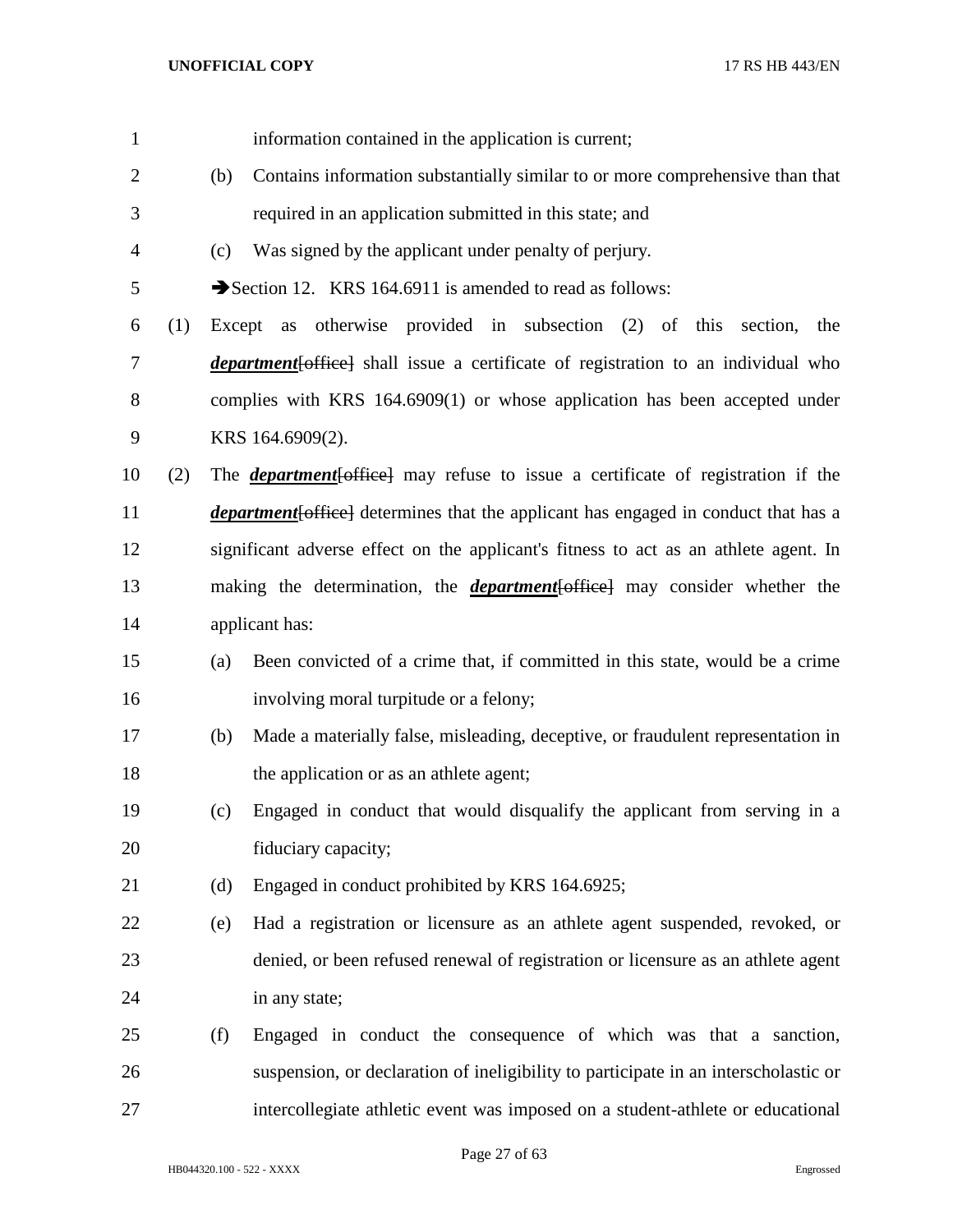information contained in the application is current;

(b) Contains information substantially similar to or more comprehensive than that required in an application submitted in this state; and

(c) Was signed by the applicant under penalty of perjury.

➔Section 12. KRS 164.6911 is amended to read as follows:

(1) Except as otherwise provided in subsection (2) of this section, the ***department***[~~office~~] shall issue a certificate of registration to an individual who complies with KRS 164.6909(1) or whose application has been accepted under KRS 164.6909(2).

(2) The ***department***[~~office~~] may refuse to issue a certificate of registration if the ***department***[~~office~~] determines that the applicant has engaged in conduct that has a significant adverse effect on the applicant's fitness to act as an athlete agent. In making the determination, the ***department***[~~office~~] may consider whether the applicant has:

(a) Been convicted of a crime that, if committed in this state, would be a crime involving moral turpitude or a felony;

(b) Made a materially false, misleading, deceptive, or fraudulent representation in the application or as an athlete agent;

(c) Engaged in conduct that would disqualify the applicant from serving in a fiduciary capacity;

(d) Engaged in conduct prohibited by KRS 164.6925;

(e) Had a registration or licensure as an athlete agent suspended, revoked, or denied, or been refused renewal of registration or licensure as an athlete agent in any state;

(f) Engaged in conduct the consequence of which was that a sanction, suspension, or declaration of ineligibility to participate in an interscholastic or intercollegiate athletic event was imposed on a student-athlete or educational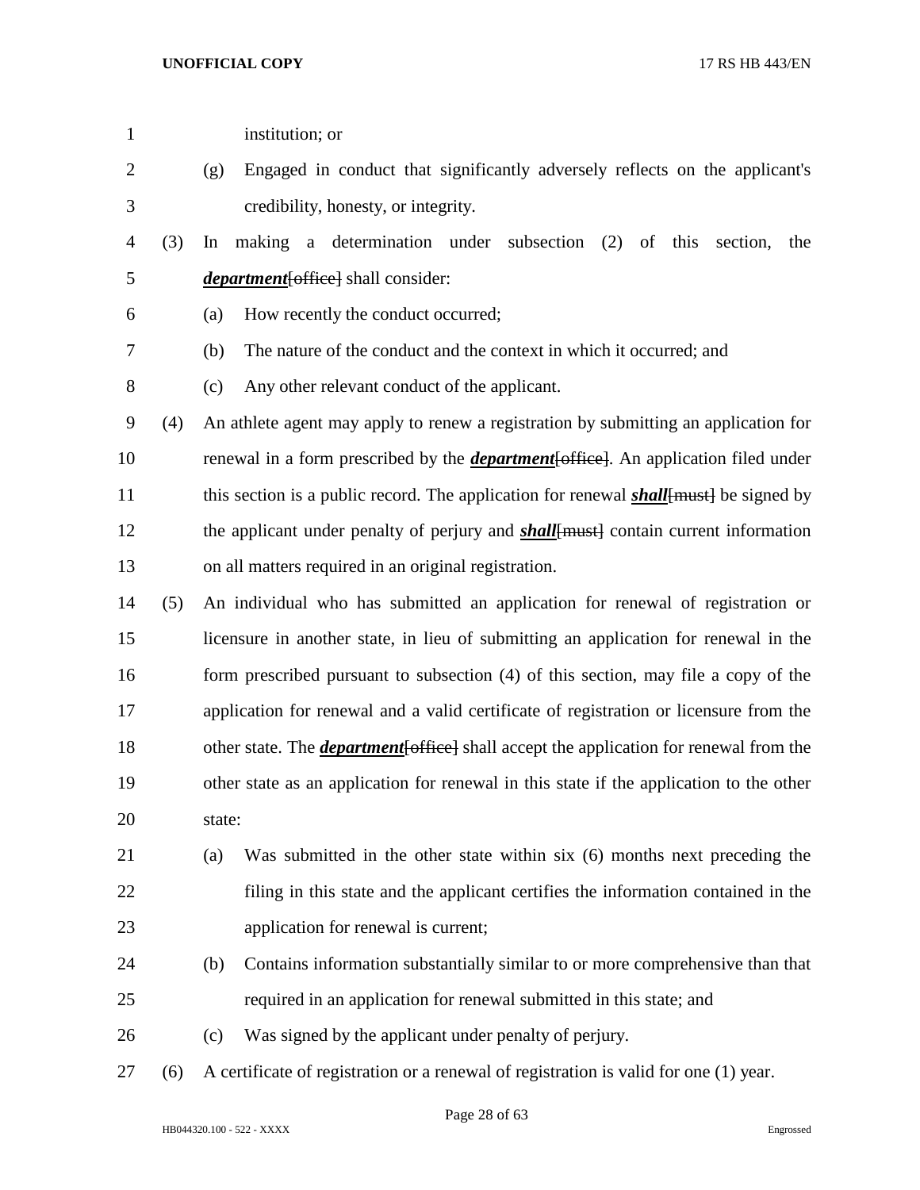institution; or

(g) Engaged in conduct that significantly adversely reflects on the applicant's credibility, honesty, or integrity.

(3) In making a determination under subsection (2) of this section, the ***department***[~~office~~] shall consider:

(a) How recently the conduct occurred;

(b) The nature of the conduct and the context in which it occurred; and

(c) Any other relevant conduct of the applicant.

(4) An athlete agent may apply to renew a registration by submitting an application for renewal in a form prescribed by the ***department***[~~office~~]. An application filed under this section is a public record. The application for renewal ***shall***[~~must~~] be signed by the applicant under penalty of perjury and ***shall***[~~must~~] contain current information on all matters required in an original registration.

(5) An individual who has submitted an application for renewal of registration or licensure in another state, in lieu of submitting an application for renewal in the form prescribed pursuant to subsection (4) of this section, may file a copy of the application for renewal and a valid certificate of registration or licensure from the other state. The ***department***[~~office~~] shall accept the application for renewal from the other state as an application for renewal in this state if the application to the other state:

(a) Was submitted in the other state within six (6) months next preceding the filing in this state and the applicant certifies the information contained in the application for renewal is current;

(b) Contains information substantially similar to or more comprehensive than that required in an application for renewal submitted in this state; and

(c) Was signed by the applicant under penalty of perjury.

(6) A certificate of registration or a renewal of registration is valid for one (1) year.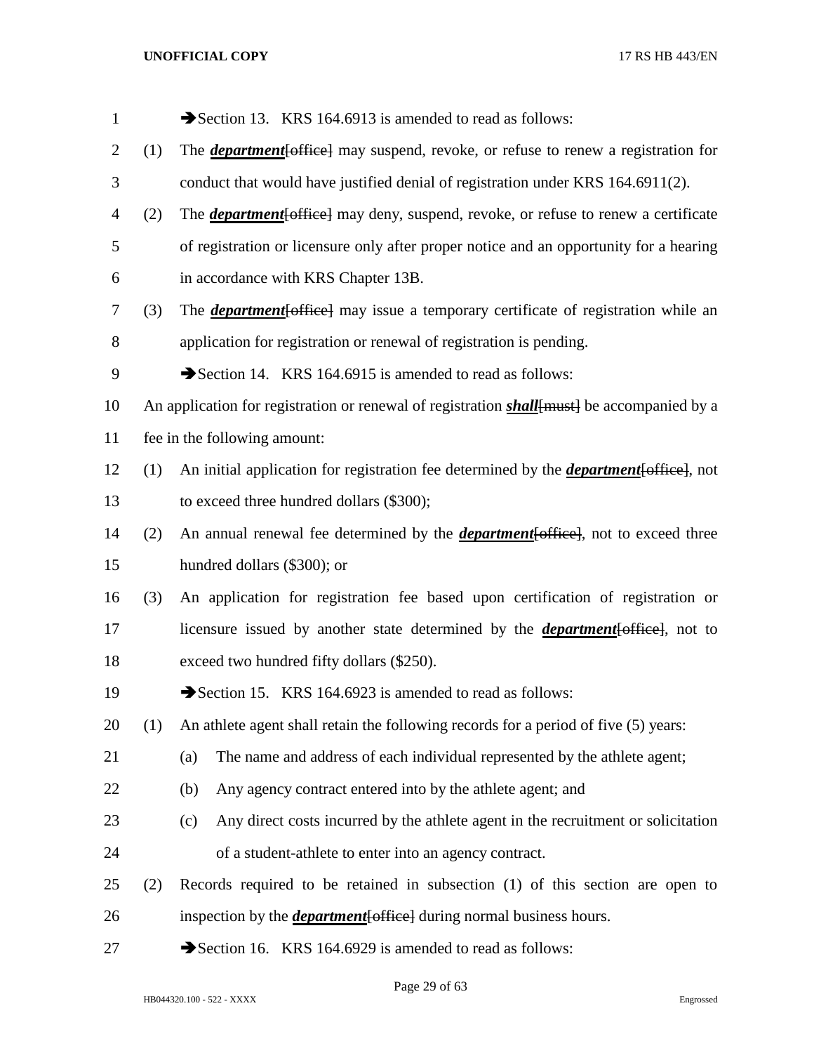➔Section 13. KRS 164.6913 is amended to read as follows:

(1) The ***department***[office] may suspend, revoke, or refuse to renew a registration for conduct that would have justified denial of registration under KRS 164.6911(2).

(2) The ***department***[office] may deny, suspend, revoke, or refuse to renew a certificate of registration or licensure only after proper notice and an opportunity for a hearing in accordance with KRS Chapter 13B.

(3) The ***department***[office] may issue a temporary certificate of registration while an application for registration or renewal of registration is pending.

➔Section 14. KRS 164.6915 is amended to read as follows:

An application for registration or renewal of registration ***shall***[must] be accompanied by a fee in the following amount:

(1) An initial application for registration fee determined by the ***department***[office], not to exceed three hundred dollars ($300);

(2) An annual renewal fee determined by the ***department***[office], not to exceed three hundred dollars ($300); or

(3) An application for registration fee based upon certification of registration or licensure issued by another state determined by the ***department***[office], not to exceed two hundred fifty dollars ($250).

➔Section 15. KRS 164.6923 is amended to read as follows:

(1) An athlete agent shall retain the following records for a period of five (5) years:

(a) The name and address of each individual represented by the athlete agent;

(b) Any agency contract entered into by the athlete agent; and

(c) Any direct costs incurred by the athlete agent in the recruitment or solicitation of a student-athlete to enter into an agency contract.

(2) Records required to be retained in subsection (1) of this section are open to inspection by the ***department***[office] during normal business hours.

➔Section 16. KRS 164.6929 is amended to read as follows: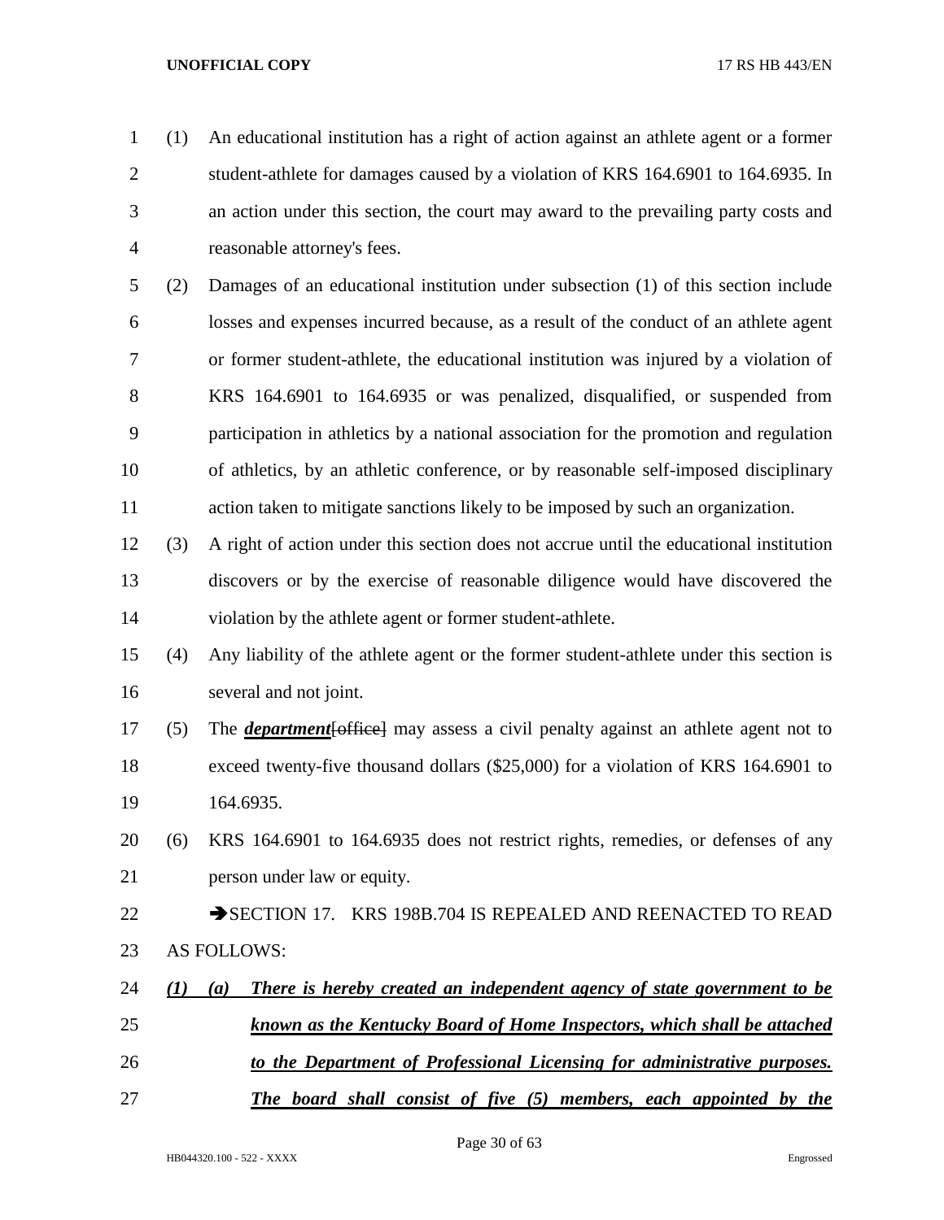(1) An educational institution has a right of action against an athlete agent or a former student-athlete for damages caused by a violation of KRS 164.6901 to 164.6935. In an action under this section, the court may award to the prevailing party costs and reasonable attorney's fees.

(2) Damages of an educational institution under subsection (1) of this section include losses and expenses incurred because, as a result of the conduct of an athlete agent or former student-athlete, the educational institution was injured by a violation of KRS 164.6901 to 164.6935 or was penalized, disqualified, or suspended from participation in athletics by a national association for the promotion and regulation of athletics, by an athletic conference, or by reasonable self-imposed disciplinary action taken to mitigate sanctions likely to be imposed by such an organization.

(3) A right of action under this section does not accrue until the educational institution discovers or by the exercise of reasonable diligence would have discovered the violation by the athlete agent or former student-athlete.

(4) Any liability of the athlete agent or the former student-athlete under this section is several and not joint.

(5) The ***department***~~[office]~~ may assess a civil penalty against an athlete agent not to exceed twenty-five thousand dollars ($25,000) for a violation of KRS 164.6901 to 164.6935.

(6) KRS 164.6901 to 164.6935 does not restrict rights, remedies, or defenses of any person under law or equity.

➔SECTION 17. KRS 198B.704 IS REPEALED AND REENACTED TO READ AS FOLLOWS:

***(1) (a) There is hereby created an independent agency of state government to be known as the Kentucky Board of Home Inspectors, which shall be attached to the Department of Professional Licensing for administrative purposes. The board shall consist of five (5) members, each appointed by the***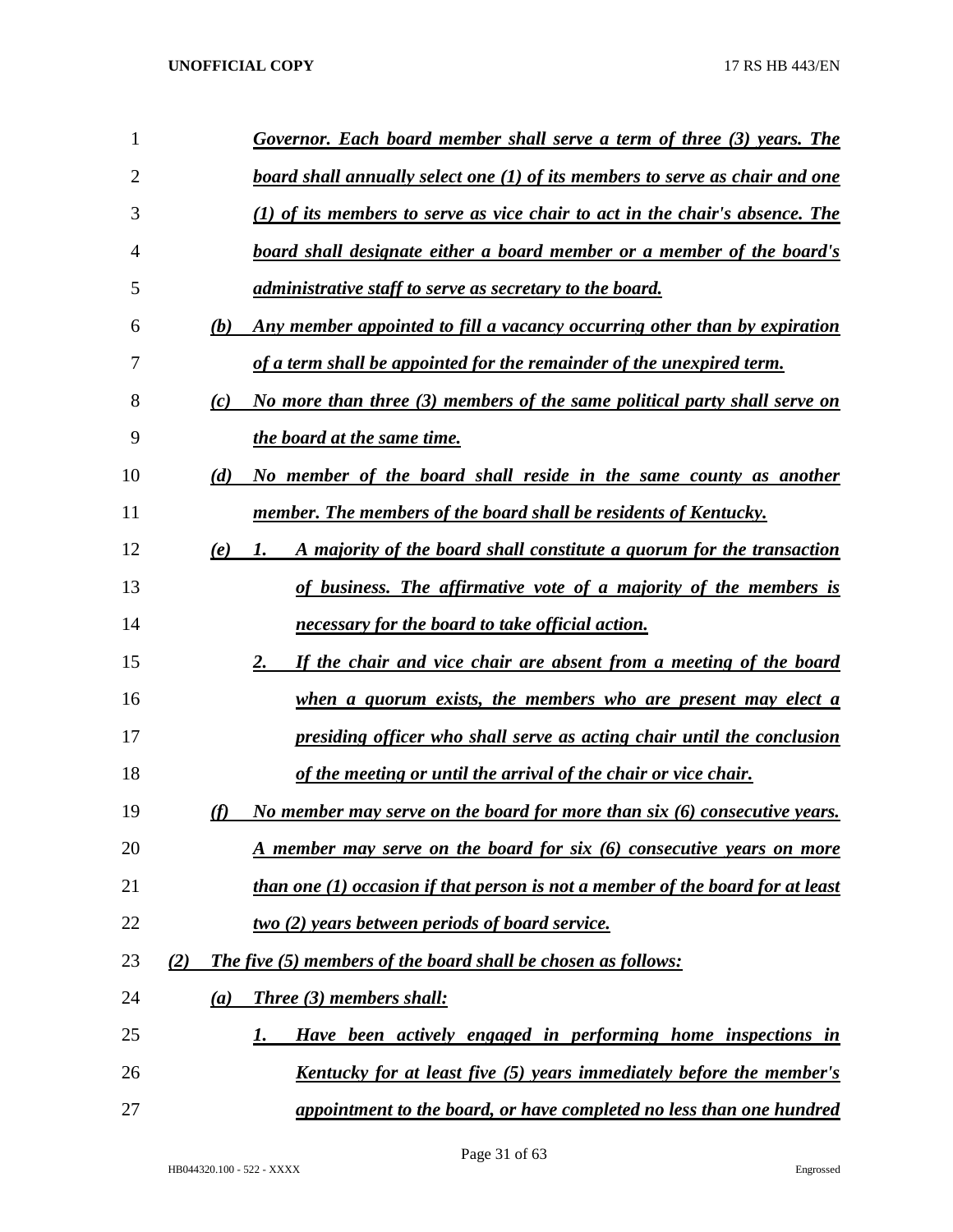***Governor. Each board member shall serve a term of three (3) years. The board shall annually select one (1) of its members to serve as chair and one (1) of its members to serve as vice chair to act in the chair's absence. The board shall designate either a board member or a member of the board's administrative staff to serve as secretary to the board.***

***(b) Any member appointed to fill a vacancy occurring other than by expiration of a term shall be appointed for the remainder of the unexpired term.***

***(c) No more than three (3) members of the same political party shall serve on the board at the same time.***

***(d) No member of the board shall reside in the same county as another member. The members of the board shall be residents of Kentucky.***

***(e) 1. A majority of the board shall constitute a quorum for the transaction of business. The affirmative vote of a majority of the members is necessary for the board to take official action.***

***2. If the chair and vice chair are absent from a meeting of the board when a quorum exists, the members who are present may elect a presiding officer who shall serve as acting chair until the conclusion of the meeting or until the arrival of the chair or vice chair.***

***(f) No member may serve on the board for more than six (6) consecutive years. A member may serve on the board for six (6) consecutive years on more than one (1) occasion if that person is not a member of the board for at least two (2) years between periods of board service.***

***(2) The five (5) members of the board shall be chosen as follows:***

***(a) Three (3) members shall:***

***1. Have been actively engaged in performing home inspections in Kentucky for at least five (5) years immediately before the member's appointment to the board, or have completed no less than one hundred***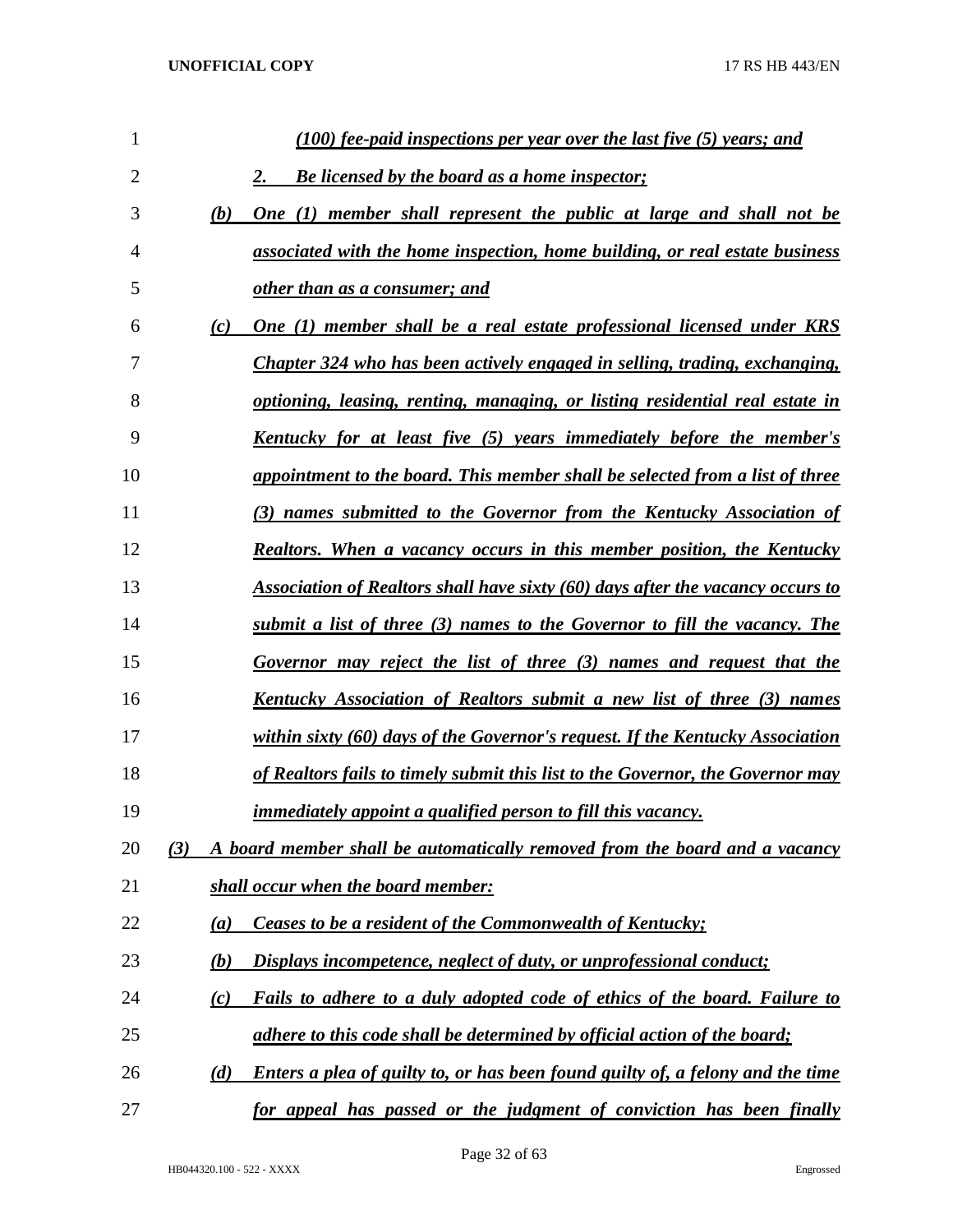***(100) fee-paid inspections per year over the last five (5) years; and***

***2. Be licensed by the board as a home inspector;***

***(b) One (1) member shall represent the public at large and shall not be associated with the home inspection, home building, or real estate business other than as a consumer; and***

***(c) One (1) member shall be a real estate professional licensed under KRS Chapter 324 who has been actively engaged in selling, trading, exchanging, optioning, leasing, renting, managing, or listing residential real estate in Kentucky for at least five (5) years immediately before the member's appointment to the board. This member shall be selected from a list of three (3) names submitted to the Governor from the Kentucky Association of Realtors. When a vacancy occurs in this member position, the Kentucky Association of Realtors shall have sixty (60) days after the vacancy occurs to submit a list of three (3) names to the Governor to fill the vacancy. The Governor may reject the list of three (3) names and request that the Kentucky Association of Realtors submit a new list of three (3) names within sixty (60) days of the Governor's request. If the Kentucky Association of Realtors fails to timely submit this list to the Governor, the Governor may immediately appoint a qualified person to fill this vacancy.***

***(3) A board member shall be automatically removed from the board and a vacancy shall occur when the board member:***

***(a) Ceases to be a resident of the Commonwealth of Kentucky;***

***(b) Displays incompetence, neglect of duty, or unprofessional conduct;***

***(c) Fails to adhere to a duly adopted code of ethics of the board. Failure to adhere to this code shall be determined by official action of the board;***

***(d) Enters a plea of guilty to, or has been found guilty of, a felony and the time for appeal has passed or the judgment of conviction has been finally***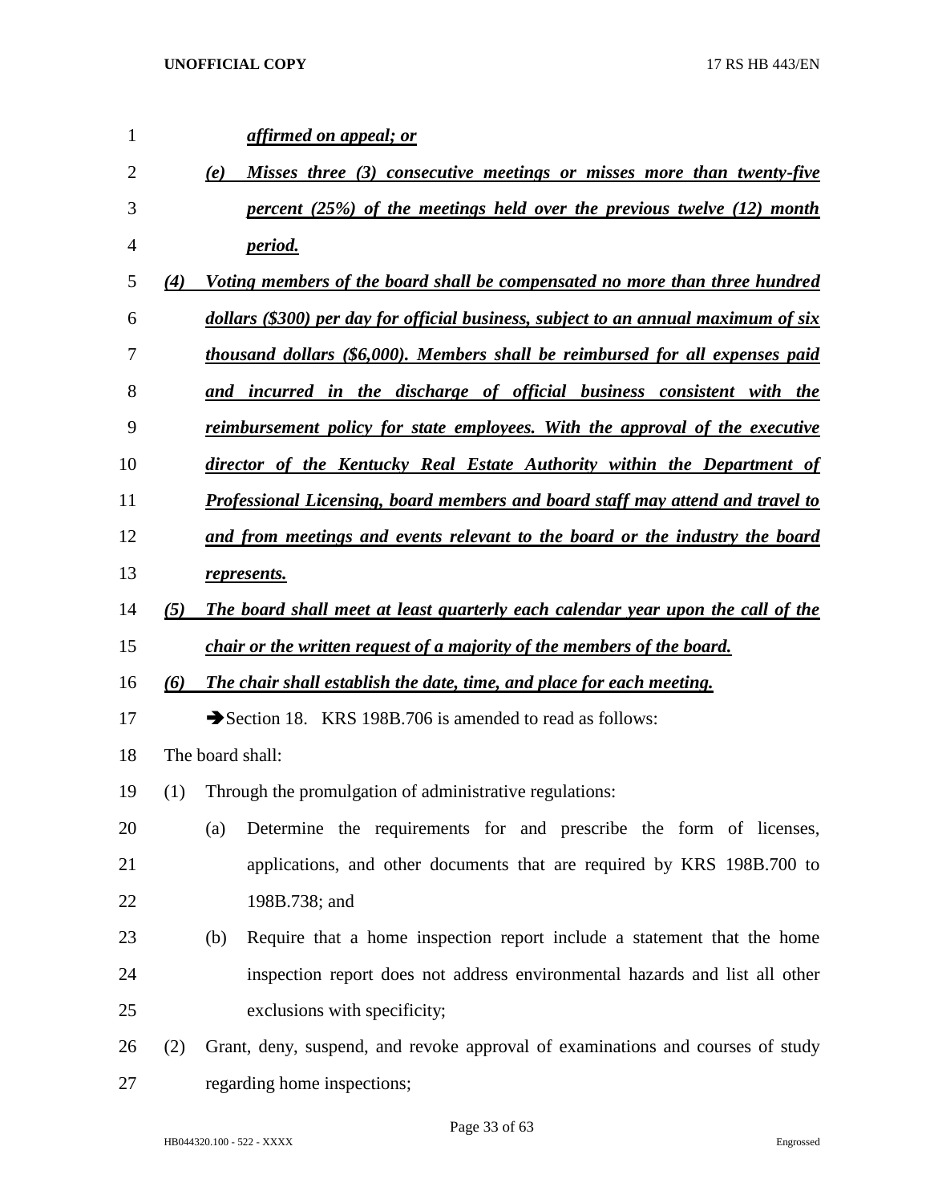***affirmed on appeal; or***

***(e) Misses three (3) consecutive meetings or misses more than twenty-five percent (25%) of the meetings held over the previous twelve (12) month period.***

***(4) Voting members of the board shall be compensated no more than three hundred dollars ($300) per day for official business, subject to an annual maximum of six thousand dollars ($6,000). Members shall be reimbursed for all expenses paid and incurred in the discharge of official business consistent with the reimbursement policy for state employees. With the approval of the executive director of the Kentucky Real Estate Authority within the Department of Professional Licensing, board members and board staff may attend and travel to and from meetings and events relevant to the board or the industry the board represents.***

***(5) The board shall meet at least quarterly each calendar year upon the call of the chair or the written request of a majority of the members of the board.***

***(6) The chair shall establish the date, time, and place for each meeting.***

➔Section 18. KRS 198B.706 is amended to read as follows:

The board shall:

(1) Through the promulgation of administrative regulations:

(a) Determine the requirements for and prescribe the form of licenses, applications, and other documents that are required by KRS 198B.700 to 198B.738; and

(b) Require that a home inspection report include a statement that the home inspection report does not address environmental hazards and list all other exclusions with specificity;

(2) Grant, deny, suspend, and revoke approval of examinations and courses of study regarding home inspections;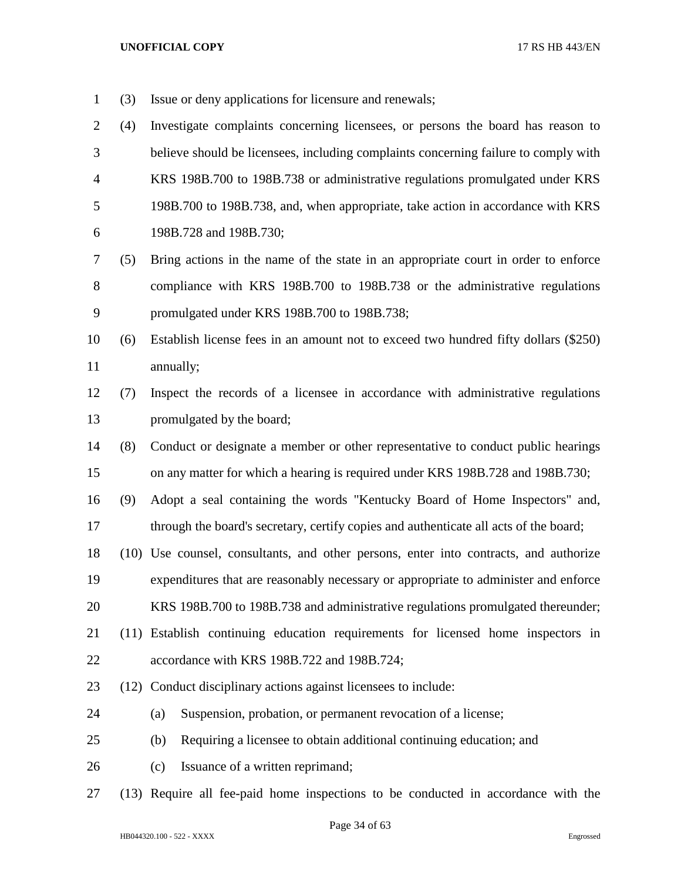(3) Issue or deny applications for licensure and renewals;

(4) Investigate complaints concerning licensees, or persons the board has reason to believe should be licensees, including complaints concerning failure to comply with KRS 198B.700 to 198B.738 or administrative regulations promulgated under KRS 198B.700 to 198B.738, and, when appropriate, take action in accordance with KRS 198B.728 and 198B.730;

(5) Bring actions in the name of the state in an appropriate court in order to enforce compliance with KRS 198B.700 to 198B.738 or the administrative regulations promulgated under KRS 198B.700 to 198B.738;

(6) Establish license fees in an amount not to exceed two hundred fifty dollars ($250) annually;

(7) Inspect the records of a licensee in accordance with administrative regulations promulgated by the board;

(8) Conduct or designate a member or other representative to conduct public hearings on any matter for which a hearing is required under KRS 198B.728 and 198B.730;

(9) Adopt a seal containing the words "Kentucky Board of Home Inspectors" and, through the board's secretary, certify copies and authenticate all acts of the board;

(10) Use counsel, consultants, and other persons, enter into contracts, and authorize expenditures that are reasonably necessary or appropriate to administer and enforce KRS 198B.700 to 198B.738 and administrative regulations promulgated thereunder;

(11) Establish continuing education requirements for licensed home inspectors in accordance with KRS 198B.722 and 198B.724;

(12) Conduct disciplinary actions against licensees to include:

(a) Suspension, probation, or permanent revocation of a license;

(b) Requiring a licensee to obtain additional continuing education; and

(c) Issuance of a written reprimand;

(13) Require all fee-paid home inspections to be conducted in accordance with the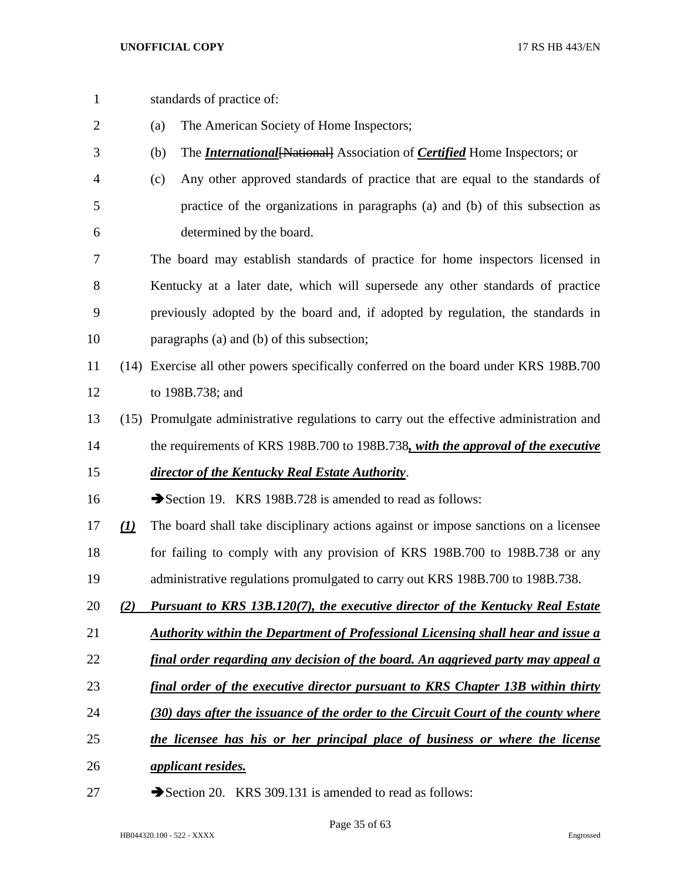standards of practice of:

(a) The American Society of Home Inspectors;

(b) The ***International***~~[National]~~ Association of ***Certified*** Home Inspectors; or

(c) Any other approved standards of practice that are equal to the standards of practice of the organizations in paragraphs (a) and (b) of this subsection as determined by the board.

The board may establish standards of practice for home inspectors licensed in Kentucky at a later date, which will supersede any other standards of practice previously adopted by the board and, if adopted by regulation, the standards in paragraphs (a) and (b) of this subsection;

(14) Exercise all other powers specifically conferred on the board under KRS 198B.700 to 198B.738; and

(15) Promulgate administrative regulations to carry out the effective administration and the requirements of KRS 198B.700 to 198B.738***, with the approval of the executive director of the Kentucky Real Estate Authority***.

➔Section 19. KRS 198B.728 is amended to read as follows:

***(1)*** The board shall take disciplinary actions against or impose sanctions on a licensee for failing to comply with any provision of KRS 198B.700 to 198B.738 or any administrative regulations promulgated to carry out KRS 198B.700 to 198B.738.

***(2) Pursuant to KRS 13B.120(7), the executive director of the Kentucky Real Estate Authority within the Department of Professional Licensing shall hear and issue a final order regarding any decision of the board. An aggrieved party may appeal a final order of the executive director pursuant to KRS Chapter 13B within thirty (30) days after the issuance of the order to the Circuit Court of the county where the licensee has his or her principal place of business or where the license applicant resides.***

➔Section 20. KRS 309.131 is amended to read as follows: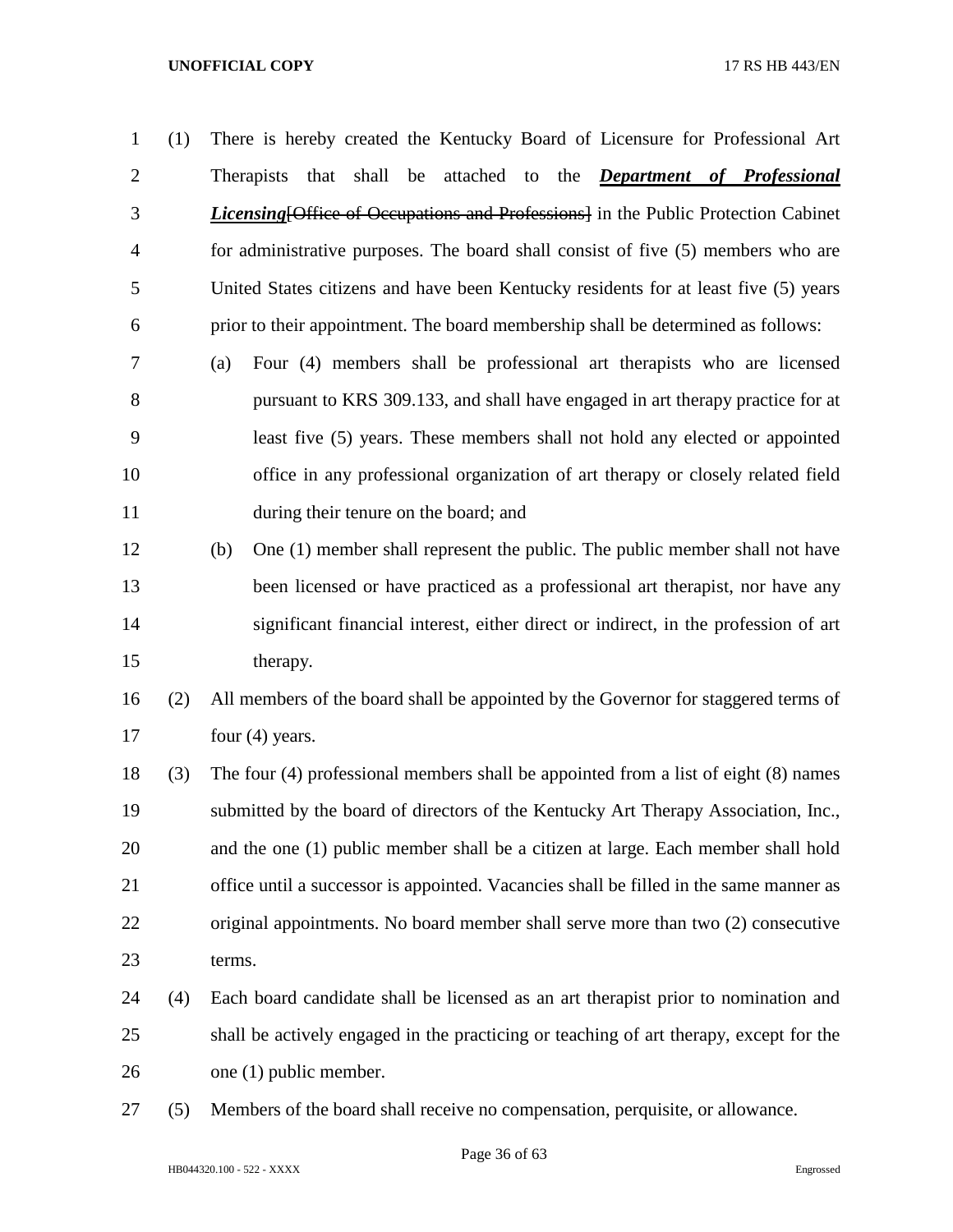(1) There is hereby created the Kentucky Board of Licensure for Professional Art Therapists that shall be attached to the ***Department of Professional Licensing***~~[Office of Occupations and Professions]~~ in the Public Protection Cabinet for administrative purposes. The board shall consist of five (5) members who are United States citizens and have been Kentucky residents for at least five (5) years prior to their appointment. The board membership shall be determined as follows:

(a) Four (4) members shall be professional art therapists who are licensed pursuant to KRS 309.133, and shall have engaged in art therapy practice for at least five (5) years. These members shall not hold any elected or appointed office in any professional organization of art therapy or closely related field during their tenure on the board; and

(b) One (1) member shall represent the public. The public member shall not have been licensed or have practiced as a professional art therapist, nor have any significant financial interest, either direct or indirect, in the profession of art therapy.

(2) All members of the board shall be appointed by the Governor for staggered terms of four (4) years.

(3) The four (4) professional members shall be appointed from a list of eight (8) names submitted by the board of directors of the Kentucky Art Therapy Association, Inc., and the one (1) public member shall be a citizen at large. Each member shall hold office until a successor is appointed. Vacancies shall be filled in the same manner as original appointments. No board member shall serve more than two (2) consecutive terms.

(4) Each board candidate shall be licensed as an art therapist prior to nomination and shall be actively engaged in the practicing or teaching of art therapy, except for the one (1) public member.

(5) Members of the board shall receive no compensation, perquisite, or allowance.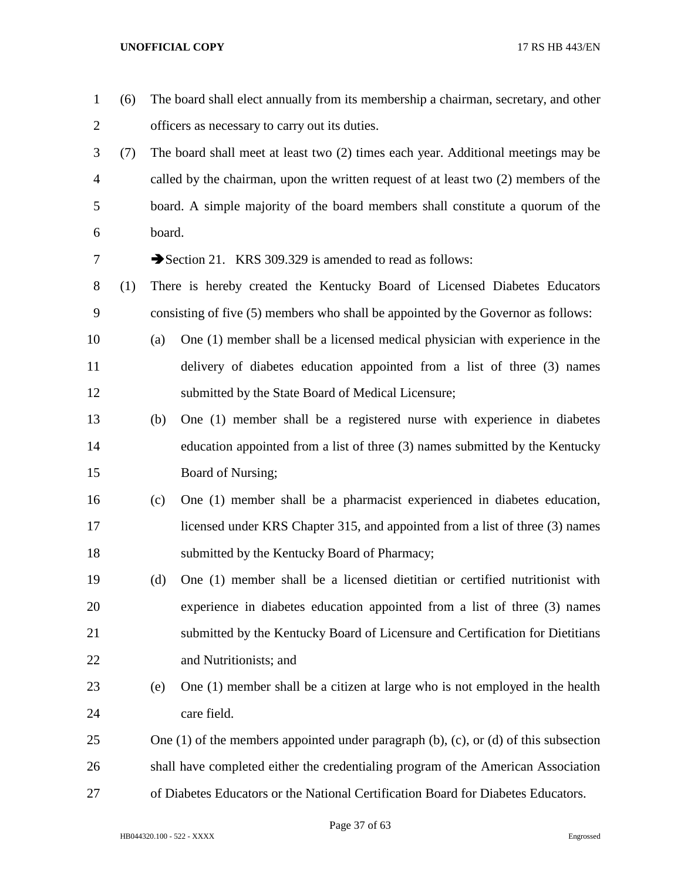(6) The board shall elect annually from its membership a chairman, secretary, and other officers as necessary to carry out its duties.

(7) The board shall meet at least two (2) times each year. Additional meetings may be called by the chairman, upon the written request of at least two (2) members of the board. A simple majority of the board members shall constitute a quorum of the board.

➔Section 21. KRS 309.329 is amended to read as follows:

(1) There is hereby created the Kentucky Board of Licensed Diabetes Educators consisting of five (5) members who shall be appointed by the Governor as follows:

(a) One (1) member shall be a licensed medical physician with experience in the delivery of diabetes education appointed from a list of three (3) names submitted by the State Board of Medical Licensure;

(b) One (1) member shall be a registered nurse with experience in diabetes education appointed from a list of three (3) names submitted by the Kentucky Board of Nursing;

(c) One (1) member shall be a pharmacist experienced in diabetes education, licensed under KRS Chapter 315, and appointed from a list of three (3) names submitted by the Kentucky Board of Pharmacy;

(d) One (1) member shall be a licensed dietitian or certified nutritionist with experience in diabetes education appointed from a list of three (3) names submitted by the Kentucky Board of Licensure and Certification for Dietitians and Nutritionists; and

(e) One (1) member shall be a citizen at large who is not employed in the health care field.

One (1) of the members appointed under paragraph (b), (c), or (d) of this subsection shall have completed either the credentialing program of the American Association of Diabetes Educators or the National Certification Board for Diabetes Educators.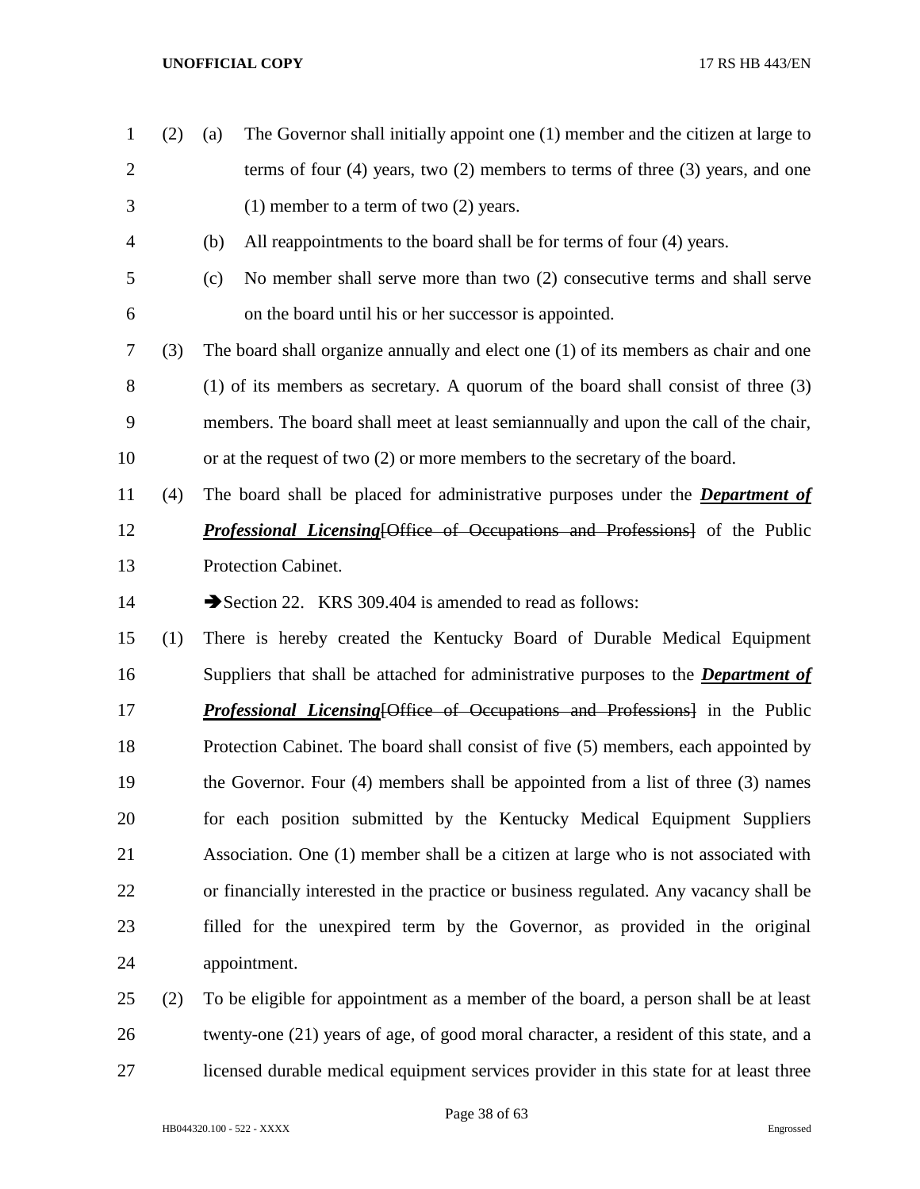(2) (a) The Governor shall initially appoint one (1) member and the citizen at large to terms of four (4) years, two (2) members to terms of three (3) years, and one (1) member to a term of two (2) years.

(b) All reappointments to the board shall be for terms of four (4) years.

(c) No member shall serve more than two (2) consecutive terms and shall serve on the board until his or her successor is appointed.

(3) The board shall organize annually and elect one (1) of its members as chair and one (1) of its members as secretary. A quorum of the board shall consist of three (3) members. The board shall meet at least semiannually and upon the call of the chair, or at the request of two (2) or more members to the secretary of the board.

(4) The board shall be placed for administrative purposes under the ***Department of Professional Licensing***~~[Office of Occupations and Professions]~~ of the Public Protection Cabinet.

➔Section 22. KRS 309.404 is amended to read as follows:

(1) There is hereby created the Kentucky Board of Durable Medical Equipment Suppliers that shall be attached for administrative purposes to the ***Department of Professional Licensing***~~[Office of Occupations and Professions]~~ in the Public Protection Cabinet. The board shall consist of five (5) members, each appointed by the Governor. Four (4) members shall be appointed from a list of three (3) names for each position submitted by the Kentucky Medical Equipment Suppliers Association. One (1) member shall be a citizen at large who is not associated with or financially interested in the practice or business regulated. Any vacancy shall be filled for the unexpired term by the Governor, as provided in the original appointment.

(2) To be eligible for appointment as a member of the board, a person shall be at least twenty-one (21) years of age, of good moral character, a resident of this state, and a licensed durable medical equipment services provider in this state for at least three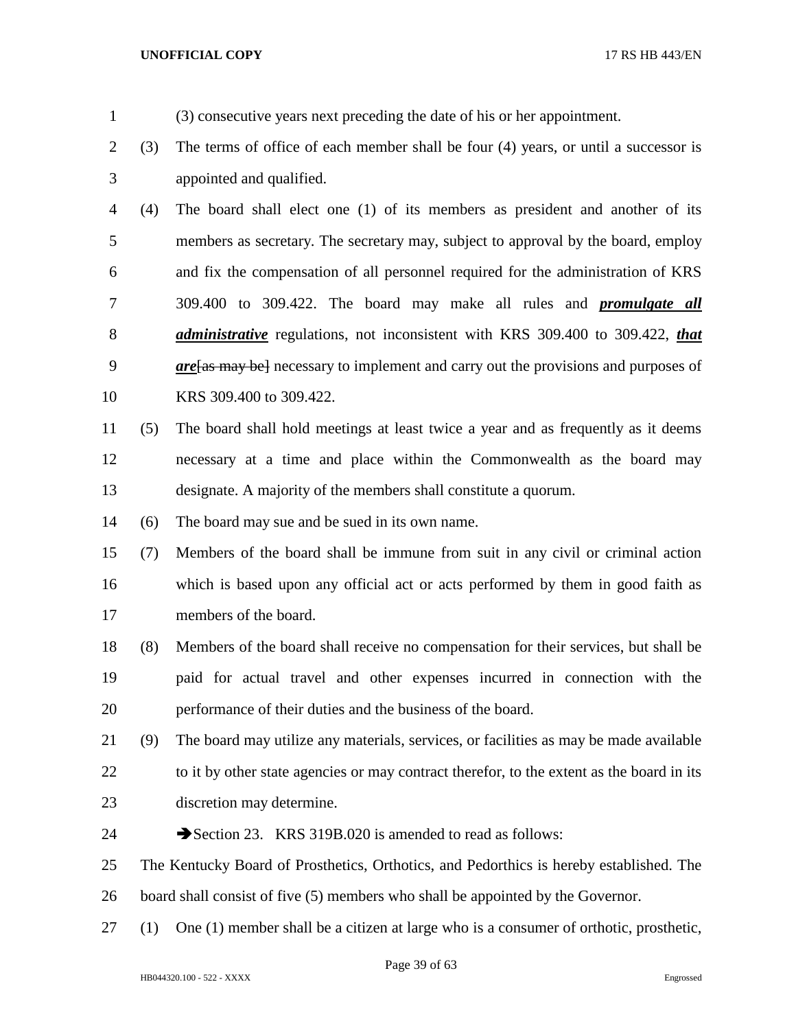(3) consecutive years next preceding the date of his or her appointment.

(3) The terms of office of each member shall be four (4) years, or until a successor is appointed and qualified.

(4) The board shall elect one (1) of its members as president and another of its members as secretary. The secretary may, subject to approval by the board, employ and fix the compensation of all personnel required for the administration of KRS 309.400 to 309.422. The board may make all rules and ***promulgate all administrative*** regulations, not inconsistent with KRS 309.400 to 309.422, ***that are***~~[as may be]~~ necessary to implement and carry out the provisions and purposes of KRS 309.400 to 309.422.

(5) The board shall hold meetings at least twice a year and as frequently as it deems necessary at a time and place within the Commonwealth as the board may designate. A majority of the members shall constitute a quorum.

(6) The board may sue and be sued in its own name.

(7) Members of the board shall be immune from suit in any civil or criminal action which is based upon any official act or acts performed by them in good faith as members of the board.

(8) Members of the board shall receive no compensation for their services, but shall be paid for actual travel and other expenses incurred in connection with the performance of their duties and the business of the board.

(9) The board may utilize any materials, services, or facilities as may be made available to it by other state agencies or may contract therefor, to the extent as the board in its discretion may determine.

➔Section 23. KRS 319B.020 is amended to read as follows:

The Kentucky Board of Prosthetics, Orthotics, and Pedorthics is hereby established. The board shall consist of five (5) members who shall be appointed by the Governor.

(1) One (1) member shall be a citizen at large who is a consumer of orthotic, prosthetic,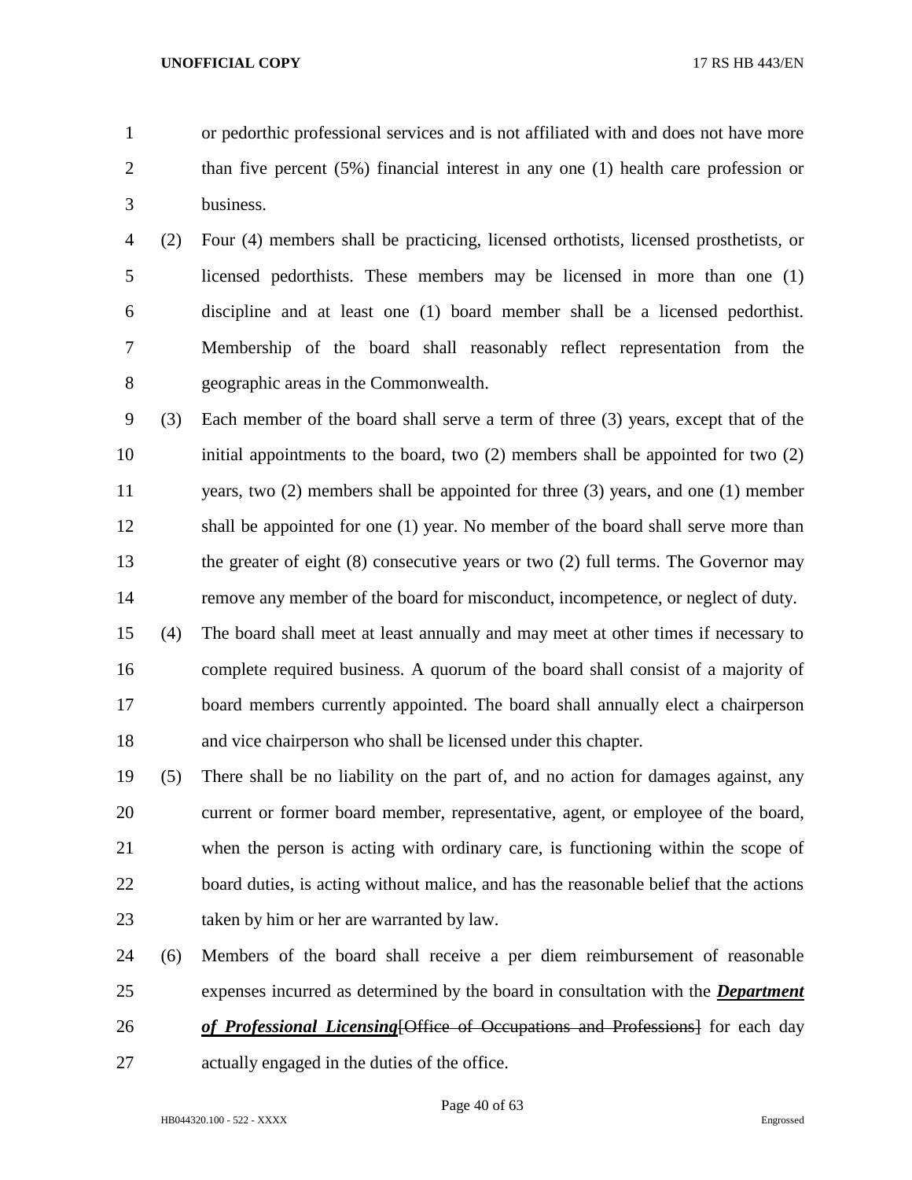or pedorthic professional services and is not affiliated with and does not have more than five percent (5%) financial interest in any one (1) health care profession or business.

(2) Four (4) members shall be practicing, licensed orthotists, licensed prosthetists, or licensed pedorthists. These members may be licensed in more than one (1) discipline and at least one (1) board member shall be a licensed pedorthist. Membership of the board shall reasonably reflect representation from the geographic areas in the Commonwealth.

(3) Each member of the board shall serve a term of three (3) years, except that of the initial appointments to the board, two (2) members shall be appointed for two (2) years, two (2) members shall be appointed for three (3) years, and one (1) member shall be appointed for one (1) year. No member of the board shall serve more than the greater of eight (8) consecutive years or two (2) full terms. The Governor may remove any member of the board for misconduct, incompetence, or neglect of duty.

(4) The board shall meet at least annually and may meet at other times if necessary to complete required business. A quorum of the board shall consist of a majority of board members currently appointed. The board shall annually elect a chairperson and vice chairperson who shall be licensed under this chapter.

(5) There shall be no liability on the part of, and no action for damages against, any current or former board member, representative, agent, or employee of the board, when the person is acting with ordinary care, is functioning within the scope of board duties, is acting without malice, and has the reasonable belief that the actions taken by him or her are warranted by law.

(6) Members of the board shall receive a per diem reimbursement of reasonable expenses incurred as determined by the board in consultation with the ***Department of Professional Licensing***~~[Office of Occupations and Professions]~~ for each day actually engaged in the duties of the office.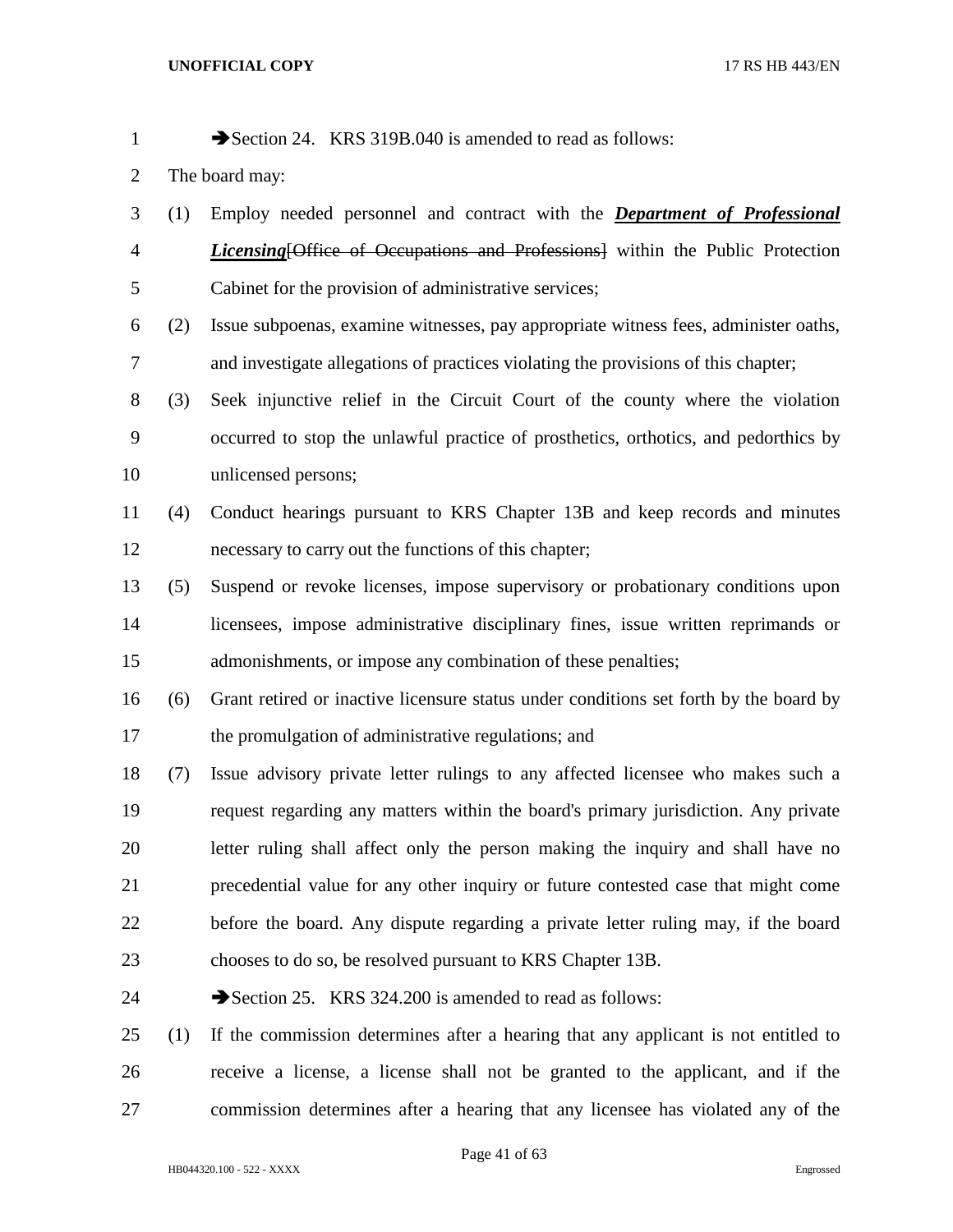➔Section 24. KRS 319B.040 is amended to read as follows:

The board may:

(1) Employ needed personnel and contract with the ***Department of Professional Licensing***[~~Office of Occupations and Professions~~] within the Public Protection Cabinet for the provision of administrative services;

(2) Issue subpoenas, examine witnesses, pay appropriate witness fees, administer oaths, and investigate allegations of practices violating the provisions of this chapter;

(3) Seek injunctive relief in the Circuit Court of the county where the violation occurred to stop the unlawful practice of prosthetics, orthotics, and pedorthics by unlicensed persons;

(4) Conduct hearings pursuant to KRS Chapter 13B and keep records and minutes necessary to carry out the functions of this chapter;

(5) Suspend or revoke licenses, impose supervisory or probationary conditions upon licensees, impose administrative disciplinary fines, issue written reprimands or admonishments, or impose any combination of these penalties;

(6) Grant retired or inactive licensure status under conditions set forth by the board by the promulgation of administrative regulations; and

(7) Issue advisory private letter rulings to any affected licensee who makes such a request regarding any matters within the board's primary jurisdiction. Any private letter ruling shall affect only the person making the inquiry and shall have no precedential value for any other inquiry or future contested case that might come before the board. Any dispute regarding a private letter ruling may, if the board chooses to do so, be resolved pursuant to KRS Chapter 13B.

➔Section 25. KRS 324.200 is amended to read as follows:

(1) If the commission determines after a hearing that any applicant is not entitled to receive a license, a license shall not be granted to the applicant, and if the commission determines after a hearing that any licensee has violated any of the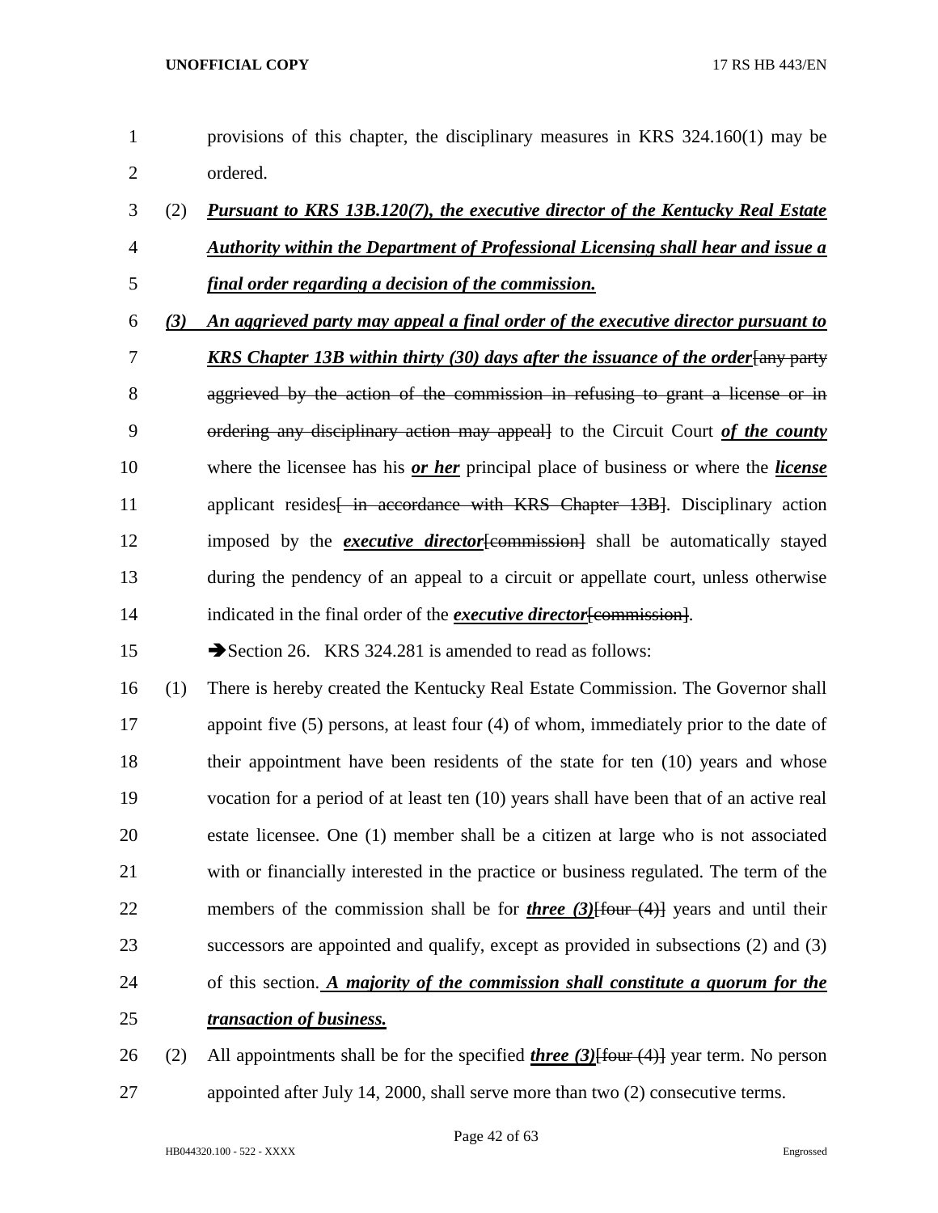provisions of this chapter, the disciplinary measures in KRS 324.160(1) may be ordered.

(2) ***Pursuant to KRS 13B.120(7), the executive director of the Kentucky Real Estate Authority within the Department of Professional Licensing shall hear and issue a final order regarding a decision of the commission.***

***(3) An aggrieved party may appeal a final order of the executive director pursuant to KRS Chapter 13B within thirty (30) days after the issuance of the order***~~[any party aggrieved by the action of the commission in refusing to grant a license or in ordering any disciplinary action may appeal]~~ to the Circuit Court ***of the county*** where the licensee has his ***or her*** principal place of business or where the ***license*** applicant resides~~[ in accordance with KRS Chapter 13B]~~. Disciplinary action imposed by the ***executive director***~~[commission]~~ shall be automatically stayed during the pendency of an appeal to a circuit or appellate court, unless otherwise indicated in the final order of the ***executive director***~~[commission]~~.

➔Section 26. KRS 324.281 is amended to read as follows:

(1) There is hereby created the Kentucky Real Estate Commission. The Governor shall appoint five (5) persons, at least four (4) of whom, immediately prior to the date of their appointment have been residents of the state for ten (10) years and whose vocation for a period of at least ten (10) years shall have been that of an active real estate licensee. One (1) member shall be a citizen at large who is not associated with or financially interested in the practice or business regulated. The term of the members of the commission shall be for ***three (3)***~~[four (4)]~~ years and until their successors are appointed and qualify, except as provided in subsections (2) and (3) of this section. ***A majority of the commission shall constitute a quorum for the transaction of business.***

(2) All appointments shall be for the specified ***three (3)***~~[four (4)]~~ year term. No person appointed after July 14, 2000, shall serve more than two (2) consecutive terms.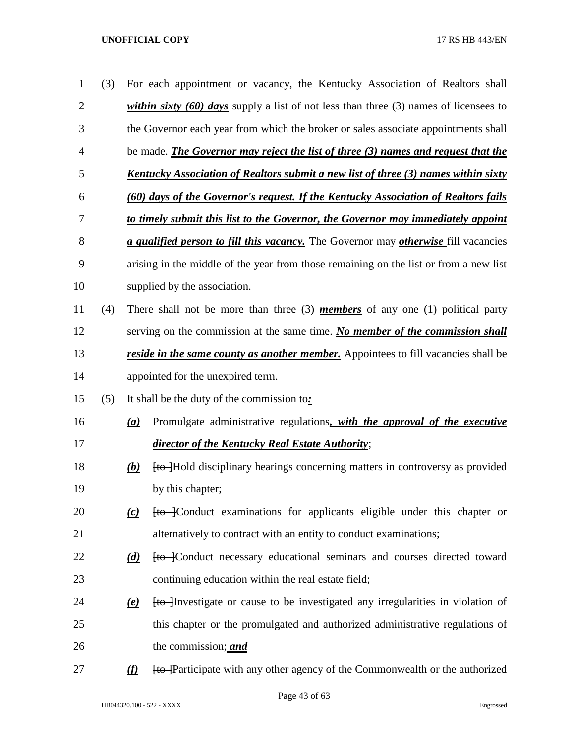(3) For each appointment or vacancy, the Kentucky Association of Realtors shall ***within sixty (60) days*** supply a list of not less than three (3) names of licensees to the Governor each year from which the broker or sales associate appointments shall be made. ***The Governor may reject the list of three (3) names and request that the Kentucky Association of Realtors submit a new list of three (3) names within sixty (60) days of the Governor's request. If the Kentucky Association of Realtors fails to timely submit this list to the Governor, the Governor may immediately appoint a qualified person to fill this vacancy.*** The Governor may ***otherwise*** fill vacancies arising in the middle of the year from those remaining on the list or from a new list supplied by the association.

(4) There shall not be more than three (3) ***members*** of any one (1) political party serving on the commission at the same time. ***No member of the commission shall reside in the same county as another member.*** Appointees to fill vacancies shall be appointed for the unexpired term.

(5) It shall be the duty of the commission to***:***

***(a)*** Promulgate administrative regulations***, with the approval of the executive director of the Kentucky Real Estate Authority***;

***(b)*** ~~[to ]~~Hold disciplinary hearings concerning matters in controversy as provided by this chapter;

***(c)*** ~~[to ]~~Conduct examinations for applicants eligible under this chapter or alternatively to contract with an entity to conduct examinations;

***(d)*** ~~[to ]~~Conduct necessary educational seminars and courses directed toward continuing education within the real estate field;

***(e)*** ~~[to ]~~Investigate or cause to be investigated any irregularities in violation of this chapter or the promulgated and authorized administrative regulations of the commission***; and***

***(f)*** ~~[to ]~~Participate with any other agency of the Commonwealth or the authorized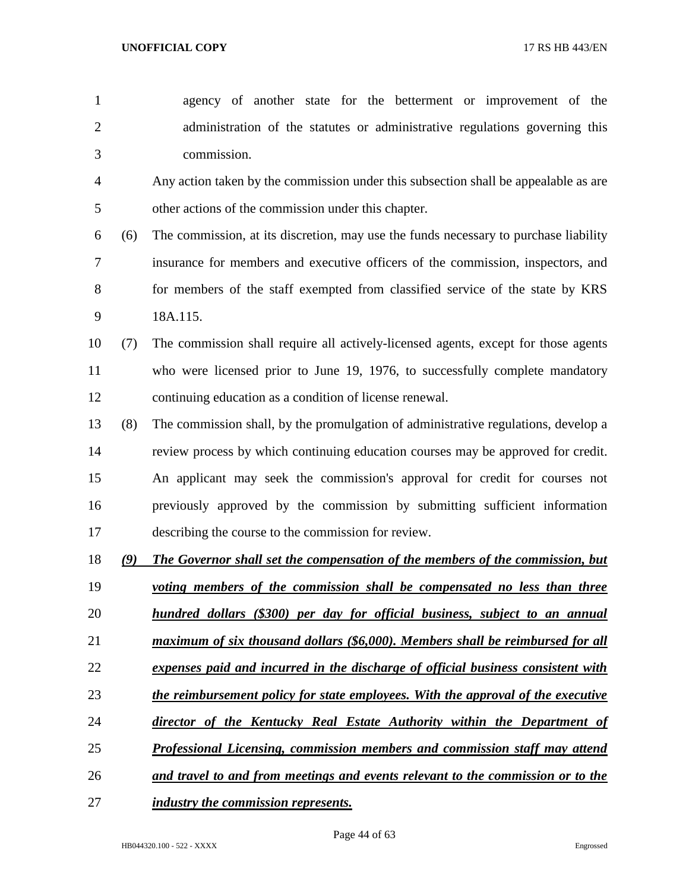agency of another state for the betterment or improvement of the administration of the statutes or administrative regulations governing this commission.

Any action taken by the commission under this subsection shall be appealable as are other actions of the commission under this chapter.

(6) The commission, at its discretion, may use the funds necessary to purchase liability insurance for members and executive officers of the commission, inspectors, and for members of the staff exempted from classified service of the state by KRS 18A.115.

(7) The commission shall require all actively-licensed agents, except for those agents who were licensed prior to June 19, 1976, to successfully complete mandatory continuing education as a condition of license renewal.

(8) The commission shall, by the promulgation of administrative regulations, develop a review process by which continuing education courses may be approved for credit. An applicant may seek the commission's approval for credit for courses not previously approved by the commission by submitting sufficient information describing the course to the commission for review.

***(9) The Governor shall set the compensation of the members of the commission, but voting members of the commission shall be compensated no less than three hundred dollars ($300) per day for official business, subject to an annual maximum of six thousand dollars ($6,000). Members shall be reimbursed for all expenses paid and incurred in the discharge of official business consistent with the reimbursement policy for state employees. With the approval of the executive director of the Kentucky Real Estate Authority within the Department of Professional Licensing, commission members and commission staff may attend and travel to and from meetings and events relevant to the commission or to the industry the commission represents.***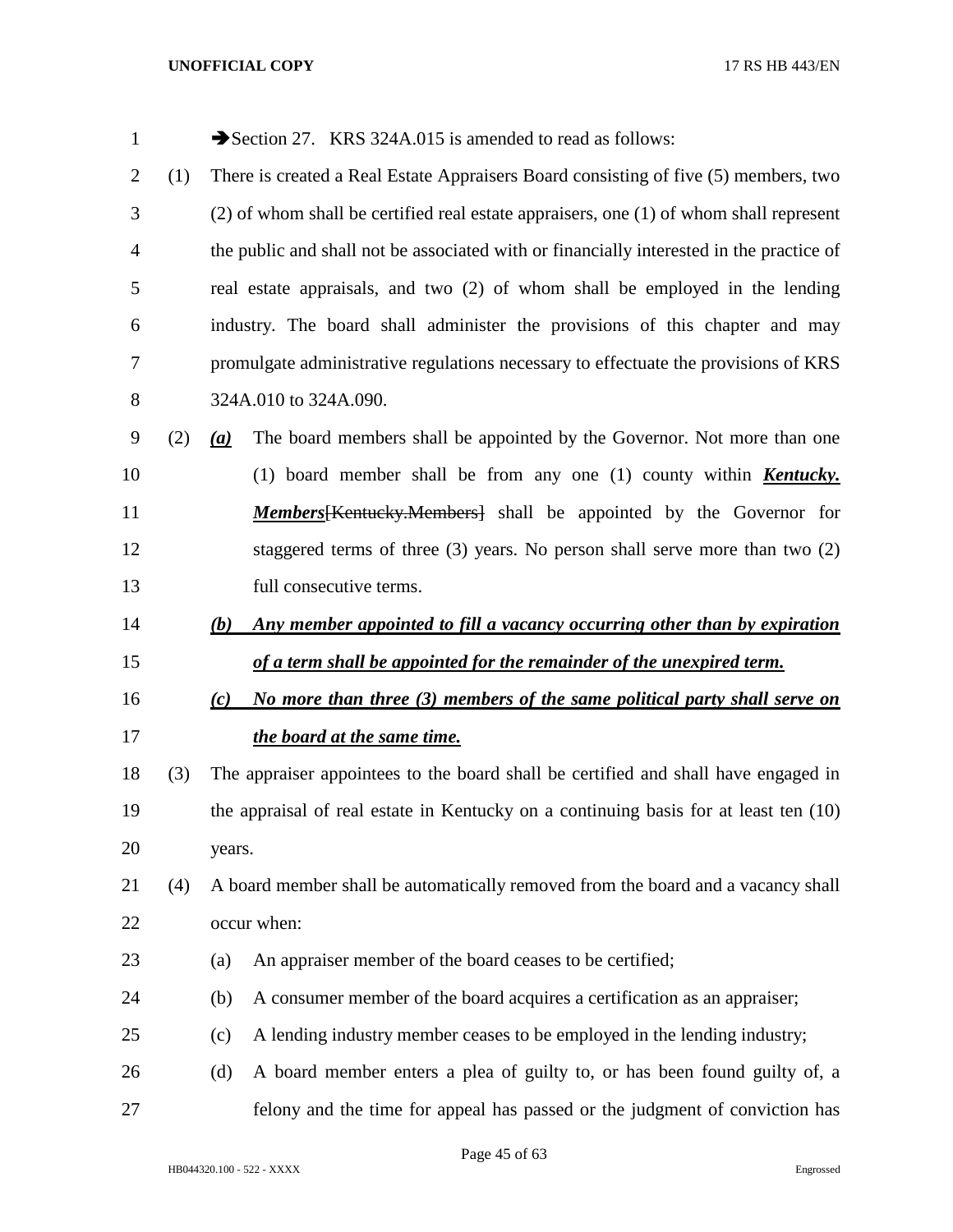➔Section 27. KRS 324A.015 is amended to read as follows:

(1) There is created a Real Estate Appraisers Board consisting of five (5) members, two (2) of whom shall be certified real estate appraisers, one (1) of whom shall represent the public and shall not be associated with or financially interested in the practice of real estate appraisals, and two (2) of whom shall be employed in the lending industry. The board shall administer the provisions of this chapter and may promulgate administrative regulations necessary to effectuate the provisions of KRS 324A.010 to 324A.090.

(2) ***(a)*** The board members shall be appointed by the Governor. Not more than one (1) board member shall be from any one (1) county within ***Kentucky. Members***~~[Kentucky.Members]~~ shall be appointed by the Governor for staggered terms of three (3) years. No person shall serve more than two (2) full consecutive terms.

***(b) Any member appointed to fill a vacancy occurring other than by expiration of a term shall be appointed for the remainder of the unexpired term.***

***(c) No more than three (3) members of the same political party shall serve on the board at the same time.***

(3) The appraiser appointees to the board shall be certified and shall have engaged in the appraisal of real estate in Kentucky on a continuing basis for at least ten (10) years.

(4) A board member shall be automatically removed from the board and a vacancy shall occur when:

(a) An appraiser member of the board ceases to be certified;

(b) A consumer member of the board acquires a certification as an appraiser;

(c) A lending industry member ceases to be employed in the lending industry;

(d) A board member enters a plea of guilty to, or has been found guilty of, a felony and the time for appeal has passed or the judgment of conviction has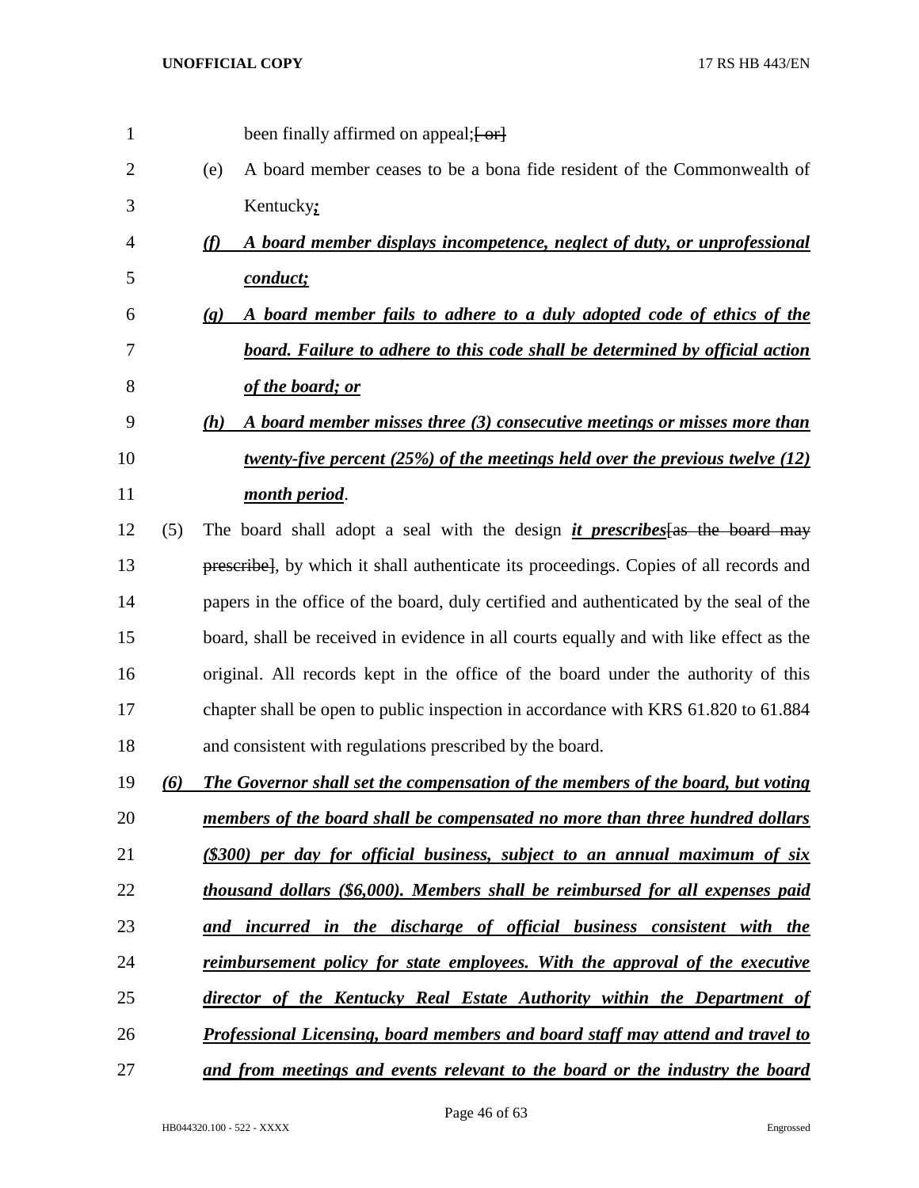been finally affirmed on appeal;~~[ or]~~

(e) A board member ceases to be a bona fide resident of the Commonwealth of Kentucky***;***

***(f) A board member displays incompetence, neglect of duty, or unprofessional conduct;***

***(g) A board member fails to adhere to a duly adopted code of ethics of the board. Failure to adhere to this code shall be determined by official action of the board; or***

***(h) A board member misses three (3) consecutive meetings or misses more than twenty-five percent (25%) of the meetings held over the previous twelve (12) month period***.

(5) The board shall adopt a seal with the design ***it prescribes***~~[as the board may prescribe]~~, by which it shall authenticate its proceedings. Copies of all records and papers in the office of the board, duly certified and authenticated by the seal of the board, shall be received in evidence in all courts equally and with like effect as the original. All records kept in the office of the board under the authority of this chapter shall be open to public inspection in accordance with KRS 61.820 to 61.884 and consistent with regulations prescribed by the board.

***(6) The Governor shall set the compensation of the members of the board, but voting members of the board shall be compensated no more than three hundred dollars ($300) per day for official business, subject to an annual maximum of six thousand dollars ($6,000). Members shall be reimbursed for all expenses paid and incurred in the discharge of official business consistent with the reimbursement policy for state employees. With the approval of the executive director of the Kentucky Real Estate Authority within the Department of Professional Licensing, board members and board staff may attend and travel to and from meetings and events relevant to the board or the industry the board***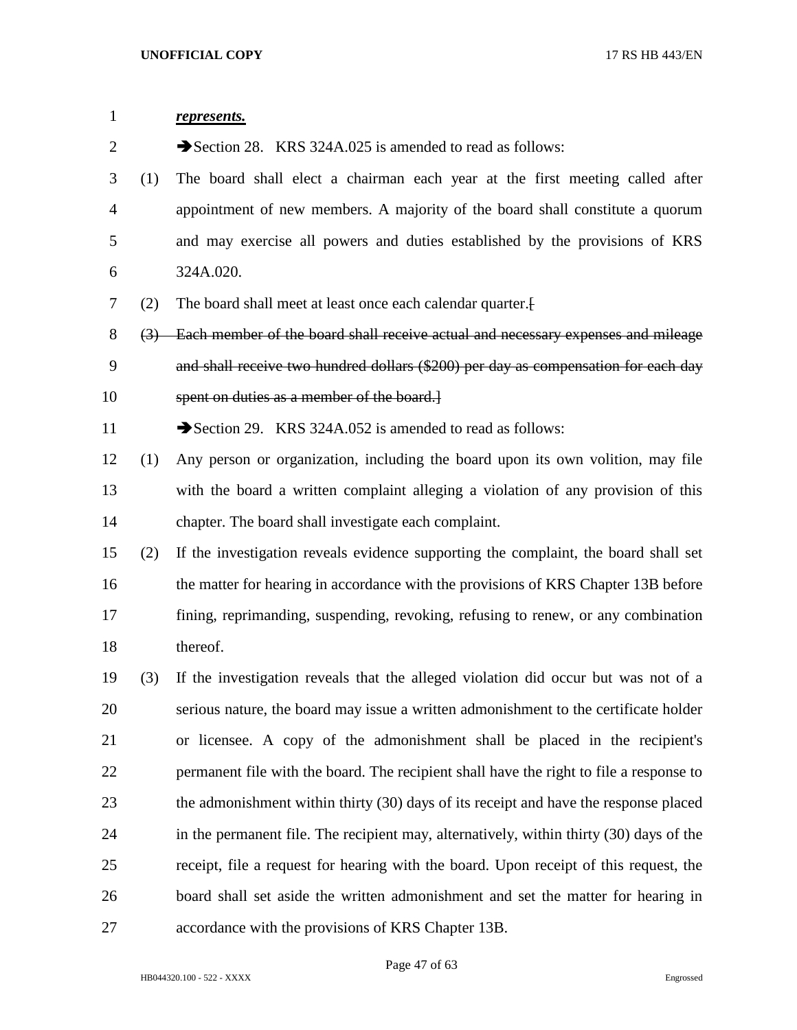***represents.***

➔Section 28. KRS 324A.025 is amended to read as follows:

(1) The board shall elect a chairman each year at the first meeting called after appointment of new members. A majority of the board shall constitute a quorum and may exercise all powers and duties established by the provisions of KRS 324A.020.

(2) The board shall meet at least once each calendar quarter.[

~~(3) Each member of the board shall receive actual and necessary expenses and mileage and shall receive two hundred dollars ($200) per day as compensation for each day spent on duties as a member of the board.~~]

➔Section 29. KRS 324A.052 is amended to read as follows:

(1) Any person or organization, including the board upon its own volition, may file with the board a written complaint alleging a violation of any provision of this chapter. The board shall investigate each complaint.

(2) If the investigation reveals evidence supporting the complaint, the board shall set the matter for hearing in accordance with the provisions of KRS Chapter 13B before fining, reprimanding, suspending, revoking, refusing to renew, or any combination thereof.

(3) If the investigation reveals that the alleged violation did occur but was not of a serious nature, the board may issue a written admonishment to the certificate holder or licensee. A copy of the admonishment shall be placed in the recipient's permanent file with the board. The recipient shall have the right to file a response to the admonishment within thirty (30) days of its receipt and have the response placed in the permanent file. The recipient may, alternatively, within thirty (30) days of the receipt, file a request for hearing with the board. Upon receipt of this request, the board shall set aside the written admonishment and set the matter for hearing in accordance with the provisions of KRS Chapter 13B.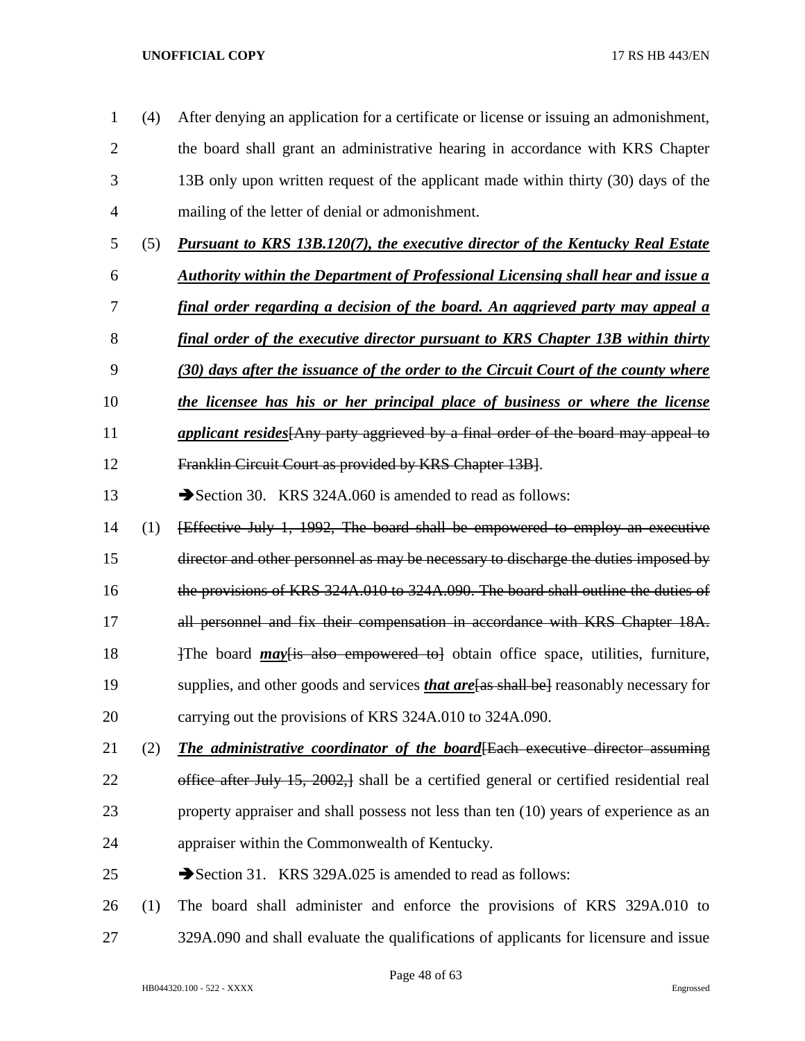(4) After denying an application for a certificate or license or issuing an admonishment, the board shall grant an administrative hearing in accordance with KRS Chapter 13B only upon written request of the applicant made within thirty (30) days of the mailing of the letter of denial or admonishment.

(5) ***Pursuant to KRS 13B.120(7), the executive director of the Kentucky Real Estate Authority within the Department of Professional Licensing shall hear and issue a final order regarding a decision of the board. An aggrieved party may appeal a final order of the executive director pursuant to KRS Chapter 13B within thirty (30) days after the issuance of the order to the Circuit Court of the county where the licensee has his or her principal place of business or where the license applicant resides***~~[Any party aggrieved by a final order of the board may appeal to Franklin Circuit Court as provided by KRS Chapter 13B]~~.

➔Section 30. KRS 324A.060 is amended to read as follows:

(1) ~~[Effective July 1, 1992, The board shall be empowered to employ an executive director and other personnel as may be necessary to discharge the duties imposed by the provisions of KRS 324A.010 to 324A.090. The board shall outline the duties of all personnel and fix their compensation in accordance with KRS Chapter 18A. ]~~The board ***may***~~[is also empowered to]~~ obtain office space, utilities, furniture, supplies, and other goods and services ***that are***~~[as shall be]~~ reasonably necessary for carrying out the provisions of KRS 324A.010 to 324A.090.

(2) ***The administrative coordinator of the board***~~[Each executive director assuming office after July 15, 2002,]~~ shall be a certified general or certified residential real property appraiser and shall possess not less than ten (10) years of experience as an appraiser within the Commonwealth of Kentucky.

➔Section 31. KRS 329A.025 is amended to read as follows:

(1) The board shall administer and enforce the provisions of KRS 329A.010 to 329A.090 and shall evaluate the qualifications of applicants for licensure and issue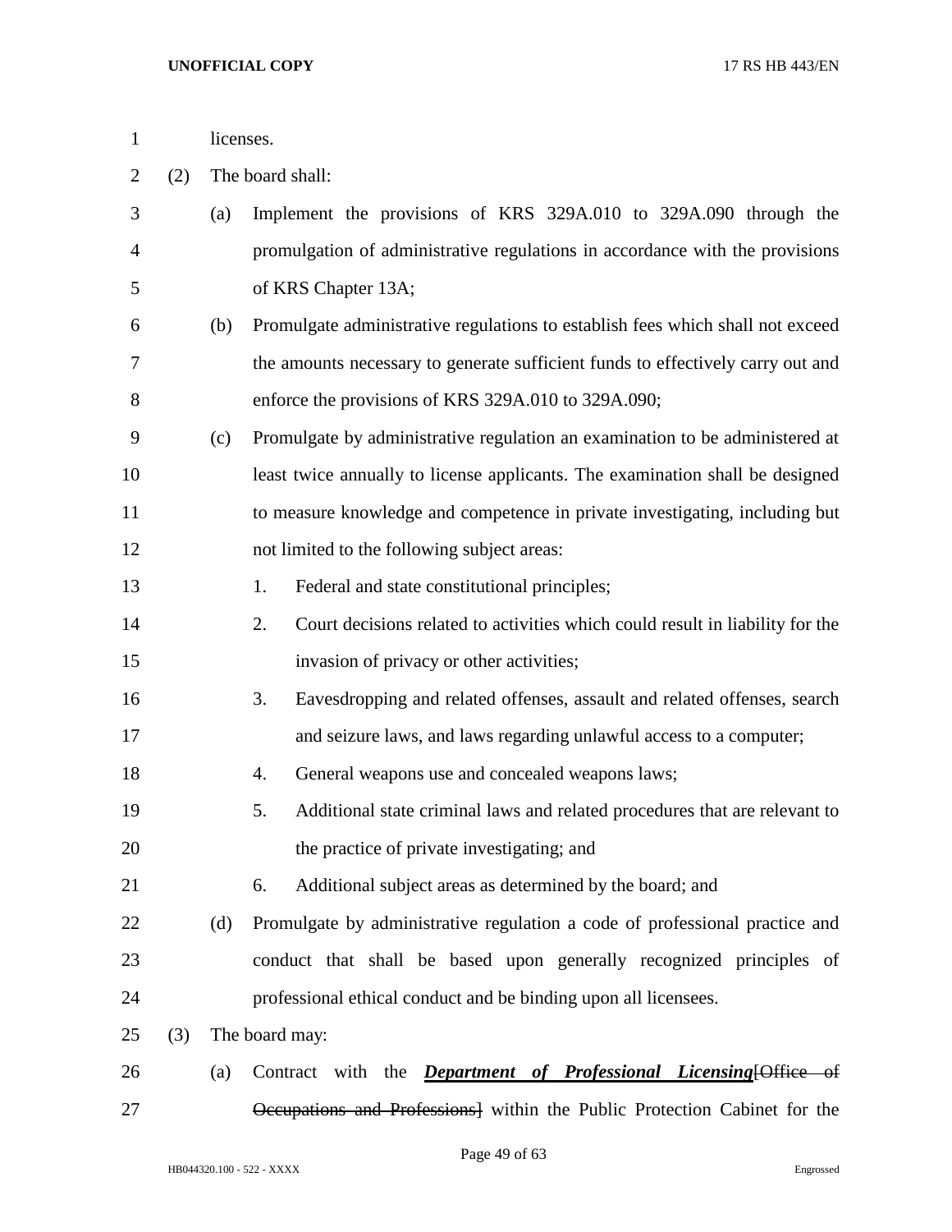licenses.

(2) The board shall:

(a) Implement the provisions of KRS 329A.010 to 329A.090 through the promulgation of administrative regulations in accordance with the provisions of KRS Chapter 13A;

(b) Promulgate administrative regulations to establish fees which shall not exceed the amounts necessary to generate sufficient funds to effectively carry out and enforce the provisions of KRS 329A.010 to 329A.090;

(c) Promulgate by administrative regulation an examination to be administered at least twice annually to license applicants. The examination shall be designed to measure knowledge and competence in private investigating, including but not limited to the following subject areas:

1. Federal and state constitutional principles;
2. Court decisions related to activities which could result in liability for the invasion of privacy or other activities;
3. Eavesdropping and related offenses, assault and related offenses, search and seizure laws, and laws regarding unlawful access to a computer;
4. General weapons use and concealed weapons laws;
5. Additional state criminal laws and related procedures that are relevant to the practice of private investigating; and
6. Additional subject areas as determined by the board; and

(d) Promulgate by administrative regulation a code of professional practice and conduct that shall be based upon generally recognized principles of professional ethical conduct and be binding upon all licensees.

(3) The board may:

(a) Contract with the ***Department of Professional Licensing***~~[Office of Occupations and Professions]~~ within the Public Protection Cabinet for the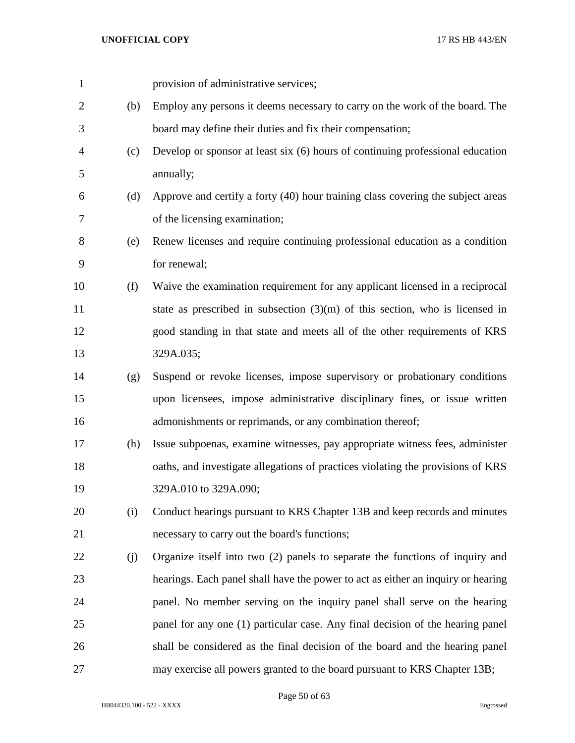provision of administrative services;

(b) Employ any persons it deems necessary to carry on the work of the board. The board may define their duties and fix their compensation;

(c) Develop or sponsor at least six (6) hours of continuing professional education annually;

(d) Approve and certify a forty (40) hour training class covering the subject areas of the licensing examination;

(e) Renew licenses and require continuing professional education as a condition for renewal;

(f) Waive the examination requirement for any applicant licensed in a reciprocal state as prescribed in subsection (3)(m) of this section, who is licensed in good standing in that state and meets all of the other requirements of KRS 329A.035;

(g) Suspend or revoke licenses, impose supervisory or probationary conditions upon licensees, impose administrative disciplinary fines, or issue written admonishments or reprimands, or any combination thereof;

(h) Issue subpoenas, examine witnesses, pay appropriate witness fees, administer oaths, and investigate allegations of practices violating the provisions of KRS 329A.010 to 329A.090;

(i) Conduct hearings pursuant to KRS Chapter 13B and keep records and minutes necessary to carry out the board's functions;

(j) Organize itself into two (2) panels to separate the functions of inquiry and hearings. Each panel shall have the power to act as either an inquiry or hearing panel. No member serving on the inquiry panel shall serve on the hearing panel for any one (1) particular case. Any final decision of the hearing panel shall be considered as the final decision of the board and the hearing panel may exercise all powers granted to the board pursuant to KRS Chapter 13B;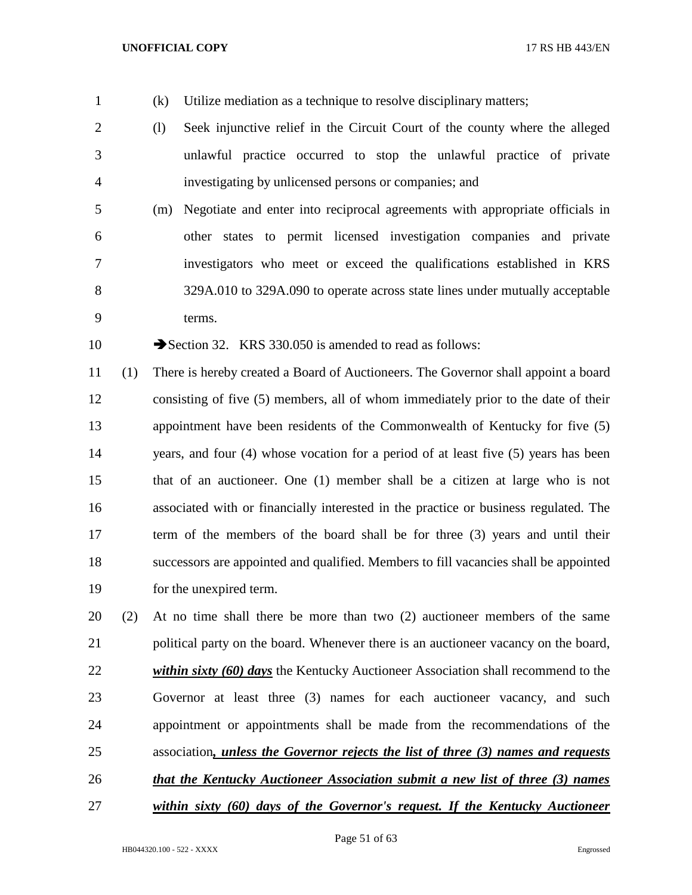(k) Utilize mediation as a technique to resolve disciplinary matters;

(l) Seek injunctive relief in the Circuit Court of the county where the alleged unlawful practice occurred to stop the unlawful practice of private investigating by unlicensed persons or companies; and

(m) Negotiate and enter into reciprocal agreements with appropriate officials in other states to permit licensed investigation companies and private investigators who meet or exceed the qualifications established in KRS 329A.010 to 329A.090 to operate across state lines under mutually acceptable terms.

➔Section 32. KRS 330.050 is amended to read as follows:

(1) There is hereby created a Board of Auctioneers. The Governor shall appoint a board consisting of five (5) members, all of whom immediately prior to the date of their appointment have been residents of the Commonwealth of Kentucky for five (5) years, and four (4) whose vocation for a period of at least five (5) years has been that of an auctioneer. One (1) member shall be a citizen at large who is not associated with or financially interested in the practice or business regulated. The term of the members of the board shall be for three (3) years and until their successors are appointed and qualified. Members to fill vacancies shall be appointed for the unexpired term.

(2) At no time shall there be more than two (2) auctioneer members of the same political party on the board. Whenever there is an auctioneer vacancy on the board, ***within sixty (60) days*** the Kentucky Auctioneer Association shall recommend to the Governor at least three (3) names for each auctioneer vacancy, and such appointment or appointments shall be made from the recommendations of the association***, unless the Governor rejects the list of three (3) names and requests that the Kentucky Auctioneer Association submit a new list of three (3) names within sixty (60) days of the Governor's request. If the Kentucky Auctioneer***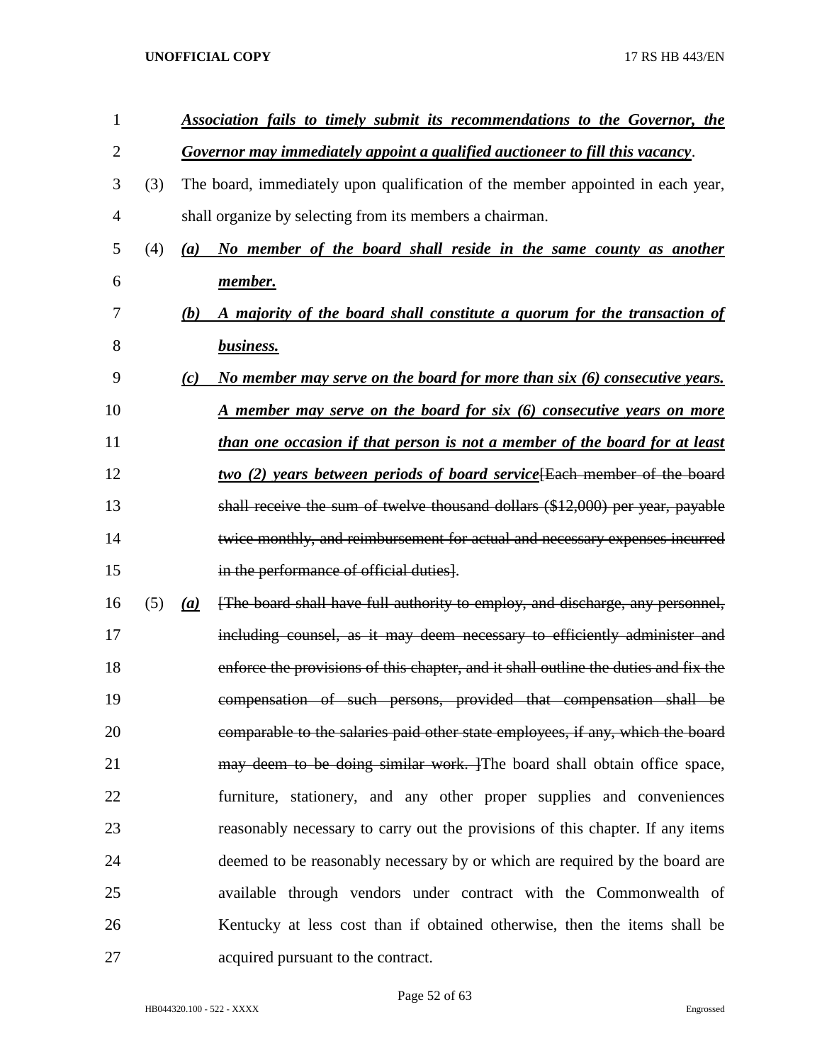***Association fails to timely submit its recommendations to the Governor, the Governor may immediately appoint a qualified auctioneer to fill this vacancy***.

(3) The board, immediately upon qualification of the member appointed in each year, shall organize by selecting from its members a chairman.

(4) ***(a) No member of the board shall reside in the same county as another member.***

***(b) A majority of the board shall constitute a quorum for the transaction of business.***

***(c) No member may serve on the board for more than six (6) consecutive years. A member may serve on the board for six (6) consecutive years on more than one occasion if that person is not a member of the board for at least two (2) years between periods of board service***[~~Each member of the board shall receive the sum of twelve thousand dollars ($12,000) per year, payable twice monthly, and reimbursement for actual and necessary expenses incurred in the performance of official duties~~].

(5) ***(a)*** [~~The board shall have full authority to employ, and discharge, any personnel, including counsel, as it may deem necessary to efficiently administer and enforce the provisions of this chapter, and it shall outline the duties and fix the compensation of such persons, provided that compensation shall be comparable to the salaries paid other state employees, if any, which the board may deem to be doing similar work.~~ ]The board shall obtain office space, furniture, stationery, and any other proper supplies and conveniences reasonably necessary to carry out the provisions of this chapter. If any items deemed to be reasonably necessary by or which are required by the board are available through vendors under contract with the Commonwealth of Kentucky at less cost than if obtained otherwise, then the items shall be acquired pursuant to the contract.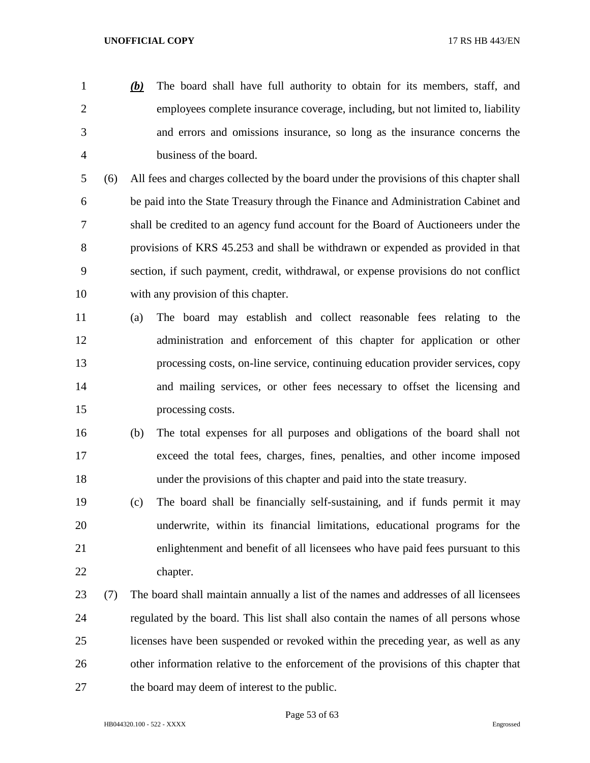***(b)*** The board shall have full authority to obtain for its members, staff, and employees complete insurance coverage, including, but not limited to, liability and errors and omissions insurance, so long as the insurance concerns the business of the board.

(6) All fees and charges collected by the board under the provisions of this chapter shall be paid into the State Treasury through the Finance and Administration Cabinet and shall be credited to an agency fund account for the Board of Auctioneers under the provisions of KRS 45.253 and shall be withdrawn or expended as provided in that section, if such payment, credit, withdrawal, or expense provisions do not conflict with any provision of this chapter.

(a) The board may establish and collect reasonable fees relating to the administration and enforcement of this chapter for application or other processing costs, on-line service, continuing education provider services, copy and mailing services, or other fees necessary to offset the licensing and processing costs.

(b) The total expenses for all purposes and obligations of the board shall not exceed the total fees, charges, fines, penalties, and other income imposed under the provisions of this chapter and paid into the state treasury.

(c) The board shall be financially self-sustaining, and if funds permit it may underwrite, within its financial limitations, educational programs for the enlightenment and benefit of all licensees who have paid fees pursuant to this chapter.

(7) The board shall maintain annually a list of the names and addresses of all licensees regulated by the board. This list shall also contain the names of all persons whose licenses have been suspended or revoked within the preceding year, as well as any other information relative to the enforcement of the provisions of this chapter that the board may deem of interest to the public.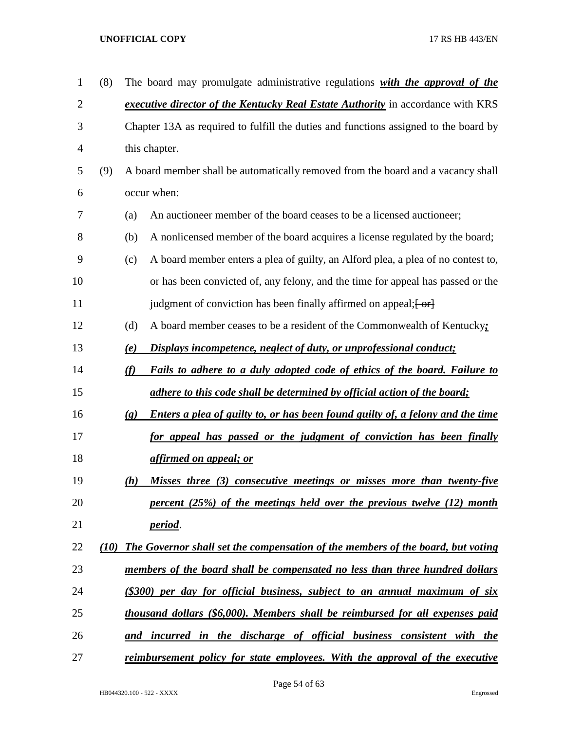(8) The board may promulgate administrative regulations ***with the approval of the executive director of the Kentucky Real Estate Authority*** in accordance with KRS Chapter 13A as required to fulfill the duties and functions assigned to the board by this chapter.

(9) A board member shall be automatically removed from the board and a vacancy shall occur when:

(a) An auctioneer member of the board ceases to be a licensed auctioneer;

(b) A nonlicensed member of the board acquires a license regulated by the board;

(c) A board member enters a plea of guilty, an Alford plea, a plea of no contest to, or has been convicted of, any felony, and the time for appeal has passed or the judgment of conviction has been finally affirmed on appeal;~~[ or]~~

(d) A board member ceases to be a resident of the Commonwealth of Kentucky***;***

***(e) Displays incompetence, neglect of duty, or unprofessional conduct;***

***(f) Fails to adhere to a duly adopted code of ethics of the board. Failure to adhere to this code shall be determined by official action of the board;***

***(g) Enters a plea of guilty to, or has been found guilty of, a felony and the time for appeal has passed or the judgment of conviction has been finally affirmed on appeal; or***

***(h) Misses three (3) consecutive meetings or misses more than twenty-five percent (25%) of the meetings held over the previous twelve (12) month period***.

***(10) The Governor shall set the compensation of the members of the board, but voting members of the board shall be compensated no less than three hundred dollars ($300) per day for official business, subject to an annual maximum of six thousand dollars ($6,000). Members shall be reimbursed for all expenses paid and incurred in the discharge of official business consistent with the reimbursement policy for state employees. With the approval of the executive***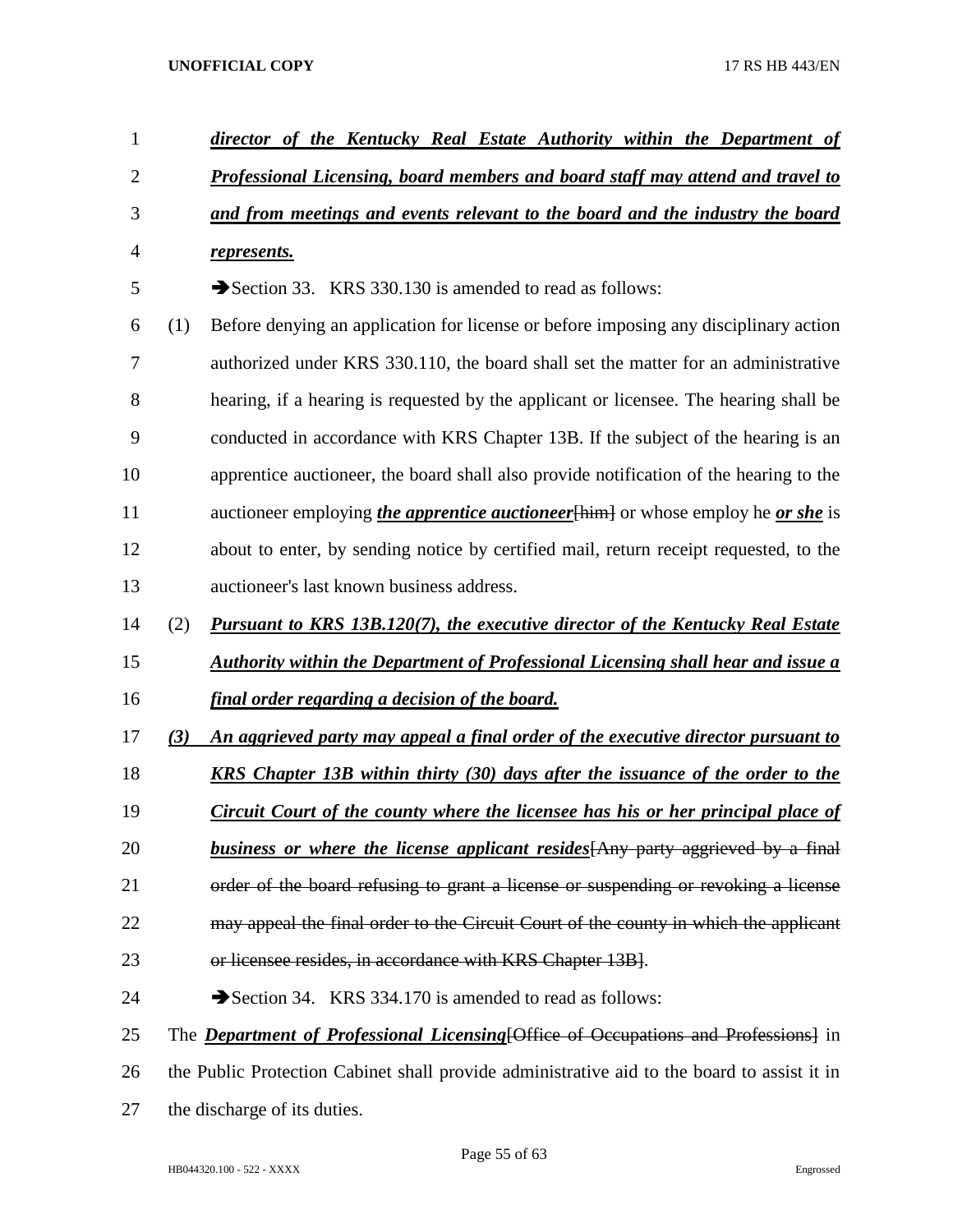***director of the Kentucky Real Estate Authority within the Department of Professional Licensing, board members and board staff may attend and travel to and from meetings and events relevant to the board and the industry the board represents.***

➔Section 33. KRS 330.130 is amended to read as follows:

(1) Before denying an application for license or before imposing any disciplinary action authorized under KRS 330.110, the board shall set the matter for an administrative hearing, if a hearing is requested by the applicant or licensee. The hearing shall be conducted in accordance with KRS Chapter 13B. If the subject of the hearing is an apprentice auctioneer, the board shall also provide notification of the hearing to the auctioneer employing ***the apprentice auctioneer***~~[him]~~ or whose employ he ***or she*** is about to enter, by sending notice by certified mail, return receipt requested, to the auctioneer's last known business address.

(2) ***Pursuant to KRS 13B.120(7), the executive director of the Kentucky Real Estate Authority within the Department of Professional Licensing shall hear and issue a final order regarding a decision of the board.***

***(3) An aggrieved party may appeal a final order of the executive director pursuant to KRS Chapter 13B within thirty (30) days after the issuance of the order to the Circuit Court of the county where the licensee has his or her principal place of business or where the license applicant resides***~~[Any party aggrieved by a final order of the board refusing to grant a license or suspending or revoking a license may appeal the final order to the Circuit Court of the county in which the applicant or licensee resides, in accordance with KRS Chapter 13B]~~.

➔Section 34. KRS 334.170 is amended to read as follows:

The ***Department of Professional Licensing***~~[Office of Occupations and Professions]~~ in the Public Protection Cabinet shall provide administrative aid to the board to assist it in the discharge of its duties.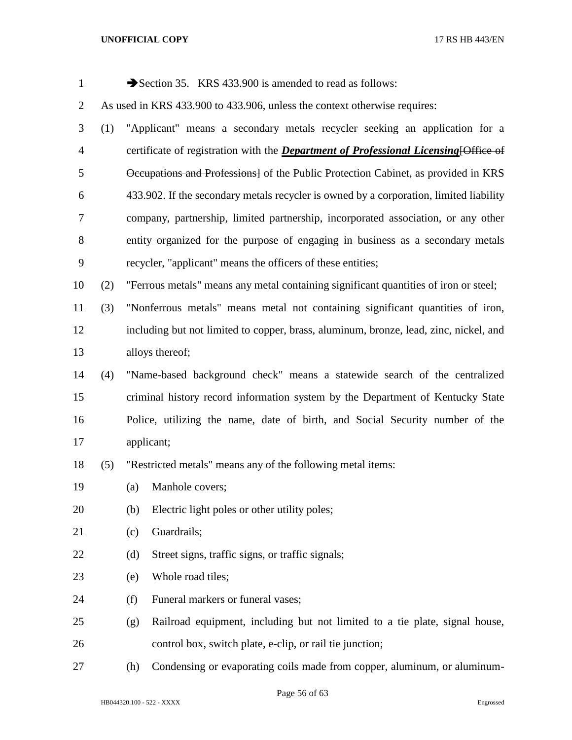➔Section 35. KRS 433.900 is amended to read as follows:

As used in KRS 433.900 to 433.906, unless the context otherwise requires:

(1) "Applicant" means a secondary metals recycler seeking an application for a certificate of registration with the ***Department of Professional Licensing***[~~Office of Occupations and Professions~~] of the Public Protection Cabinet, as provided in KRS 433.902. If the secondary metals recycler is owned by a corporation, limited liability company, partnership, limited partnership, incorporated association, or any other entity organized for the purpose of engaging in business as a secondary metals recycler, "applicant" means the officers of these entities;

(2) "Ferrous metals" means any metal containing significant quantities of iron or steel;

(3) "Nonferrous metals" means metal not containing significant quantities of iron, including but not limited to copper, brass, aluminum, bronze, lead, zinc, nickel, and alloys thereof;

(4) "Name-based background check" means a statewide search of the centralized criminal history record information system by the Department of Kentucky State Police, utilizing the name, date of birth, and Social Security number of the applicant;

(5) "Restricted metals" means any of the following metal items:

(a) Manhole covers;

(b) Electric light poles or other utility poles;

(c) Guardrails;

(d) Street signs, traffic signs, or traffic signals;

(e) Whole road tiles;

(f) Funeral markers or funeral vases;

(g) Railroad equipment, including but not limited to a tie plate, signal house, control box, switch plate, e-clip, or rail tie junction;

(h) Condensing or evaporating coils made from copper, aluminum, or aluminum-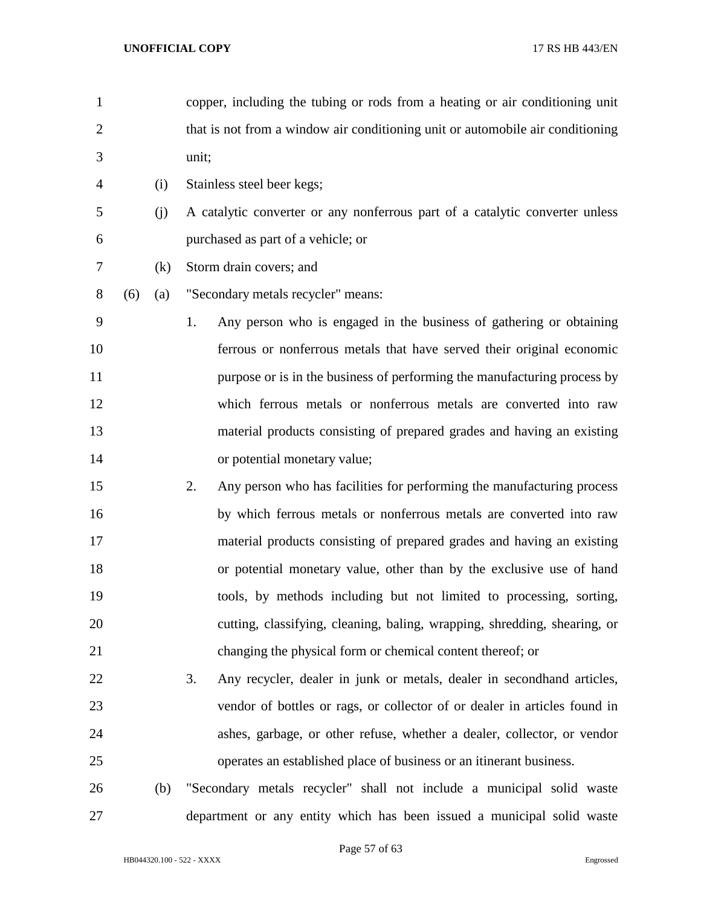copper, including the tubing or rods from a heating or air conditioning unit that is not from a window air conditioning unit or automobile air conditioning unit;

(i) Stainless steel beer kegs;

(j) A catalytic converter or any nonferrous part of a catalytic converter unless purchased as part of a vehicle; or

(k) Storm drain covers; and

(6) (a) "Secondary metals recycler" means:

1. Any person who is engaged in the business of gathering or obtaining ferrous or nonferrous metals that have served their original economic purpose or is in the business of performing the manufacturing process by which ferrous metals or nonferrous metals are converted into raw material products consisting of prepared grades and having an existing or potential monetary value;

2. Any person who has facilities for performing the manufacturing process by which ferrous metals or nonferrous metals are converted into raw material products consisting of prepared grades and having an existing or potential monetary value, other than by the exclusive use of hand tools, by methods including but not limited to processing, sorting, cutting, classifying, cleaning, baling, wrapping, shredding, shearing, or changing the physical form or chemical content thereof; or

3. Any recycler, dealer in junk or metals, dealer in secondhand articles, vendor of bottles or rags, or collector of or dealer in articles found in ashes, garbage, or other refuse, whether a dealer, collector, or vendor operates an established place of business or an itinerant business.

(b) "Secondary metals recycler" shall not include a municipal solid waste department or any entity which has been issued a municipal solid waste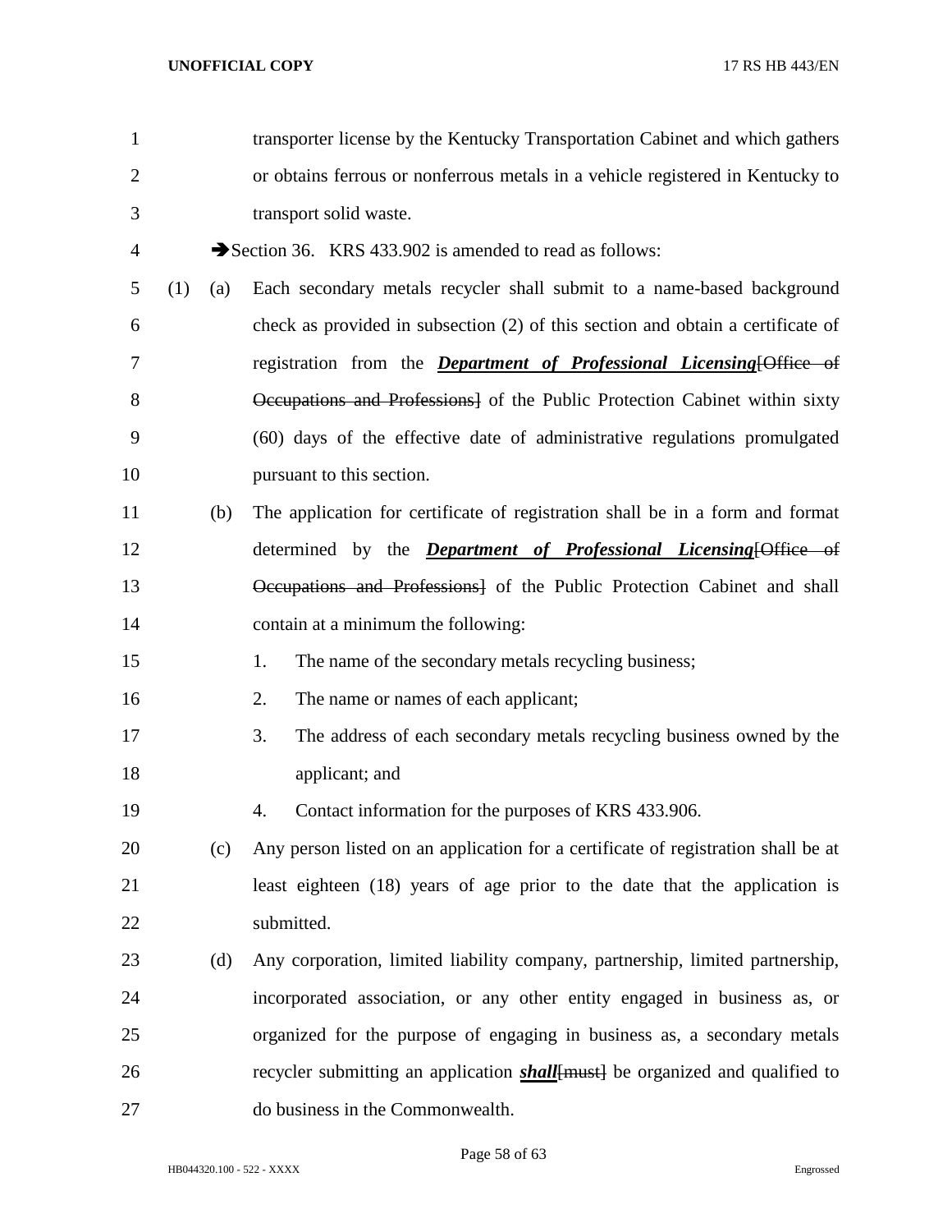transporter license by the Kentucky Transportation Cabinet and which gathers or obtains ferrous or nonferrous metals in a vehicle registered in Kentucky to transport solid waste.

➔Section 36. KRS 433.902 is amended to read as follows:

(1) (a) Each secondary metals recycler shall submit to a name-based background check as provided in subsection (2) of this section and obtain a certificate of registration from the ***Department of Professional Licensing***[~~Office of Occupations and Professions~~] of the Public Protection Cabinet within sixty (60) days of the effective date of administrative regulations promulgated pursuant to this section.

(b) The application for certificate of registration shall be in a form and format determined by the ***Department of Professional Licensing***[~~Office of Occupations and Professions~~] of the Public Protection Cabinet and shall contain at a minimum the following:

1. The name of the secondary metals recycling business;
2. The name or names of each applicant;
3. The address of each secondary metals recycling business owned by the applicant; and
4. Contact information for the purposes of KRS 433.906.

(c) Any person listed on an application for a certificate of registration shall be at least eighteen (18) years of age prior to the date that the application is submitted.

(d) Any corporation, limited liability company, partnership, limited partnership, incorporated association, or any other entity engaged in business as, or organized for the purpose of engaging in business as, a secondary metals recycler submitting an application ***shall***[~~must~~] be organized and qualified to do business in the Commonwealth.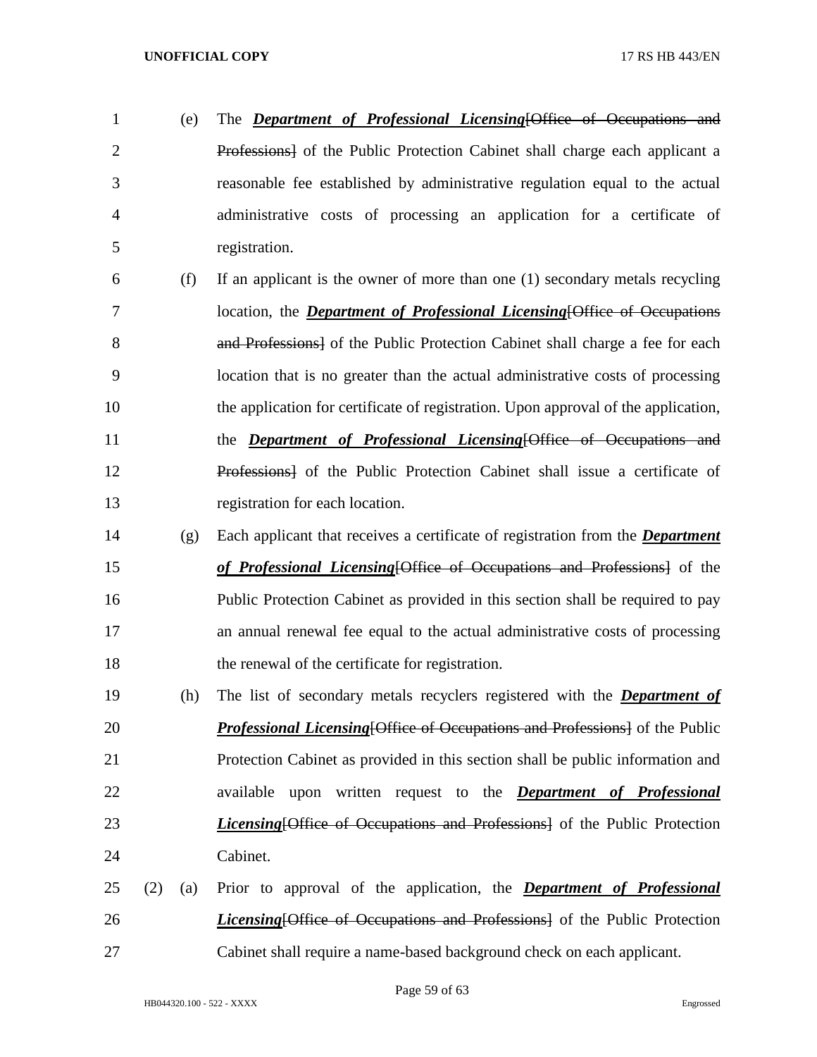(e) The ***Department of Professional Licensing***[~~Office of Occupations and Professions~~] of the Public Protection Cabinet shall charge each applicant a reasonable fee established by administrative regulation equal to the actual administrative costs of processing an application for a certificate of registration.

(f) If an applicant is the owner of more than one (1) secondary metals recycling location, the ***Department of Professional Licensing***[~~Office of Occupations and Professions~~] of the Public Protection Cabinet shall charge a fee for each location that is no greater than the actual administrative costs of processing the application for certificate of registration. Upon approval of the application, the ***Department of Professional Licensing***[~~Office of Occupations and Professions~~] of the Public Protection Cabinet shall issue a certificate of registration for each location.

(g) Each applicant that receives a certificate of registration from the ***Department of Professional Licensing***[~~Office of Occupations and Professions~~] of the Public Protection Cabinet as provided in this section shall be required to pay an annual renewal fee equal to the actual administrative costs of processing the renewal of the certificate for registration.

(h) The list of secondary metals recyclers registered with the ***Department of Professional Licensing***[~~Office of Occupations and Professions~~] of the Public Protection Cabinet as provided in this section shall be public information and available upon written request to the ***Department of Professional Licensing***[~~Office of Occupations and Professions~~] of the Public Protection Cabinet.

(2) (a) Prior to approval of the application, the ***Department of Professional Licensing***[~~Office of Occupations and Professions~~] of the Public Protection Cabinet shall require a name-based background check on each applicant.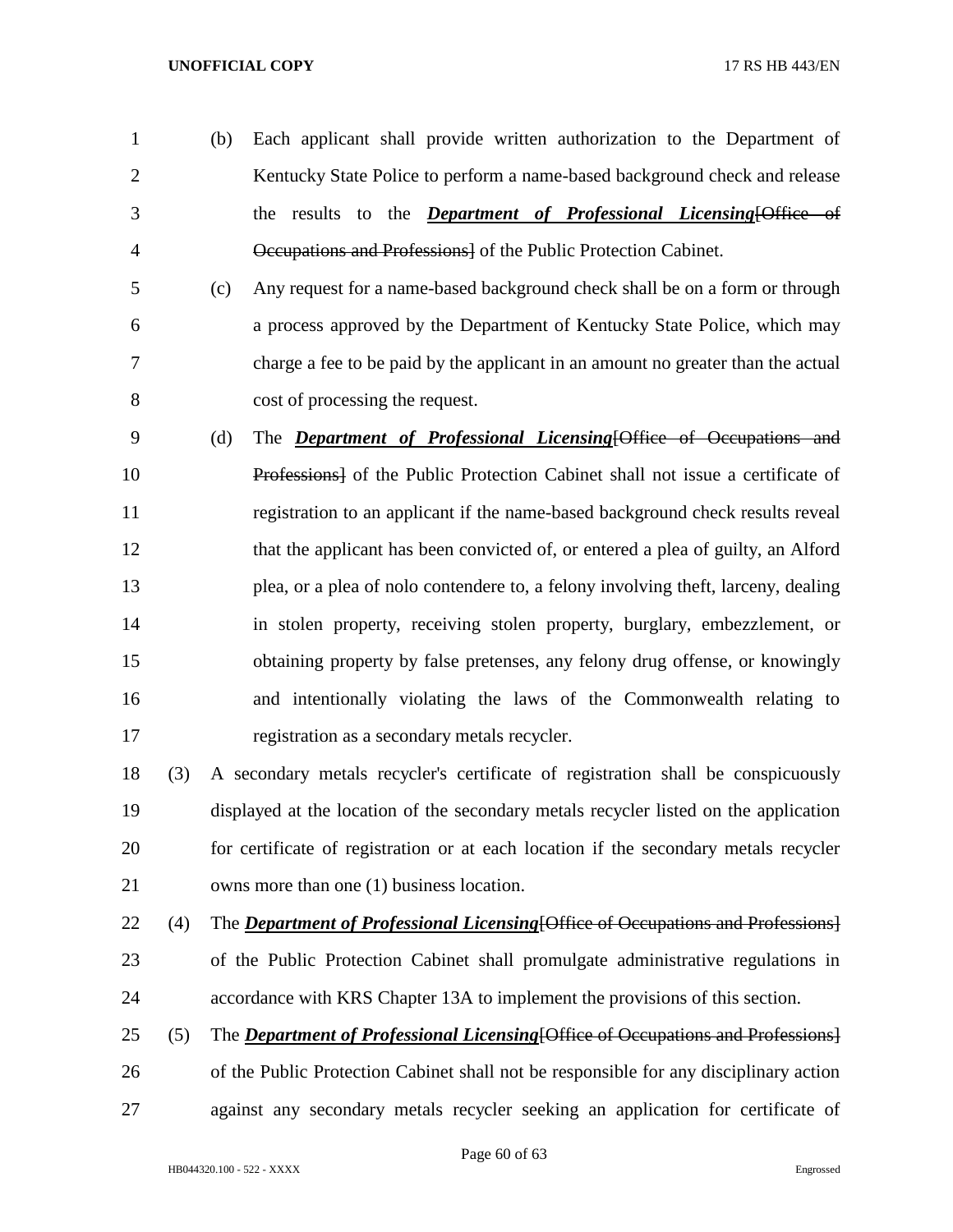(b) Each applicant shall provide written authorization to the Department of Kentucky State Police to perform a name-based background check and release the results to the ***Department of Professional Licensing***[~~Office of Occupations and Professions~~] of the Public Protection Cabinet.

(c) Any request for a name-based background check shall be on a form or through a process approved by the Department of Kentucky State Police, which may charge a fee to be paid by the applicant in an amount no greater than the actual cost of processing the request.

(d) The ***Department of Professional Licensing***[~~Office of Occupations and Professions~~] of the Public Protection Cabinet shall not issue a certificate of registration to an applicant if the name-based background check results reveal that the applicant has been convicted of, or entered a plea of guilty, an Alford plea, or a plea of nolo contendere to, a felony involving theft, larceny, dealing in stolen property, receiving stolen property, burglary, embezzlement, or obtaining property by false pretenses, any felony drug offense, or knowingly and intentionally violating the laws of the Commonwealth relating to registration as a secondary metals recycler.

(3) A secondary metals recycler's certificate of registration shall be conspicuously displayed at the location of the secondary metals recycler listed on the application for certificate of registration or at each location if the secondary metals recycler owns more than one (1) business location.

(4) The ***Department of Professional Licensing***[~~Office of Occupations and Professions~~] of the Public Protection Cabinet shall promulgate administrative regulations in accordance with KRS Chapter 13A to implement the provisions of this section.

(5) The ***Department of Professional Licensing***[~~Office of Occupations and Professions~~] of the Public Protection Cabinet shall not be responsible for any disciplinary action against any secondary metals recycler seeking an application for certificate of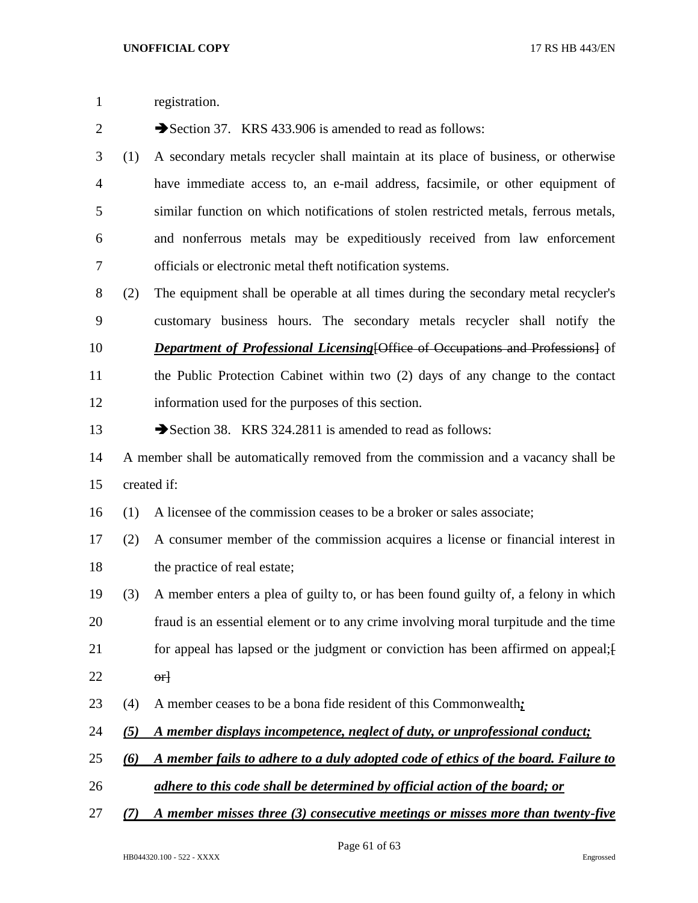registration.

➔Section 37. KRS 433.906 is amended to read as follows:

(1) A secondary metals recycler shall maintain at its place of business, or otherwise have immediate access to, an e-mail address, facsimile, or other equipment of similar function on which notifications of stolen restricted metals, ferrous metals, and nonferrous metals may be expeditiously received from law enforcement officials or electronic metal theft notification systems.

(2) The equipment shall be operable at all times during the secondary metal recycler's customary business hours. The secondary metals recycler shall notify the ***Department of Professional Licensing***~~[Office of Occupations and Professions]~~ of the Public Protection Cabinet within two (2) days of any change to the contact information used for the purposes of this section.

➔Section 38. KRS 324.2811 is amended to read as follows:

A member shall be automatically removed from the commission and a vacancy shall be created if:

(1) A licensee of the commission ceases to be a broker or sales associate;

(2) A consumer member of the commission acquires a license or financial interest in the practice of real estate;

(3) A member enters a plea of guilty to, or has been found guilty of, a felony in which fraud is an essential element or to any crime involving moral turpitude and the time for appeal has lapsed or the judgment or conviction has been affirmed on appeal;~~[ or]~~

(4) A member ceases to be a bona fide resident of this Commonwealth***;***

***(5) A member displays incompetence, neglect of duty, or unprofessional conduct;***

***(6) A member fails to adhere to a duly adopted code of ethics of the board. Failure to adhere to this code shall be determined by official action of the board; or***

***(7) A member misses three (3) consecutive meetings or misses more than twenty-five***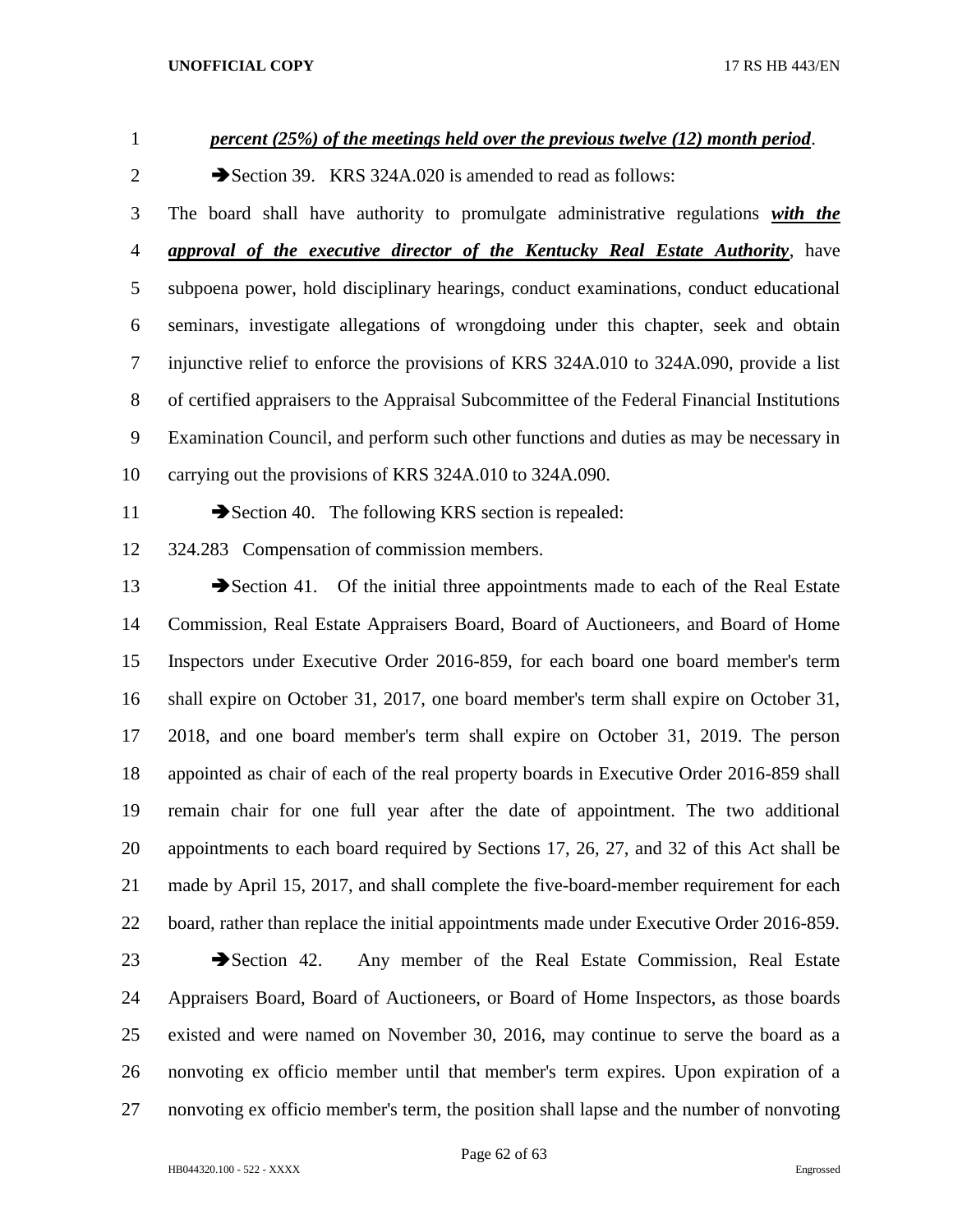***percent (25%) of the meetings held over the previous twelve (12) month period***.

➔Section 39. KRS 324A.020 is amended to read as follows:

The board shall have authority to promulgate administrative regulations ***with the approval of the executive director of the Kentucky Real Estate Authority***, have subpoena power, hold disciplinary hearings, conduct examinations, conduct educational seminars, investigate allegations of wrongdoing under this chapter, seek and obtain injunctive relief to enforce the provisions of KRS 324A.010 to 324A.090, provide a list of certified appraisers to the Appraisal Subcommittee of the Federal Financial Institutions Examination Council, and perform such other functions and duties as may be necessary in carrying out the provisions of KRS 324A.010 to 324A.090.

➔Section 40. The following KRS section is repealed:

324.283 Compensation of commission members.

➔Section 41. Of the initial three appointments made to each of the Real Estate Commission, Real Estate Appraisers Board, Board of Auctioneers, and Board of Home Inspectors under Executive Order 2016-859, for each board one board member's term shall expire on October 31, 2017, one board member's term shall expire on October 31, 2018, and one board member's term shall expire on October 31, 2019. The person appointed as chair of each of the real property boards in Executive Order 2016-859 shall remain chair for one full year after the date of appointment. The two additional appointments to each board required by Sections 17, 26, 27, and 32 of this Act shall be made by April 15, 2017, and shall complete the five-board-member requirement for each board, rather than replace the initial appointments made under Executive Order 2016-859.

➔Section 42. Any member of the Real Estate Commission, Real Estate Appraisers Board, Board of Auctioneers, or Board of Home Inspectors, as those boards existed and were named on November 30, 2016, may continue to serve the board as a nonvoting ex officio member until that member's term expires. Upon expiration of a nonvoting ex officio member's term, the position shall lapse and the number of nonvoting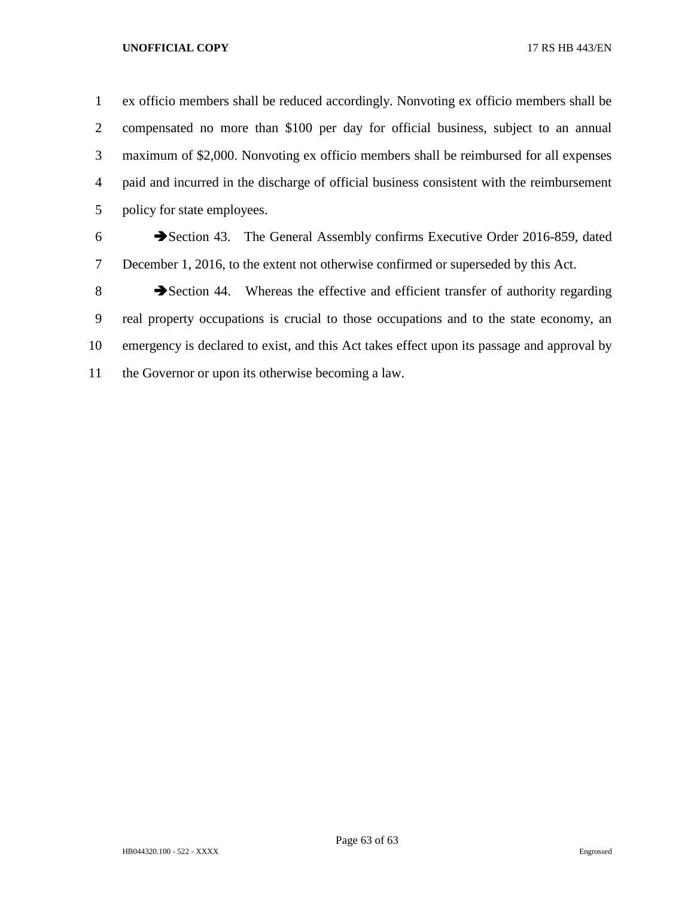ex officio members shall be reduced accordingly. Nonvoting ex officio members shall be compensated no more than $100 per day for official business, subject to an annual maximum of $2,000. Nonvoting ex officio members shall be reimbursed for all expenses paid and incurred in the discharge of official business consistent with the reimbursement policy for state employees.

➔Section 43. The General Assembly confirms Executive Order 2016-859, dated December 1, 2016, to the extent not otherwise confirmed or superseded by this Act.

➔Section 44. Whereas the effective and efficient transfer of authority regarding real property occupations is crucial to those occupations and to the state economy, an emergency is declared to exist, and this Act takes effect upon its passage and approval by the Governor or upon its otherwise becoming a law.